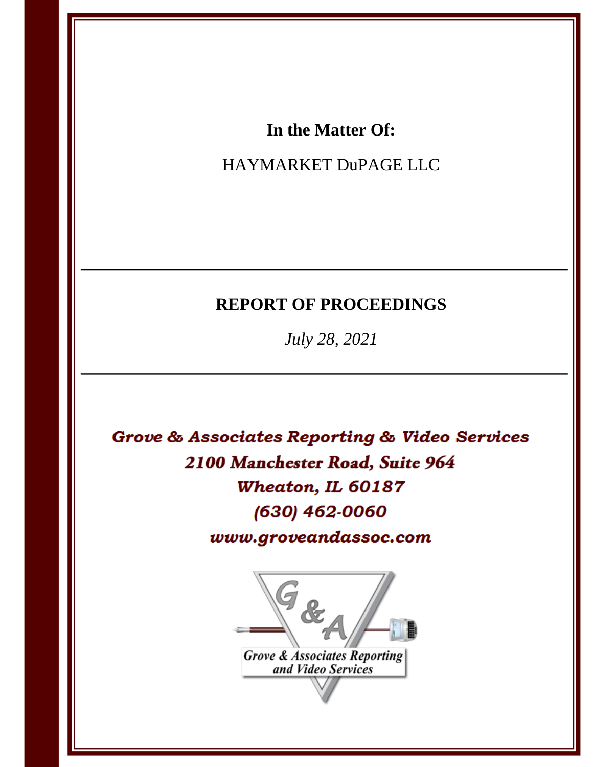**In the Matter Of:**

HAYMARKET DuPAGE LLC

---

# REPORT OF PROCEEDINGS

*July 28, 2021*

---

***Grove & Associates Reporting & Video Services***

***2100 Manchester Road, Suite 964***

***Wheaton, IL 60187***

***(630) 462-0060***

***www.groveandassoc.com***

*Grove & Associates Reporting and Video Services*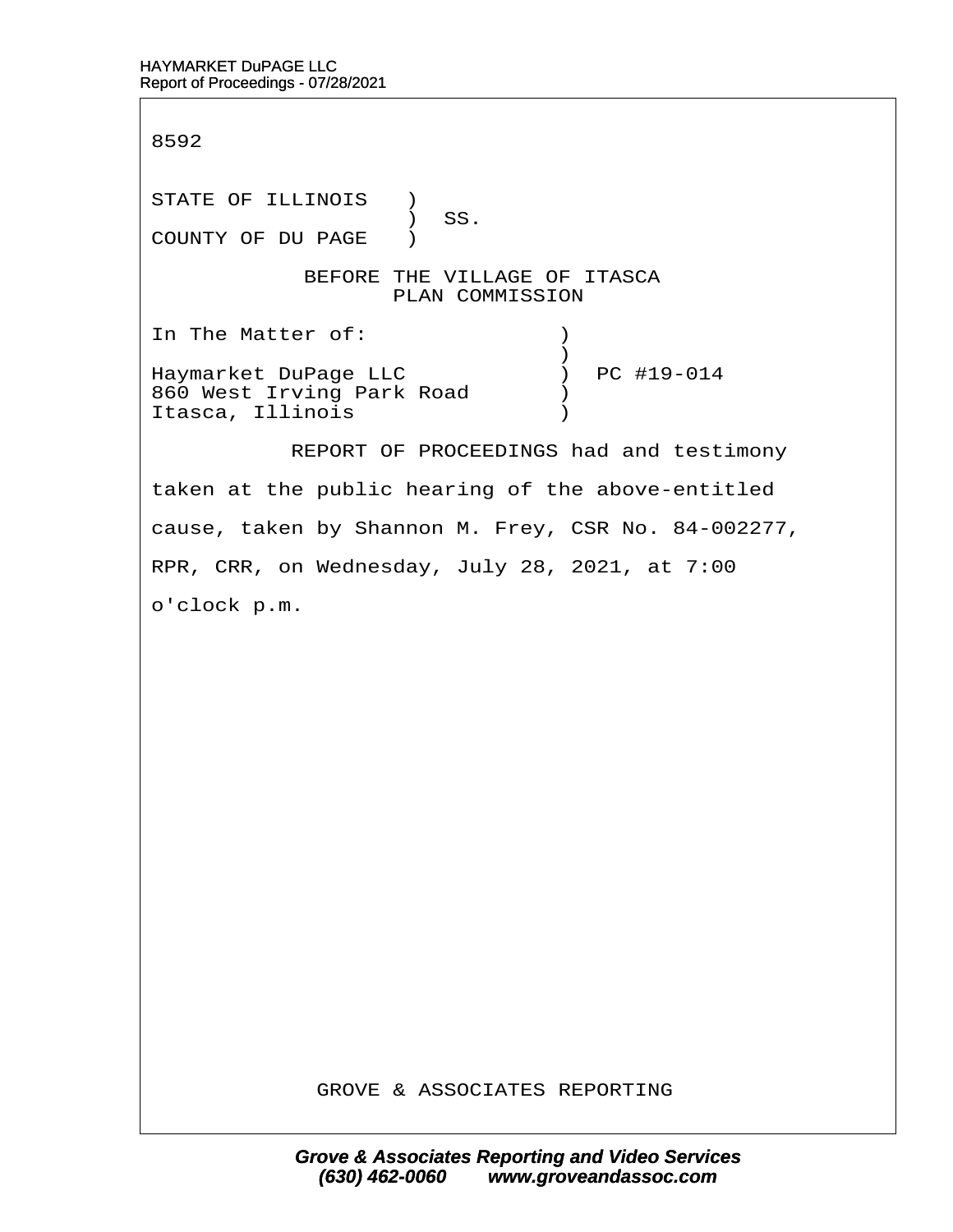8592

```
STATE OF ILLINOIS   )
                    )  SS.
COUNTY OF DU PAGE   )
```

BEFORE THE VILLAGE OF ITASCA
PLAN COMMISSION

```
In The Matter of:              )
                               )
Haymarket DuPage LLC           )  PC #19-014
860 West Irving Park Road      )
Itasca, Illinois               )
```

REPORT OF PROCEEDINGS had and testimony taken at the public hearing of the above-entitled cause, taken by Shannon M. Frey, CSR No. 84-002277, RPR, CRR, on Wednesday, July 28, 2021, at 7:00 o'clock p.m.

GROVE & ASSOCIATES REPORTING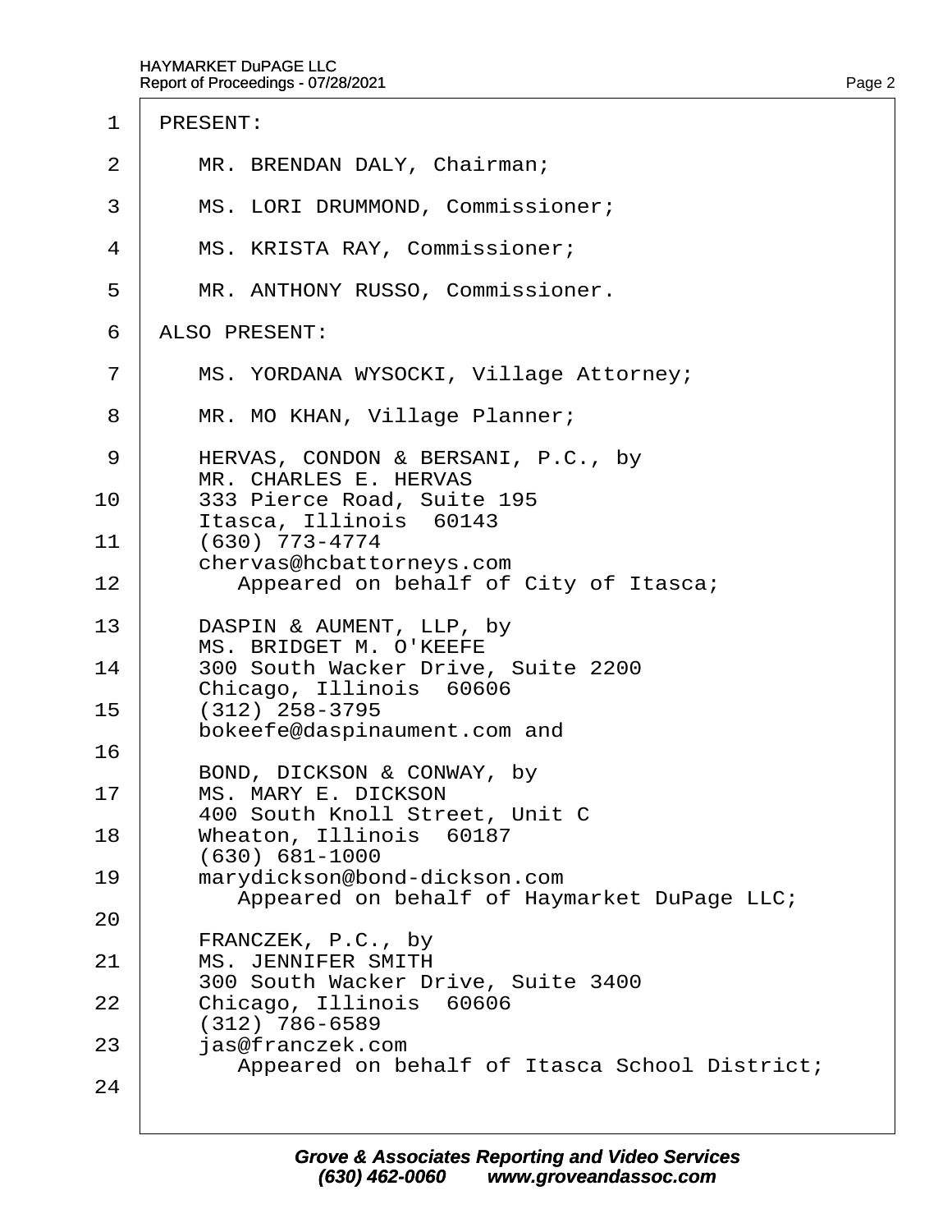PRESENT:

MR. BRENDAN DALY, Chairman;

MS. LORI DRUMMOND, Commissioner;

MS. KRISTA RAY, Commissioner;

MR. ANTHONY RUSSO, Commissioner.

ALSO PRESENT:

MS. YORDANA WYSOCKI, Village Attorney;

MR. MO KHAN, Village Planner;

HERVAS, CONDON & BERSANI, P.C., by
MR. CHARLES E. HERVAS
333 Pierce Road, Suite 195
Itasca, Illinois 60143
(630) 773-4774
chervas@hcbattorneys.com
Appeared on behalf of City of Itasca;

DASPIN & AUMENT, LLP, by
MS. BRIDGET M. O'KEEFE
300 South Wacker Drive, Suite 2200
Chicago, Illinois 60606
(312) 258-3795
bokeefe@daspinaument.com and

BOND, DICKSON & CONWAY, by
MS. MARY E. DICKSON
400 South Knoll Street, Unit C
Wheaton, Illinois 60187
(630) 681-1000
marydickson@bond-dickson.com
Appeared on behalf of Haymarket DuPage LLC;

FRANCZEK, P.C., by
MS. JENNIFER SMITH
300 South Wacker Drive, Suite 3400
Chicago, Illinois 60606
(312) 786-6589
jas@franczek.com
Appeared on behalf of Itasca School District;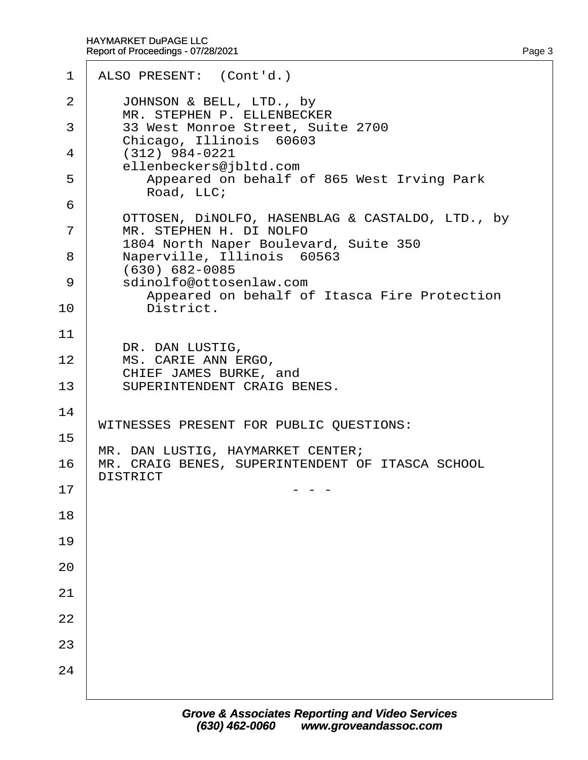ALSO PRESENT: (Cont'd.)

JOHNSON & BELL, LTD., by
MR. STEPHEN P. ELLENBECKER
33 West Monroe Street, Suite 2700
Chicago, Illinois 60603
(312) 984-0221
ellenbeckers@jbltd.com
Appeared on behalf of 865 West Irving Park Road, LLC;

OTTOSEN, DiNOLFO, HASENBLAG & CASTALDO, LTD., by
MR. STEPHEN H. DI NOLFO
1804 North Naper Boulevard, Suite 350
Naperville, Illinois 60563
(630) 682-0085
sdinolfo@ottosenlaw.com
Appeared on behalf of Itasca Fire Protection District.

DR. DAN LUSTIG,
MS. CARIE ANN ERGO,
CHIEF JAMES BURKE, and
SUPERINTENDENT CRAIG BENES.

WITNESSES PRESENT FOR PUBLIC QUESTIONS:

MR. DAN LUSTIG, HAYMARKET CENTER;
MR. CRAIG BENES, SUPERINTENDENT OF ITASCA SCHOOL DISTRICT

\- - -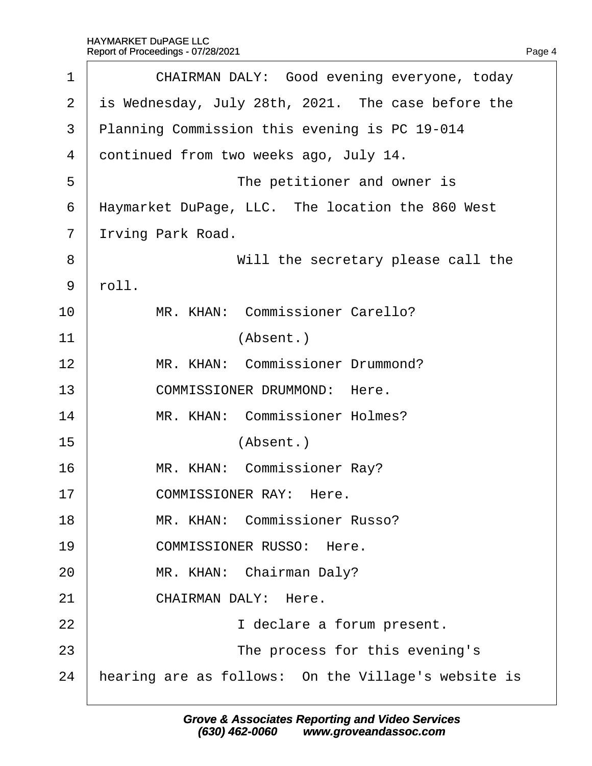1 CHAIRMAN DALY: Good evening everyone, today
2 is Wednesday, July 28th, 2021. The case before the
3 Planning Commission this evening is PC 19-014
4 continued from two weeks ago, July 14.
5 The petitioner and owner is
6 Haymarket DuPage, LLC. The location the 860 West
7 Irving Park Road.
8 Will the secretary please call the
9 roll.
10 MR. KHAN: Commissioner Carello?
11 (Absent.)
12 MR. KHAN: Commissioner Drummond?
13 COMMISSIONER DRUMMOND: Here.
14 MR. KHAN: Commissioner Holmes?
15 (Absent.)
16 MR. KHAN: Commissioner Ray?
17 COMMISSIONER RAY: Here.
18 MR. KHAN: Commissioner Russo?
19 COMMISSIONER RUSSO: Here.
20 MR. KHAN: Chairman Daly?
21 CHAIRMAN DALY: Here.
22 I declare a forum present.
23 The process for this evening's
24 hearing are as follows: On the Village's website is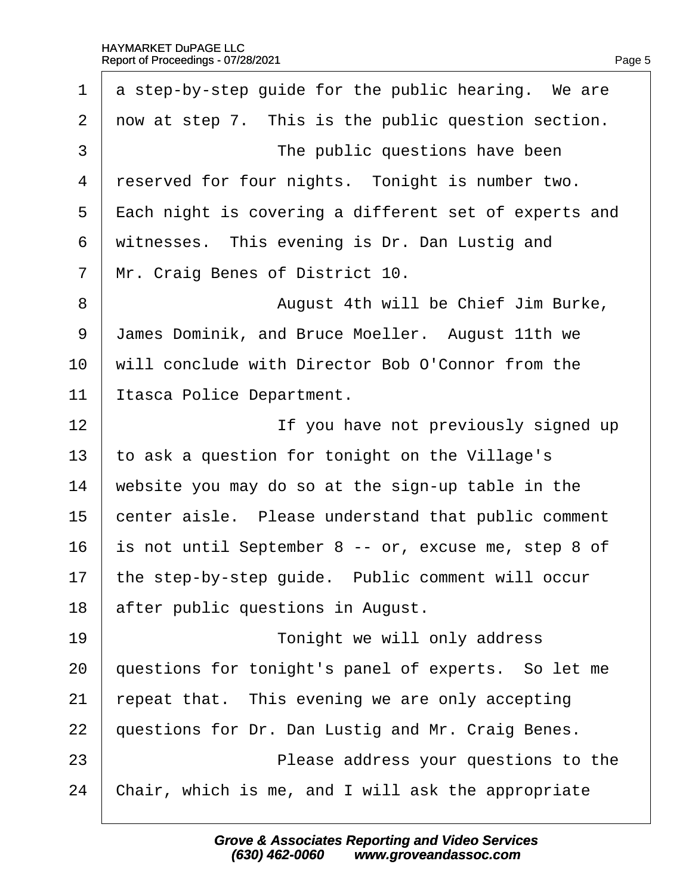a step-by-step guide for the public hearing. We are now at step 7. This is the public question section.

The public questions have been reserved for four nights. Tonight is number two. Each night is covering a different set of experts and witnesses. This evening is Dr. Dan Lustig and Mr. Craig Benes of District 10.

August 4th will be Chief Jim Burke, James Dominik, and Bruce Moeller. August 11th we will conclude with Director Bob O'Connor from the Itasca Police Department.

If you have not previously signed up to ask a question for tonight on the Village's website you may do so at the sign-up table in the center aisle. Please understand that public comment is not until September 8 -- or, excuse me, step 8 of the step-by-step guide. Public comment will occur after public questions in August.

Tonight we will only address questions for tonight's panel of experts. So let me repeat that. This evening we are only accepting questions for Dr. Dan Lustig and Mr. Craig Benes.

Please address your questions to the Chair, which is me, and I will ask the appropriate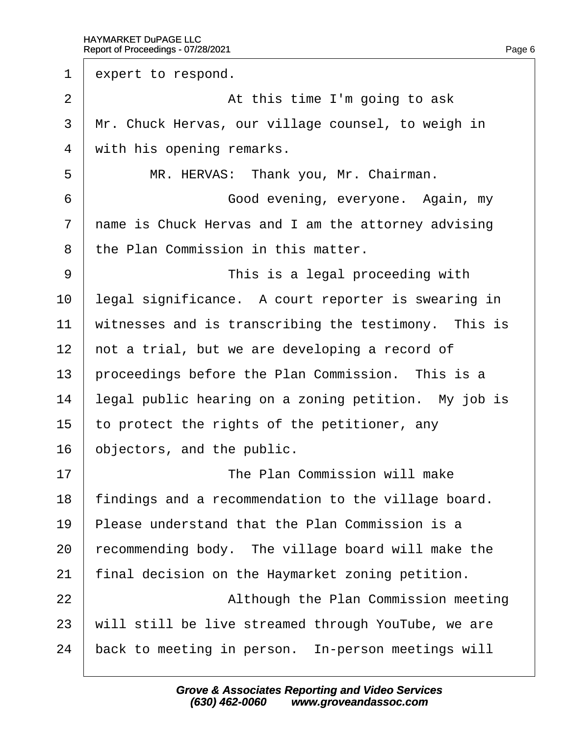1 expert to respond.

2 At this time I'm going to ask

3 Mr. Chuck Hervas, our village counsel, to weigh in

4 with his opening remarks.

5 MR. HERVAS: Thank you, Mr. Chairman.

6 Good evening, everyone. Again, my

7 name is Chuck Hervas and I am the attorney advising

8 the Plan Commission in this matter.

9 This is a legal proceeding with

10 legal significance. A court reporter is swearing in

11 witnesses and is transcribing the testimony. This is

12 not a trial, but we are developing a record of

13 proceedings before the Plan Commission. This is a

14 legal public hearing on a zoning petition. My job is

15 to protect the rights of the petitioner, any

16 objectors, and the public.

17 The Plan Commission will make

18 findings and a recommendation to the village board.

19 Please understand that the Plan Commission is a

20 recommending body. The village board will make the

21 final decision on the Haymarket zoning petition.

22 Although the Plan Commission meeting

23 will still be live streamed through YouTube, we are

24 back to meeting in person. In-person meetings will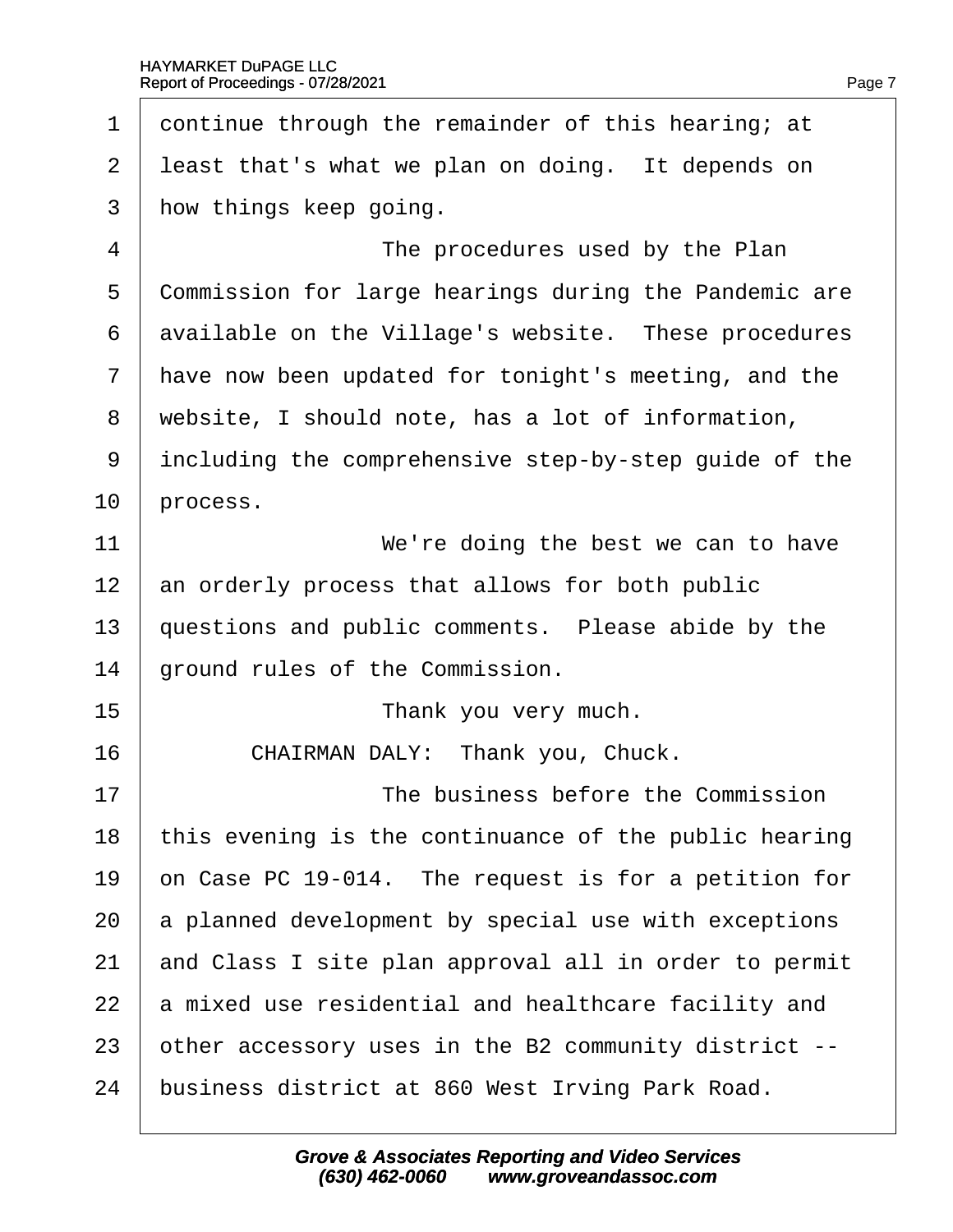1 continue through the remainder of this hearing; at
2 least that's what we plan on doing. It depends on
3 how things keep going.
4 The procedures used by the Plan
5 Commission for large hearings during the Pandemic are
6 available on the Village's website. These procedures
7 have now been updated for tonight's meeting, and the
8 website, I should note, has a lot of information,
9 including the comprehensive step-by-step guide of the
10 process.
11 We're doing the best we can to have
12 an orderly process that allows for both public
13 questions and public comments. Please abide by the
14 ground rules of the Commission.
15 Thank you very much.
16 CHAIRMAN DALY: Thank you, Chuck.
17 The business before the Commission
18 this evening is the continuance of the public hearing
19 on Case PC 19-014. The request is for a petition for
20 a planned development by special use with exceptions
21 and Class I site plan approval all in order to permit
22 a mixed use residential and healthcare facility and
23 other accessory uses in the B2 community district --
24 business district at 860 West Irving Park Road.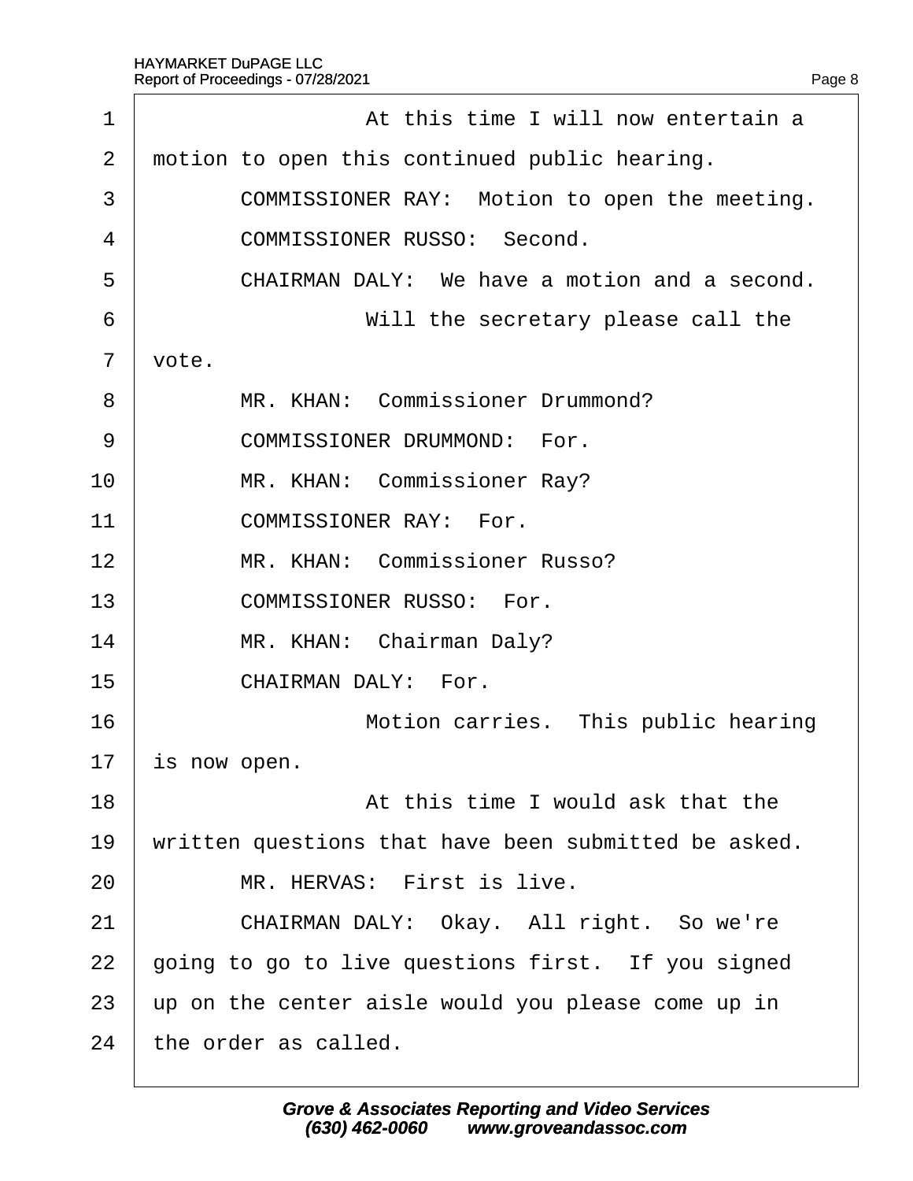1 At this time I will now entertain a
2 motion to open this continued public hearing.
3 COMMISSIONER RAY: Motion to open the meeting.
4 COMMISSIONER RUSSO: Second.
5 CHAIRMAN DALY: We have a motion and a second.
6 Will the secretary please call the
7 vote.
8 MR. KHAN: Commissioner Drummond?
9 COMMISSIONER DRUMMOND: For.
10 MR. KHAN: Commissioner Ray?
11 COMMISSIONER RAY: For.
12 MR. KHAN: Commissioner Russo?
13 COMMISSIONER RUSSO: For.
14 MR. KHAN: Chairman Daly?
15 CHAIRMAN DALY: For.
16 Motion carries. This public hearing
17 is now open.
18 At this time I would ask that the
19 written questions that have been submitted be asked.
20 MR. HERVAS: First is live.
21 CHAIRMAN DALY: Okay. All right. So we're
22 going to go to live questions first. If you signed
23 up on the center aisle would you please come up in
24 the order as called.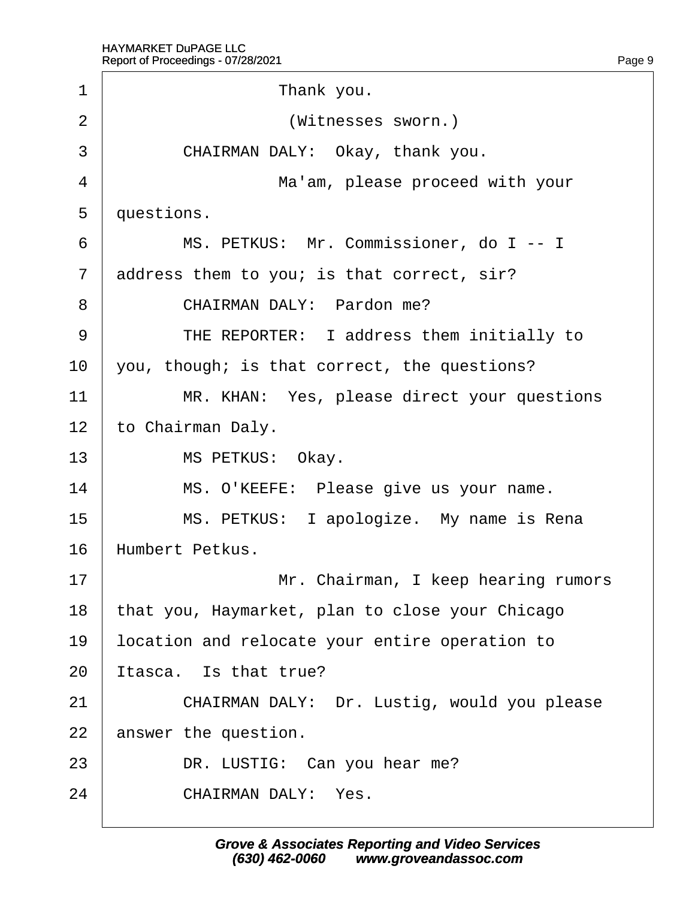Thank you.

(Witnesses sworn.)

CHAIRMAN DALY: Okay, thank you.

Ma'am, please proceed with your questions.

MS. PETKUS: Mr. Commissioner, do I -- I address them to you; is that correct, sir?

CHAIRMAN DALY: Pardon me?

THE REPORTER: I address them initially to you, though; is that correct, the questions?

MR. KHAN: Yes, please direct your questions to Chairman Daly.

MS PETKUS: Okay.

MS. O'KEEFE: Please give us your name.

MS. PETKUS: I apologize. My name is Rena Humbert Petkus.

Mr. Chairman, I keep hearing rumors that you, Haymarket, plan to close your Chicago location and relocate your entire operation to Itasca. Is that true?

CHAIRMAN DALY: Dr. Lustig, would you please answer the question.

DR. LUSTIG: Can you hear me?

CHAIRMAN DALY: Yes.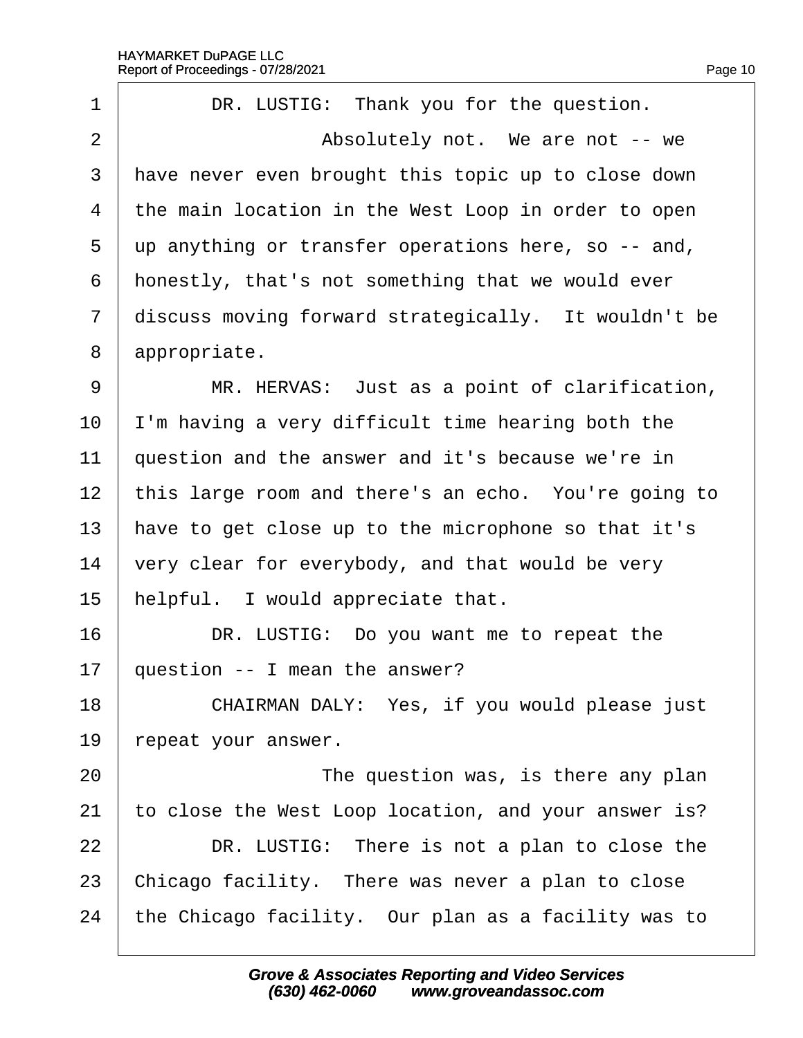1 DR. LUSTIG: Thank you for the question.

2 Absolutely not. We are not -- we

3 have never even brought this topic up to close down

4 the main location in the West Loop in order to open

5 up anything or transfer operations here, so -- and,

6 honestly, that's not something that we would ever

7 discuss moving forward strategically. It wouldn't be

8 appropriate.

9 MR. HERVAS: Just as a point of clarification,

10 I'm having a very difficult time hearing both the

11 question and the answer and it's because we're in

12 this large room and there's an echo. You're going to

13 have to get close up to the microphone so that it's

14 very clear for everybody, and that would be very

15 helpful. I would appreciate that.

16 DR. LUSTIG: Do you want me to repeat the

17 question -- I mean the answer?

18 CHAIRMAN DALY: Yes, if you would please just

19 repeat your answer.

20 The question was, is there any plan

21 to close the West Loop location, and your answer is?

22 DR. LUSTIG: There is not a plan to close the

23 Chicago facility. There was never a plan to close

24 the Chicago facility. Our plan as a facility was to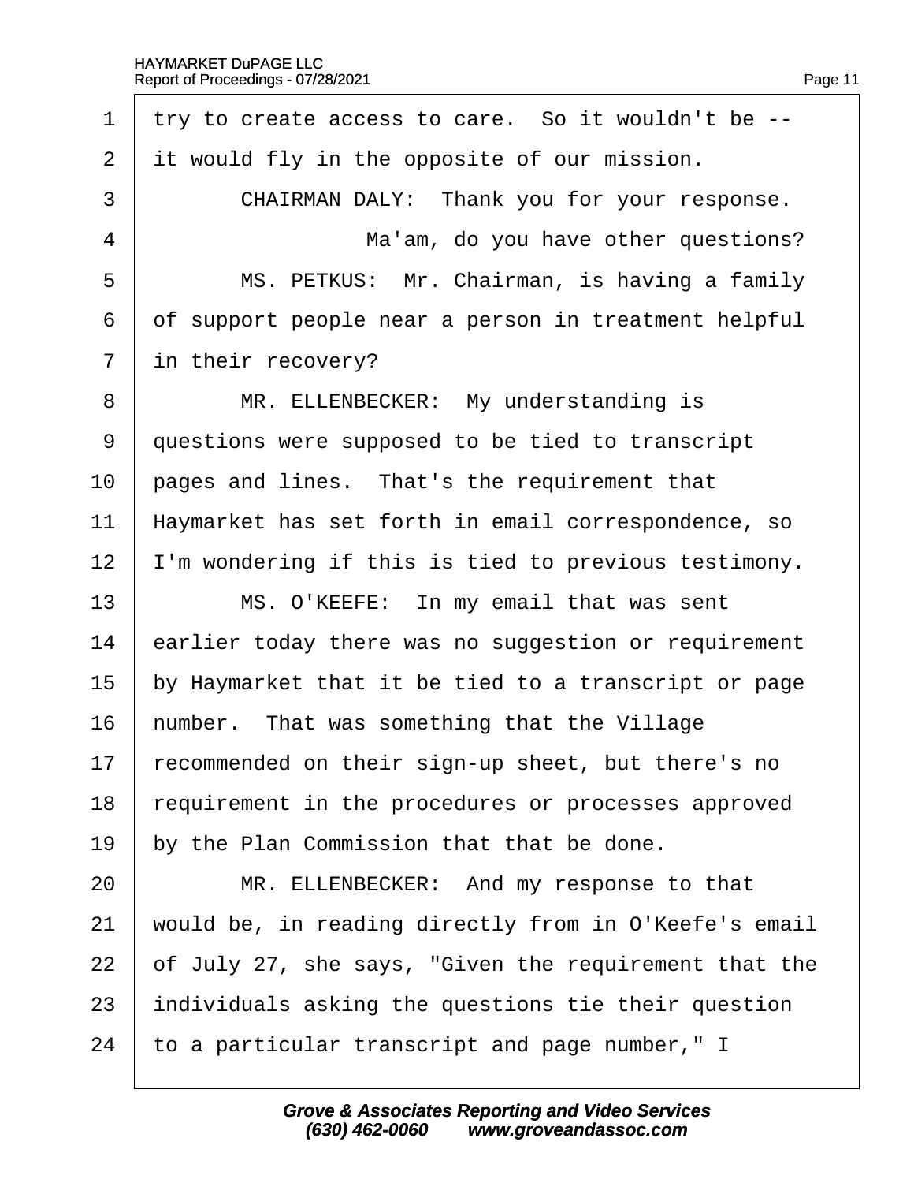1 try to create access to care. So it wouldn't be --
2 it would fly in the opposite of our mission.
3 CHAIRMAN DALY: Thank you for your response.
4 Ma'am, do you have other questions?
5 MS. PETKUS: Mr. Chairman, is having a family
6 of support people near a person in treatment helpful
7 in their recovery?
8 MR. ELLENBECKER: My understanding is
9 questions were supposed to be tied to transcript
10 pages and lines. That's the requirement that
11 Haymarket has set forth in email correspondence, so
12 I'm wondering if this is tied to previous testimony.
13 MS. O'KEEFE: In my email that was sent
14 earlier today there was no suggestion or requirement
15 by Haymarket that it be tied to a transcript or page
16 number. That was something that the Village
17 recommended on their sign-up sheet, but there's no
18 requirement in the procedures or processes approved
19 by the Plan Commission that that be done.
20 MR. ELLENBECKER: And my response to that
21 would be, in reading directly from in O'Keefe's email
22 of July 27, she says, "Given the requirement that the
23 individuals asking the questions tie their question
24 to a particular transcript and page number," I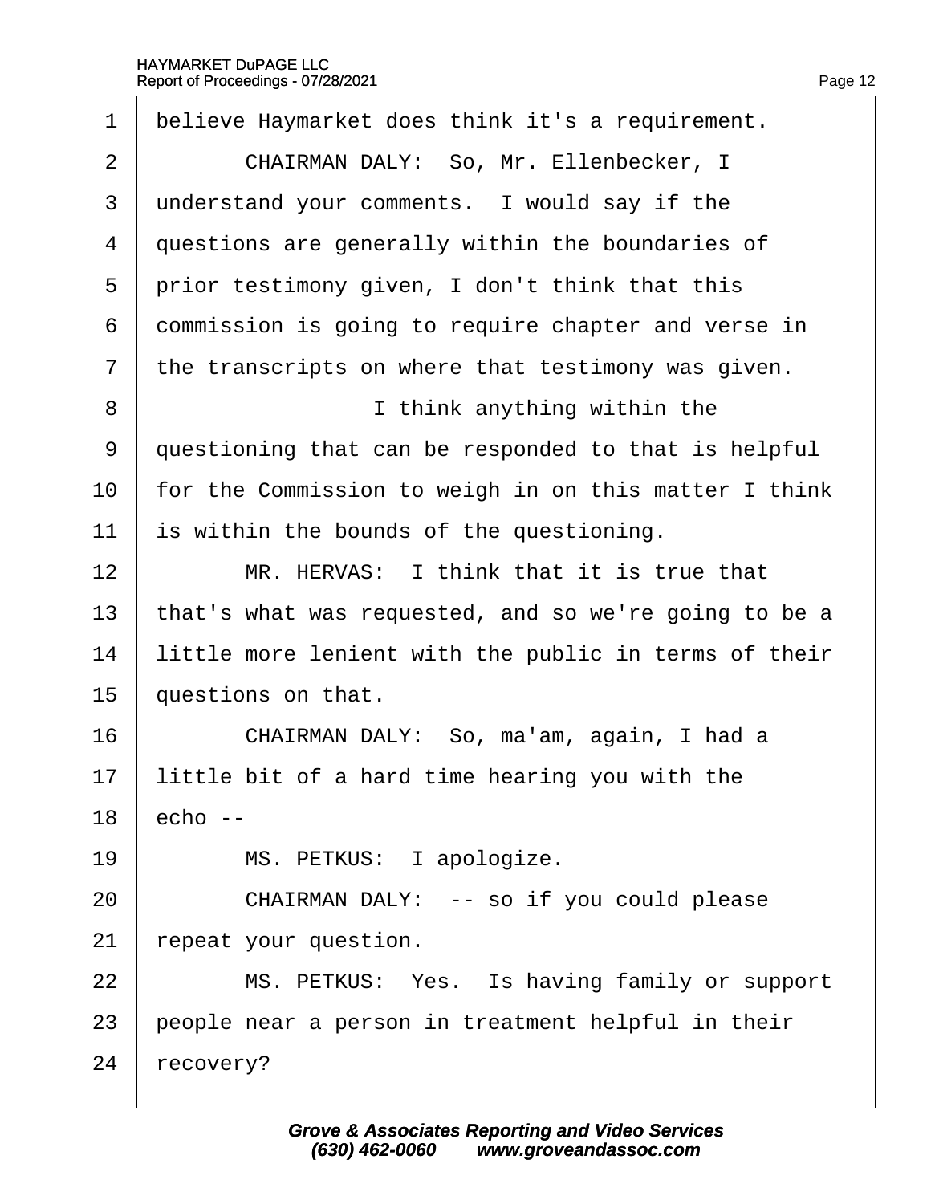1 believe Haymarket does think it's a requirement.

2 CHAIRMAN DALY: So, Mr. Ellenbecker, I

3 understand your comments. I would say if the

4 questions are generally within the boundaries of

5 prior testimony given, I don't think that this

6 commission is going to require chapter and verse in

7 the transcripts on where that testimony was given.

8 I think anything within the

9 questioning that can be responded to that is helpful

10 for the Commission to weigh in on this matter I think

11 is within the bounds of the questioning.

12 MR. HERVAS: I think that it is true that

13 that's what was requested, and so we're going to be a

14 little more lenient with the public in terms of their

15 questions on that.

16 CHAIRMAN DALY: So, ma'am, again, I had a

17 little bit of a hard time hearing you with the

18 echo --

19 MS. PETKUS: I apologize.

20 CHAIRMAN DALY: -- so if you could please

21 repeat your question.

22 MS. PETKUS: Yes. Is having family or support

23 people near a person in treatment helpful in their

24 recovery?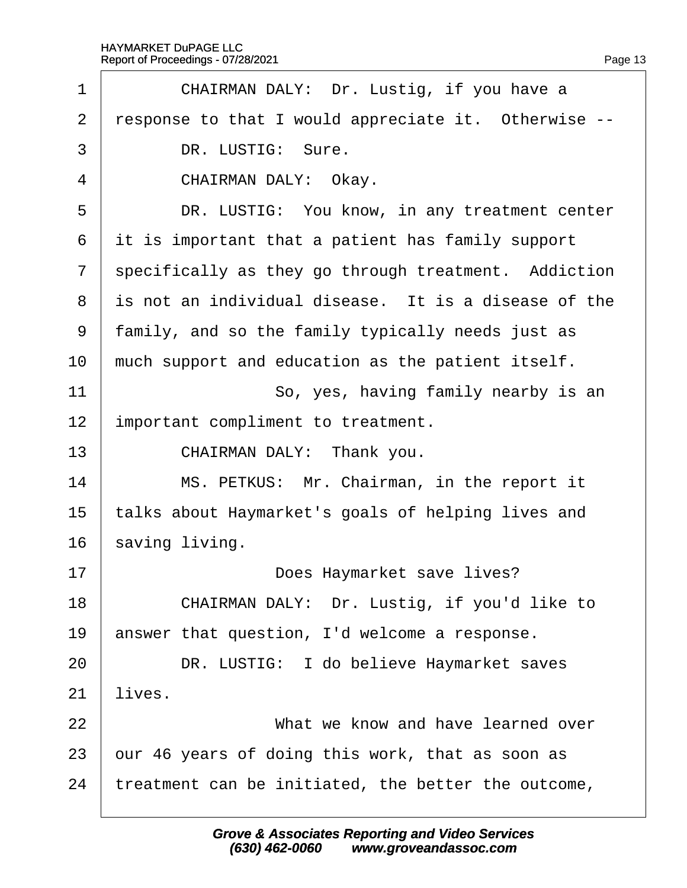1 CHAIRMAN DALY: Dr. Lustig, if you have a
2 response to that I would appreciate it. Otherwise --
3 DR. LUSTIG: Sure.
4 CHAIRMAN DALY: Okay.
5 DR. LUSTIG: You know, in any treatment center
6 it is important that a patient has family support
7 specifically as they go through treatment. Addiction
8 is not an individual disease. It is a disease of the
9 family, and so the family typically needs just as
10 much support and education as the patient itself.
11 So, yes, having family nearby is an
12 important compliment to treatment.
13 CHAIRMAN DALY: Thank you.
14 MS. PETKUS: Mr. Chairman, in the report it
15 talks about Haymarket's goals of helping lives and
16 saving living.
17 Does Haymarket save lives?
18 CHAIRMAN DALY: Dr. Lustig, if you'd like to
19 answer that question, I'd welcome a response.
20 DR. LUSTIG: I do believe Haymarket saves
21 lives.
22 What we know and have learned over
23 our 46 years of doing this work, that as soon as
24 treatment can be initiated, the better the outcome,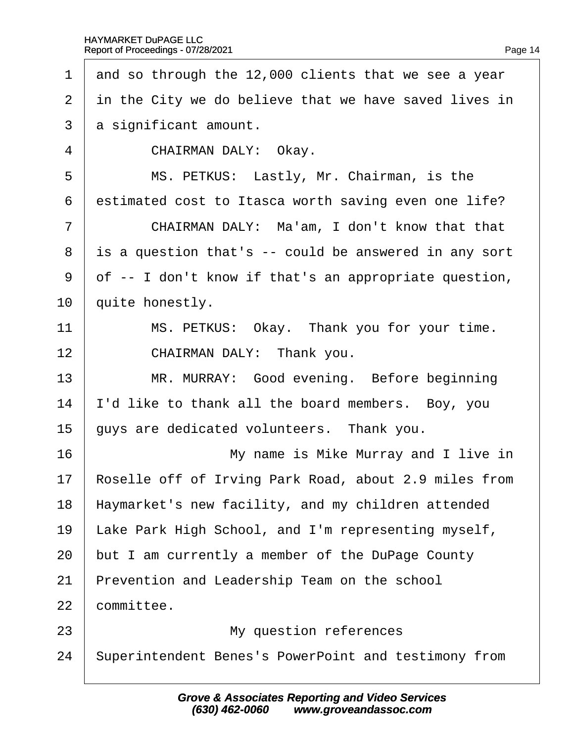1 and so through the 12,000 clients that we see a year
2 in the City we do believe that we have saved lives in
3 a significant amount.
4 CHAIRMAN DALY: Okay.
5 MS. PETKUS: Lastly, Mr. Chairman, is the
6 estimated cost to Itasca worth saving even one life?
7 CHAIRMAN DALY: Ma'am, I don't know that that
8 is a question that's -- could be answered in any sort
9 of -- I don't know if that's an appropriate question,
10 quite honestly.
11 MS. PETKUS: Okay. Thank you for your time.
12 CHAIRMAN DALY: Thank you.
13 MR. MURRAY: Good evening. Before beginning
14 I'd like to thank all the board members. Boy, you
15 guys are dedicated volunteers. Thank you.
16 My name is Mike Murray and I live in
17 Roselle off of Irving Park Road, about 2.9 miles from
18 Haymarket's new facility, and my children attended
19 Lake Park High School, and I'm representing myself,
20 but I am currently a member of the DuPage County
21 Prevention and Leadership Team on the school
22 committee.
23 My question references
24 Superintendent Benes's PowerPoint and testimony from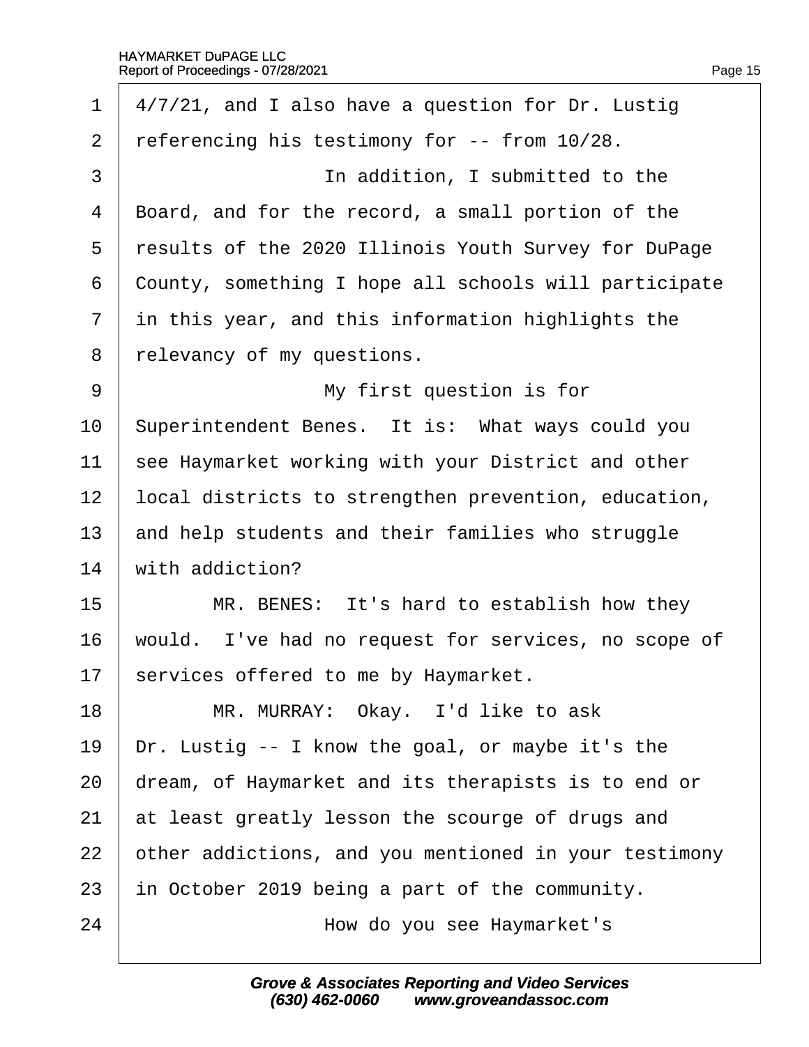1 4/7/21, and I also have a question for Dr. Lustig
2 referencing his testimony for -- from 10/28.
3 In addition, I submitted to the
4 Board, and for the record, a small portion of the
5 results of the 2020 Illinois Youth Survey for DuPage
6 County, something I hope all schools will participate
7 in this year, and this information highlights the
8 relevancy of my questions.
9 My first question is for
10 Superintendent Benes. It is: What ways could you
11 see Haymarket working with your District and other
12 local districts to strengthen prevention, education,
13 and help students and their families who struggle
14 with addiction?
15 MR. BENES: It's hard to establish how they
16 would. I've had no request for services, no scope of
17 services offered to me by Haymarket.
18 MR. MURRAY: Okay. I'd like to ask
19 Dr. Lustig -- I know the goal, or maybe it's the
20 dream, of Haymarket and its therapists is to end or
21 at least greatly lesson the scourge of drugs and
22 other addictions, and you mentioned in your testimony
23 in October 2019 being a part of the community.
24 How do you see Haymarket's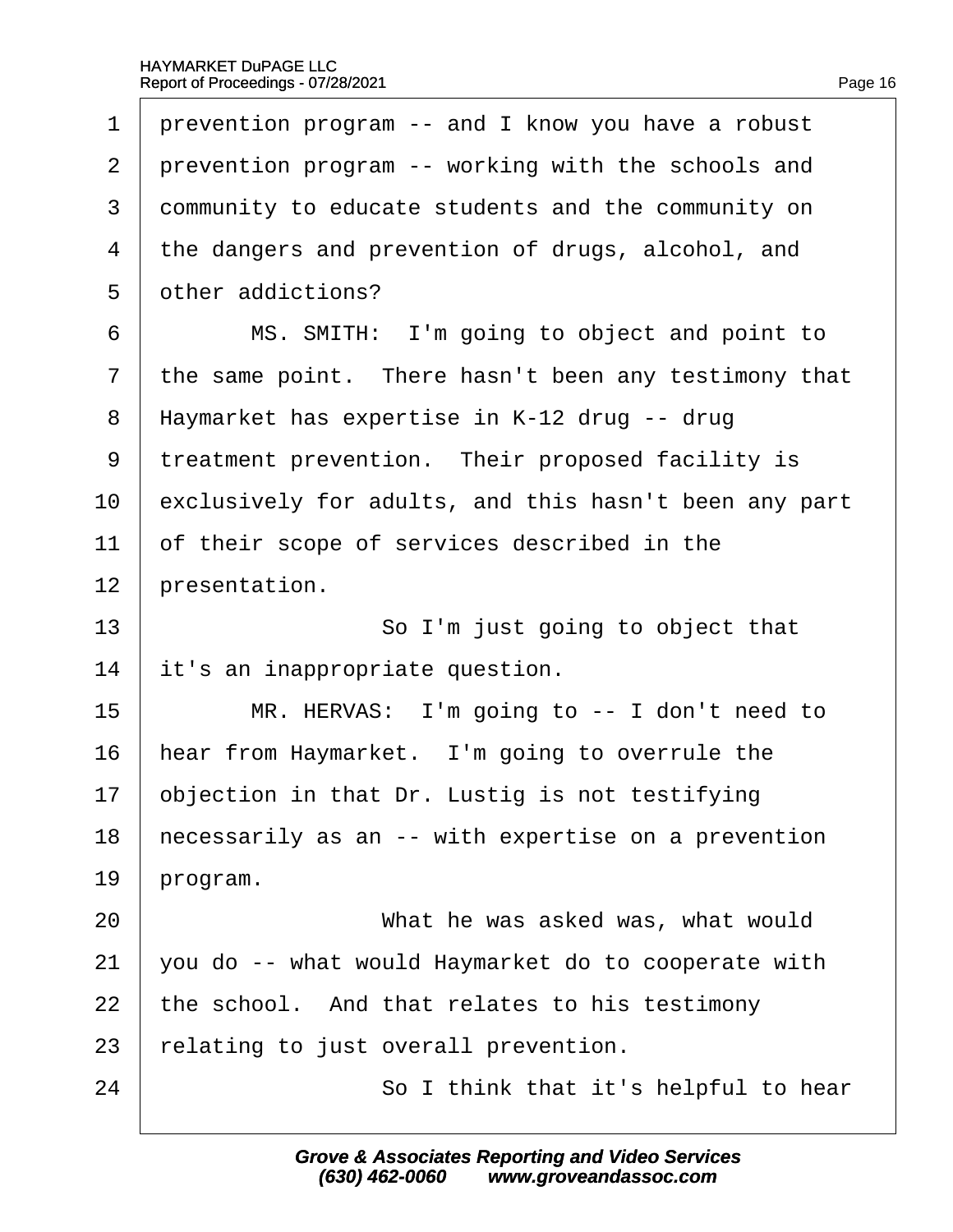1 prevention program -- and I know you have a robust
2 prevention program -- working with the schools and
3 community to educate students and the community on
4 the dangers and prevention of drugs, alcohol, and
5 other addictions?

6 MS. SMITH: I'm going to object and point to
7 the same point. There hasn't been any testimony that
8 Haymarket has expertise in K-12 drug -- drug
9 treatment prevention. Their proposed facility is
10 exclusively for adults, and this hasn't been any part
11 of their scope of services described in the
12 presentation.

13 So I'm just going to object that
14 it's an inappropriate question.

15 MR. HERVAS: I'm going to -- I don't need to
16 hear from Haymarket. I'm going to overrule the
17 objection in that Dr. Lustig is not testifying
18 necessarily as an -- with expertise on a prevention
19 program.

20 What he was asked was, what would
21 you do -- what would Haymarket do to cooperate with
22 the school. And that relates to his testimony
23 relating to just overall prevention.

24 So I think that it's helpful to hear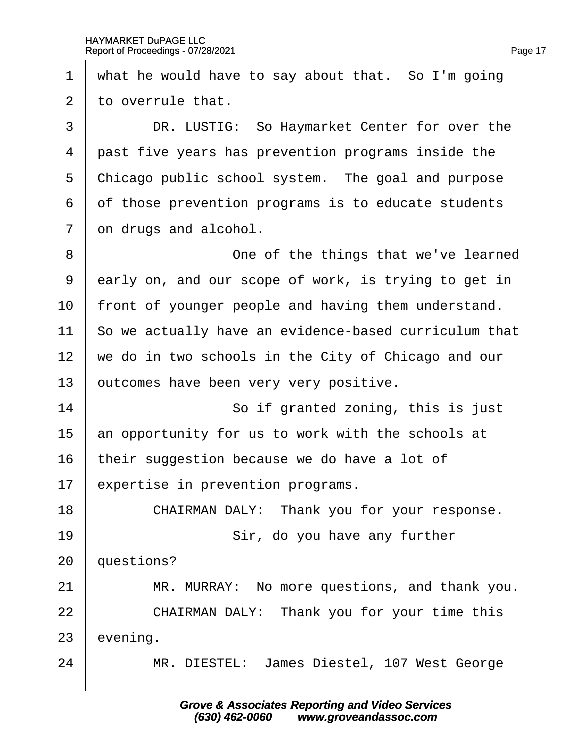1 what he would have to say about that. So I'm going

2 to overrule that.

3 DR. LUSTIG: So Haymarket Center for over the

4 past five years has prevention programs inside the

5 Chicago public school system. The goal and purpose

6 of those prevention programs is to educate students

7 on drugs and alcohol.

8 One of the things that we've learned

9 early on, and our scope of work, is trying to get in

10 front of younger people and having them understand.

11 So we actually have an evidence-based curriculum that

12 we do in two schools in the City of Chicago and our

13 outcomes have been very very positive.

14 So if granted zoning, this is just

15 an opportunity for us to work with the schools at

16 their suggestion because we do have a lot of

17 expertise in prevention programs.

18 CHAIRMAN DALY: Thank you for your response.

19 Sir, do you have any further

20 questions?

21 MR. MURRAY: No more questions, and thank you.

22 CHAIRMAN DALY: Thank you for your time this

23 evening.

24 MR. DIESTEL: James Diestel, 107 West George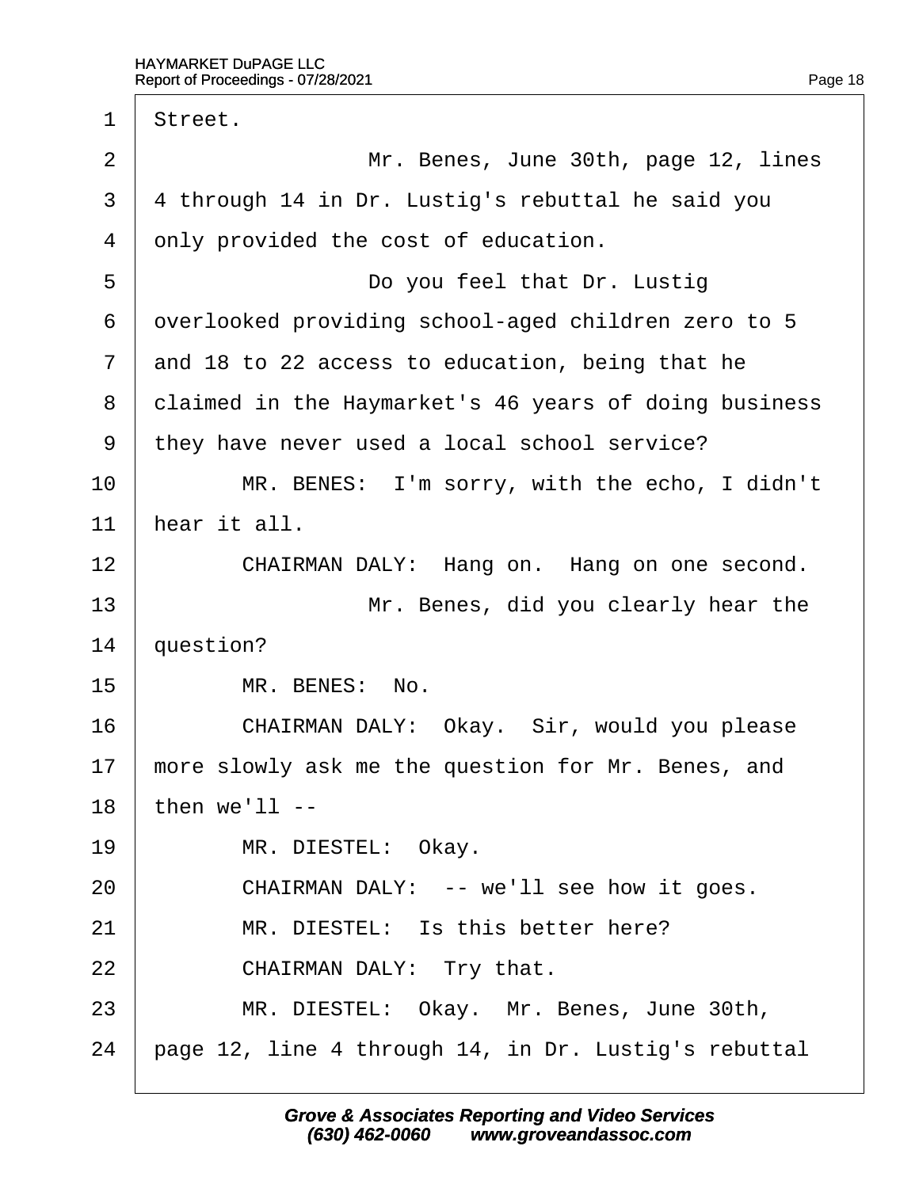1 Street.

2 Mr. Benes, June 30th, page 12, lines

3 4 through 14 in Dr. Lustig's rebuttal he said you

4 only provided the cost of education.

5 Do you feel that Dr. Lustig

6 overlooked providing school-aged children zero to 5

7 and 18 to 22 access to education, being that he

8 claimed in the Haymarket's 46 years of doing business

9 they have never used a local school service?

10 MR. BENES: I'm sorry, with the echo, I didn't

11 hear it all.

12 CHAIRMAN DALY: Hang on. Hang on one second.

13 Mr. Benes, did you clearly hear the

14 question?

15 MR. BENES: No.

16 CHAIRMAN DALY: Okay. Sir, would you please

17 more slowly ask me the question for Mr. Benes, and

18 then we'll --

19 MR. DIESTEL: Okay.

20 CHAIRMAN DALY: -- we'll see how it goes.

21 MR. DIESTEL: Is this better here?

22 CHAIRMAN DALY: Try that.

23 MR. DIESTEL: Okay. Mr. Benes, June 30th,

24 page 12, line 4 through 14, in Dr. Lustig's rebuttal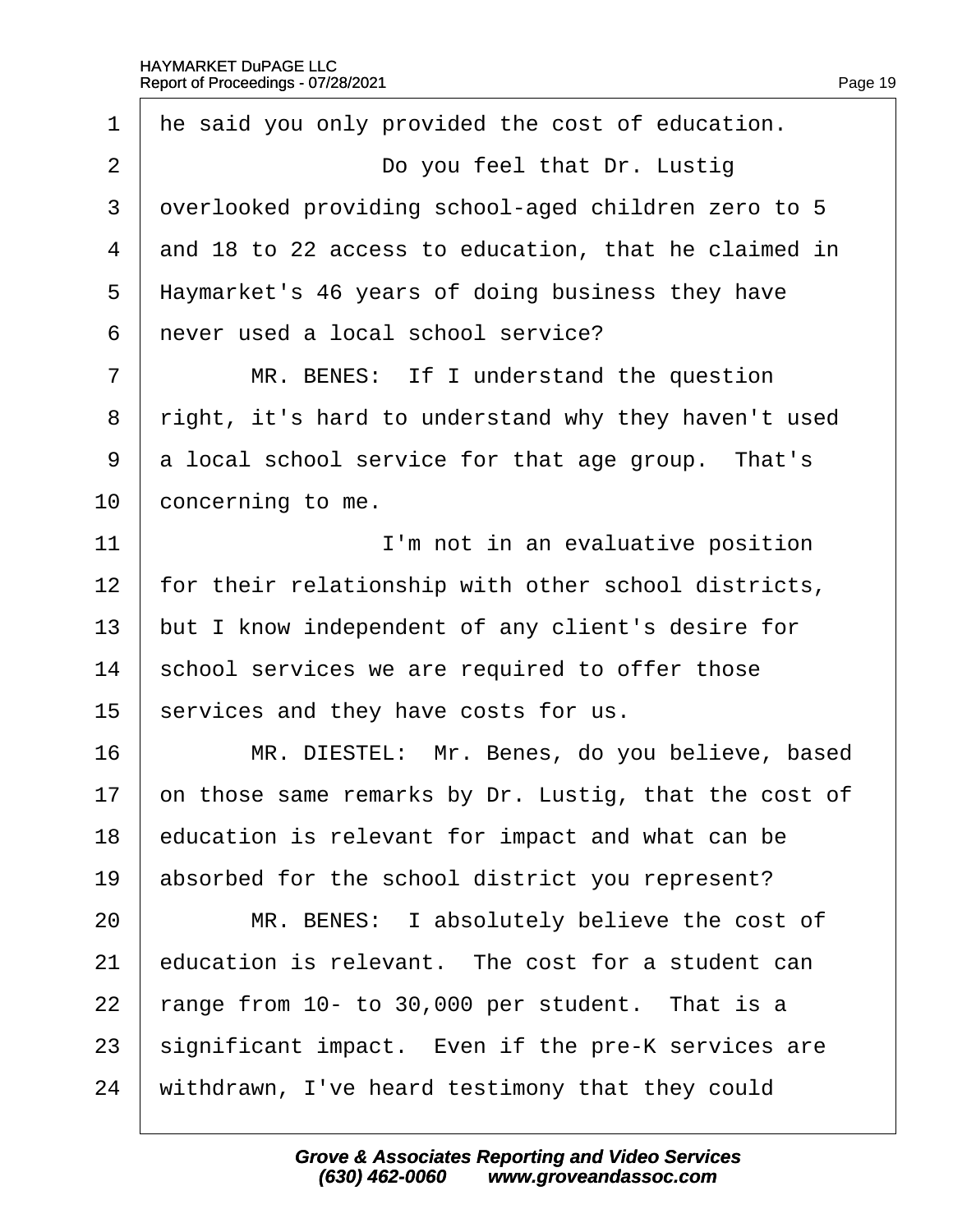he said you only provided the cost of education.

Do you feel that Dr. Lustig overlooked providing school-aged children zero to 5 and 18 to 22 access to education, that he claimed in Haymarket's 46 years of doing business they have never used a local school service?

MR. BENES: If I understand the question right, it's hard to understand why they haven't used a local school service for that age group. That's concerning to me.

I'm not in an evaluative position for their relationship with other school districts, but I know independent of any client's desire for school services we are required to offer those services and they have costs for us.

MR. DIESTEL: Mr. Benes, do you believe, based on those same remarks by Dr. Lustig, that the cost of education is relevant for impact and what can be absorbed for the school district you represent?

MR. BENES: I absolutely believe the cost of education is relevant. The cost for a student can range from 10- to 30,000 per student. That is a significant impact. Even if the pre-K services are withdrawn, I've heard testimony that they could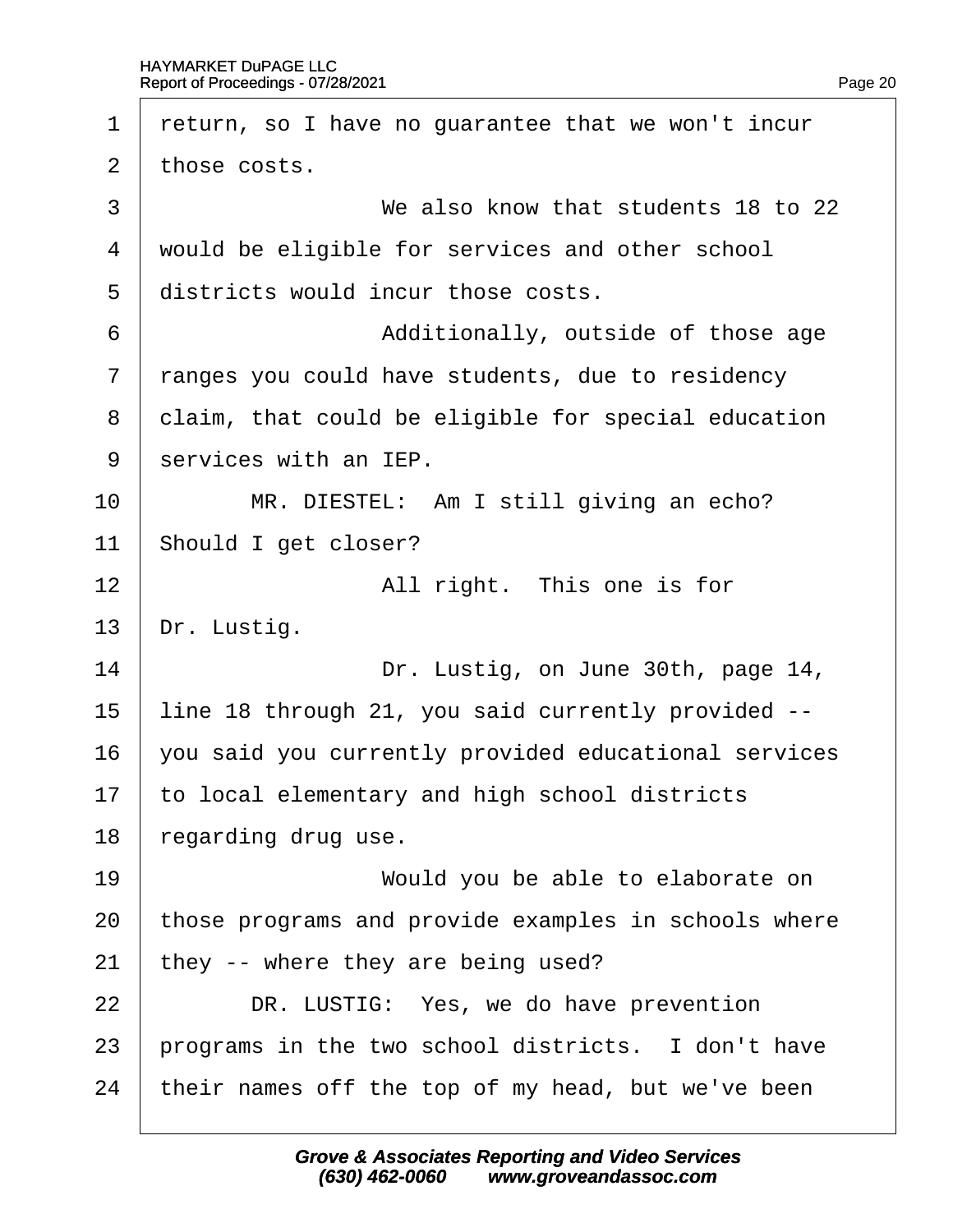1 return, so I have no guarantee that we won't incur
2 those costs.
3 We also know that students 18 to 22
4 would be eligible for services and other school
5 districts would incur those costs.
6 Additionally, outside of those age
7 ranges you could have students, due to residency
8 claim, that could be eligible for special education
9 services with an IEP.
10 MR. DIESTEL: Am I still giving an echo?
11 Should I get closer?
12 All right. This one is for
13 Dr. Lustig.
14 Dr. Lustig, on June 30th, page 14,
15 line 18 through 21, you said currently provided --
16 you said you currently provided educational services
17 to local elementary and high school districts
18 regarding drug use.
19 Would you be able to elaborate on
20 those programs and provide examples in schools where
21 they -- where they are being used?
22 DR. LUSTIG: Yes, we do have prevention
23 programs in the two school districts. I don't have
24 their names off the top of my head, but we've been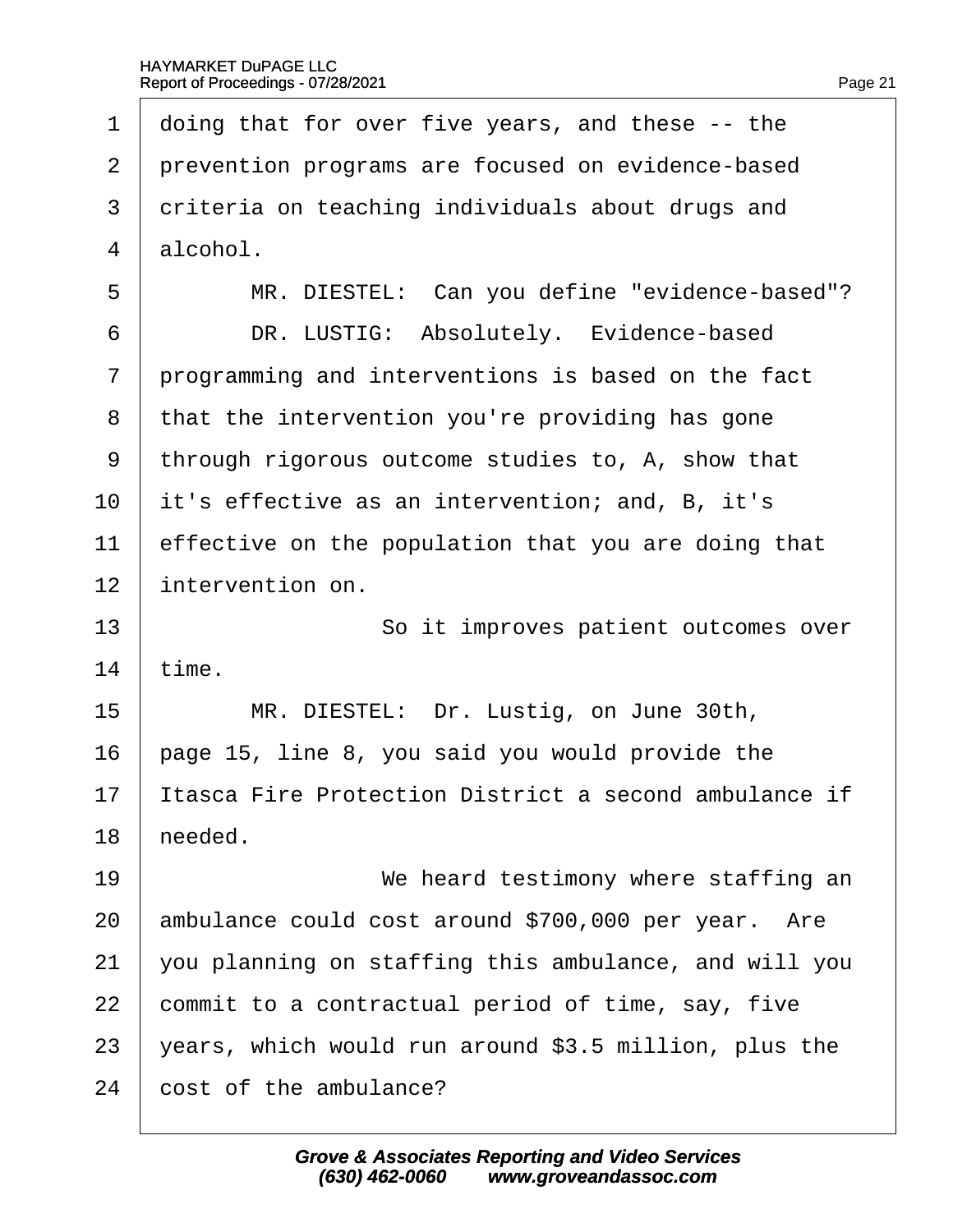1 doing that for over five years, and these -- the
2 prevention programs are focused on evidence-based
3 criteria on teaching individuals about drugs and
4 alcohol.
5 MR. DIESTEL: Can you define "evidence-based"?
6 DR. LUSTIG: Absolutely. Evidence-based
7 programming and interventions is based on the fact
8 that the intervention you're providing has gone
9 through rigorous outcome studies to, A, show that
10 it's effective as an intervention; and, B, it's
11 effective on the population that you are doing that
12 intervention on.
13 So it improves patient outcomes over
14 time.
15 MR. DIESTEL: Dr. Lustig, on June 30th,
16 page 15, line 8, you said you would provide the
17 Itasca Fire Protection District a second ambulance if
18 needed.
19 We heard testimony where staffing an
20 ambulance could cost around $700,000 per year. Are
21 you planning on staffing this ambulance, and will you
22 commit to a contractual period of time, say, five
23 years, which would run around $3.5 million, plus the
24 cost of the ambulance?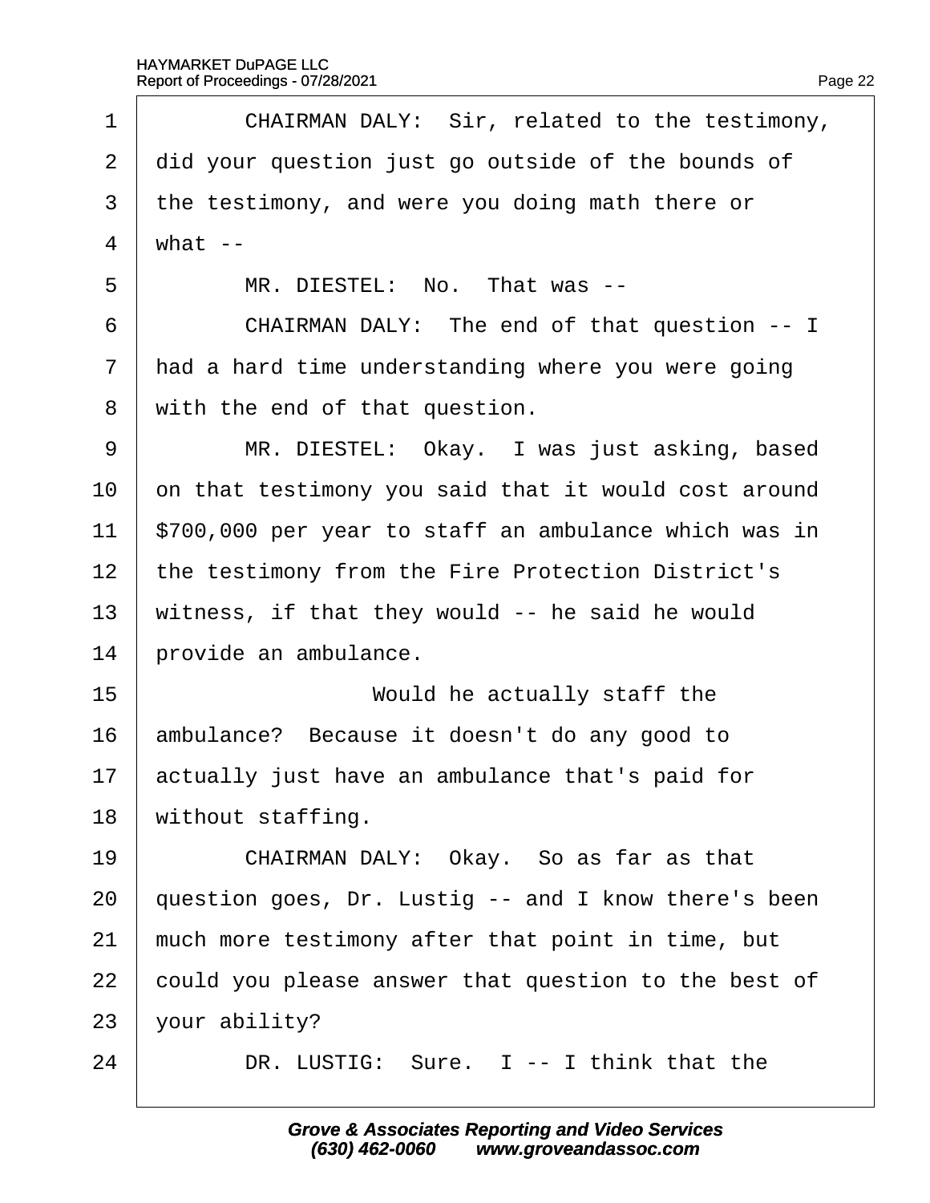1 CHAIRMAN DALY: Sir, related to the testimony,
2 did your question just go outside of the bounds of
3 the testimony, and were you doing math there or
4 what --
5 MR. DIESTEL: No. That was --
6 CHAIRMAN DALY: The end of that question -- I
7 had a hard time understanding where you were going
8 with the end of that question.
9 MR. DIESTEL: Okay. I was just asking, based
10 on that testimony you said that it would cost around
11 $700,000 per year to staff an ambulance which was in
12 the testimony from the Fire Protection District's
13 witness, if that they would -- he said he would
14 provide an ambulance.
15 Would he actually staff the
16 ambulance? Because it doesn't do any good to
17 actually just have an ambulance that's paid for
18 without staffing.
19 CHAIRMAN DALY: Okay. So as far as that
20 question goes, Dr. Lustig -- and I know there's been
21 much more testimony after that point in time, but
22 could you please answer that question to the best of
23 your ability?
24 DR. LUSTIG: Sure. I -- I think that the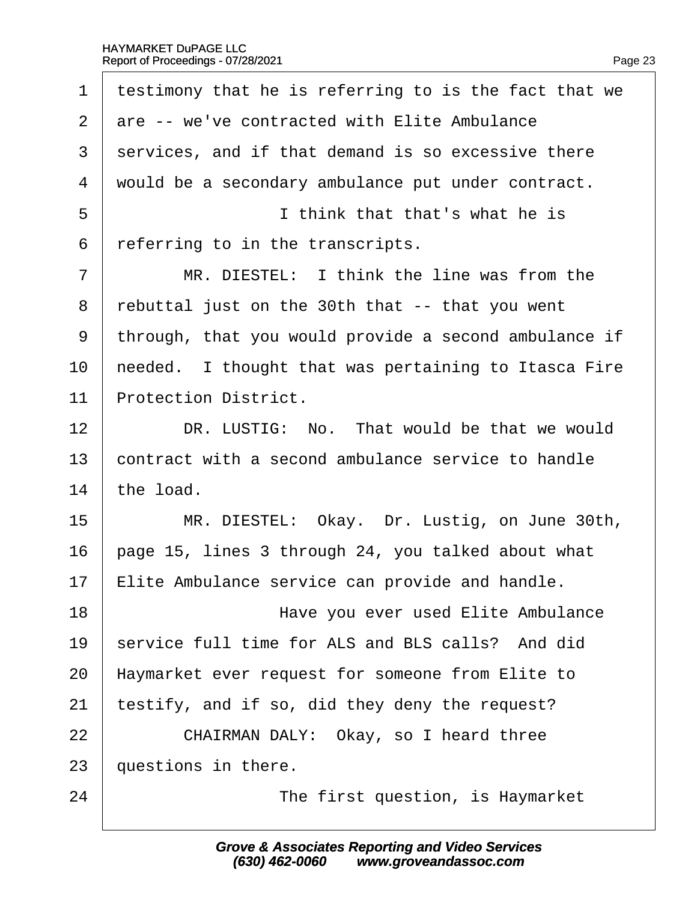1 testimony that he is referring to is the fact that we
2 are -- we've contracted with Elite Ambulance
3 services, and if that demand is so excessive there
4 would be a secondary ambulance put under contract.
5 I think that that's what he is
6 referring to in the transcripts.
7 MR. DIESTEL: I think the line was from the
8 rebuttal just on the 30th that -- that you went
9 through, that you would provide a second ambulance if
10 needed. I thought that was pertaining to Itasca Fire
11 Protection District.
12 DR. LUSTIG: No. That would be that we would
13 contract with a second ambulance service to handle
14 the load.
15 MR. DIESTEL: Okay. Dr. Lustig, on June 30th,
16 page 15, lines 3 through 24, you talked about what
17 Elite Ambulance service can provide and handle.
18 Have you ever used Elite Ambulance
19 service full time for ALS and BLS calls? And did
20 Haymarket ever request for someone from Elite to
21 testify, and if so, did they deny the request?
22 CHAIRMAN DALY: Okay, so I heard three
23 questions in there.
24 The first question, is Haymarket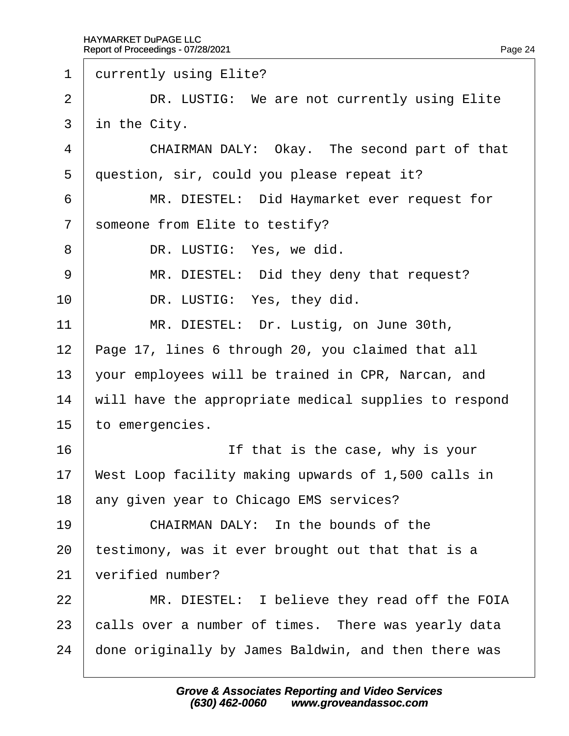1 currently using Elite?

2 DR. LUSTIG: We are not currently using Elite

3 in the City.

4 CHAIRMAN DALY: Okay. The second part of that

5 question, sir, could you please repeat it?

6 MR. DIESTEL: Did Haymarket ever request for

7 someone from Elite to testify?

8 DR. LUSTIG: Yes, we did.

9 MR. DIESTEL: Did they deny that request?

10 DR. LUSTIG: Yes, they did.

11 MR. DIESTEL: Dr. Lustig, on June 30th,

12 Page 17, lines 6 through 20, you claimed that all

13 your employees will be trained in CPR, Narcan, and

14 will have the appropriate medical supplies to respond

15 to emergencies.

16 If that is the case, why is your

17 West Loop facility making upwards of 1,500 calls in

18 any given year to Chicago EMS services?

19 CHAIRMAN DALY: In the bounds of the

20 testimony, was it ever brought out that that is a

21 verified number?

22 MR. DIESTEL: I believe they read off the FOIA

23 calls over a number of times. There was yearly data

24 done originally by James Baldwin, and then there was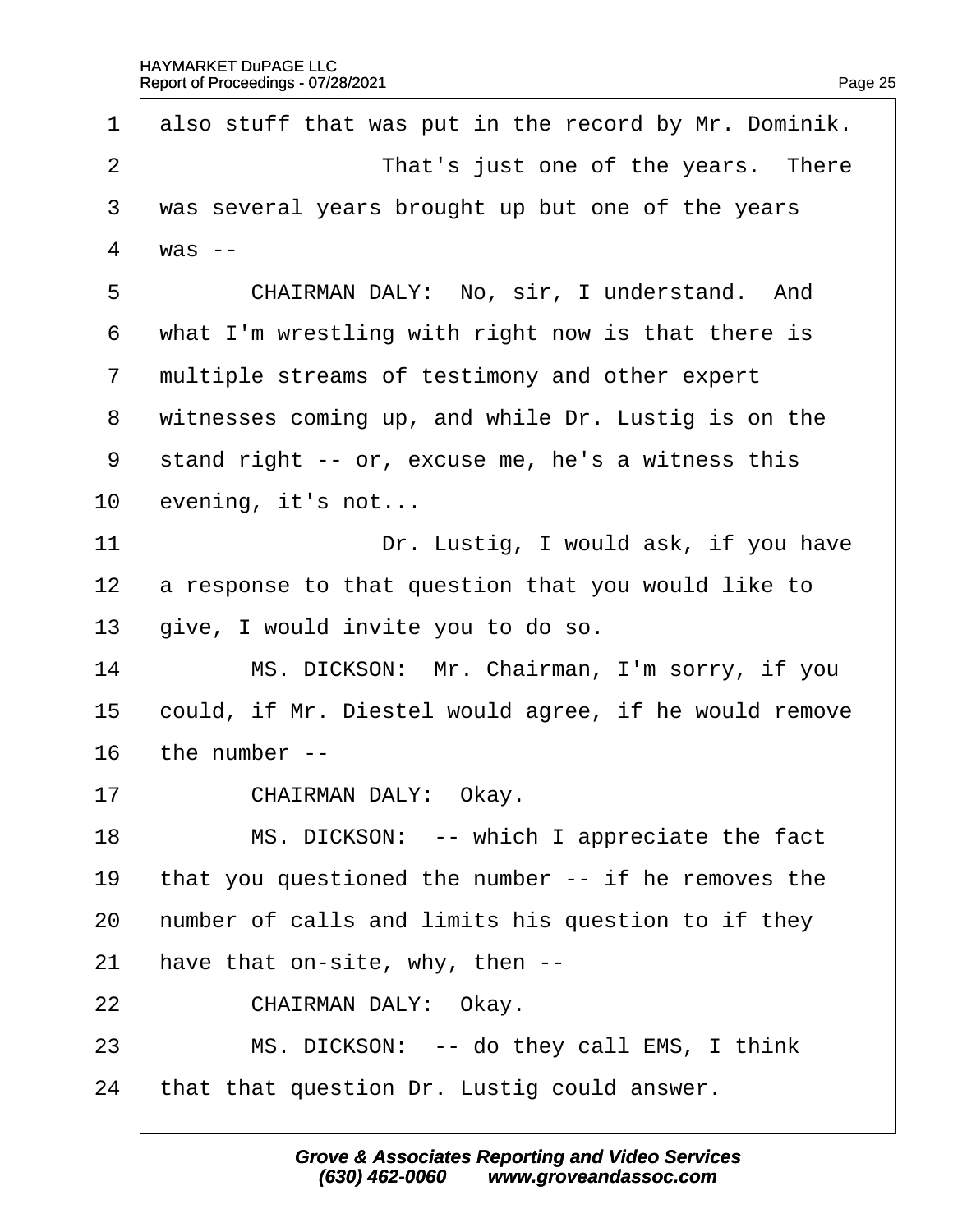1 also stuff that was put in the record by Mr. Dominik.

2 That's just one of the years. There

3 was several years brought up but one of the years

4 was --

5 CHAIRMAN DALY: No, sir, I understand. And

6 what I'm wrestling with right now is that there is

7 multiple streams of testimony and other expert

8 witnesses coming up, and while Dr. Lustig is on the

9 stand right -- or, excuse me, he's a witness this

10 evening, it's not...

11 Dr. Lustig, I would ask, if you have

12 a response to that question that you would like to

13 give, I would invite you to do so.

14 MS. DICKSON: Mr. Chairman, I'm sorry, if you

15 could, if Mr. Diestel would agree, if he would remove

16 the number --

17 CHAIRMAN DALY: Okay.

18 MS. DICKSON: -- which I appreciate the fact

19 that you questioned the number -- if he removes the

20 number of calls and limits his question to if they

21 have that on-site, why, then --

22 CHAIRMAN DALY: Okay.

23 MS. DICKSON: -- do they call EMS, I think

24 that that question Dr. Lustig could answer.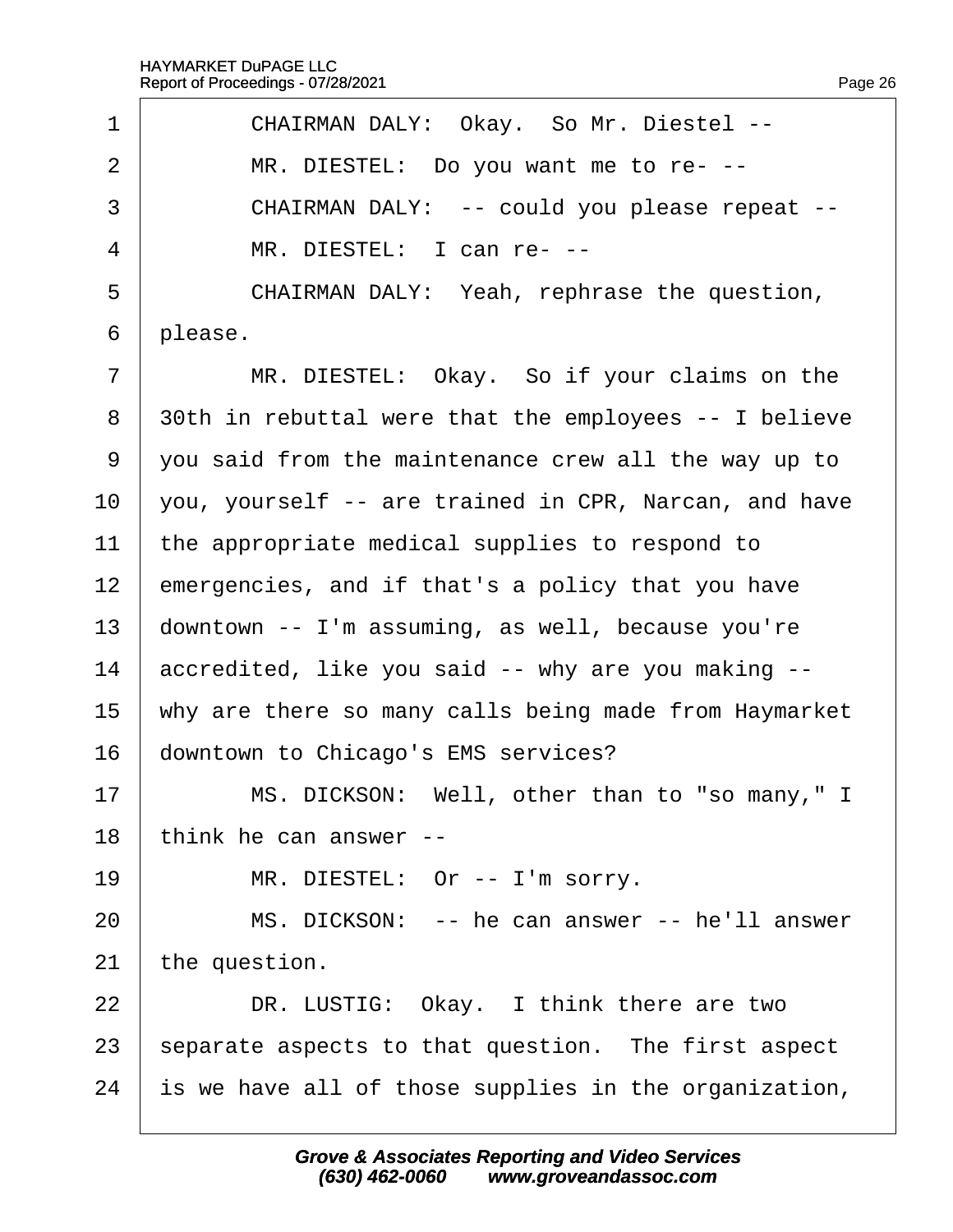CHAIRMAN DALY: Okay. So Mr. Diestel --

MR. DIESTEL: Do you want me to re- --

CHAIRMAN DALY: -- could you please repeat --

MR. DIESTEL: I can re- --

CHAIRMAN DALY: Yeah, rephrase the question, please.

MR. DIESTEL: Okay. So if your claims on the 30th in rebuttal were that the employees -- I believe you said from the maintenance crew all the way up to you, yourself -- are trained in CPR, Narcan, and have the appropriate medical supplies to respond to emergencies, and if that's a policy that you have downtown -- I'm assuming, as well, because you're accredited, like you said -- why are you making -- why are there so many calls being made from Haymarket downtown to Chicago's EMS services?

MS. DICKSON: Well, other than to "so many," I think he can answer --

MR. DIESTEL: Or -- I'm sorry.

MS. DICKSON: -- he can answer -- he'll answer the question.

DR. LUSTIG: Okay. I think there are two separate aspects to that question. The first aspect is we have all of those supplies in the organization,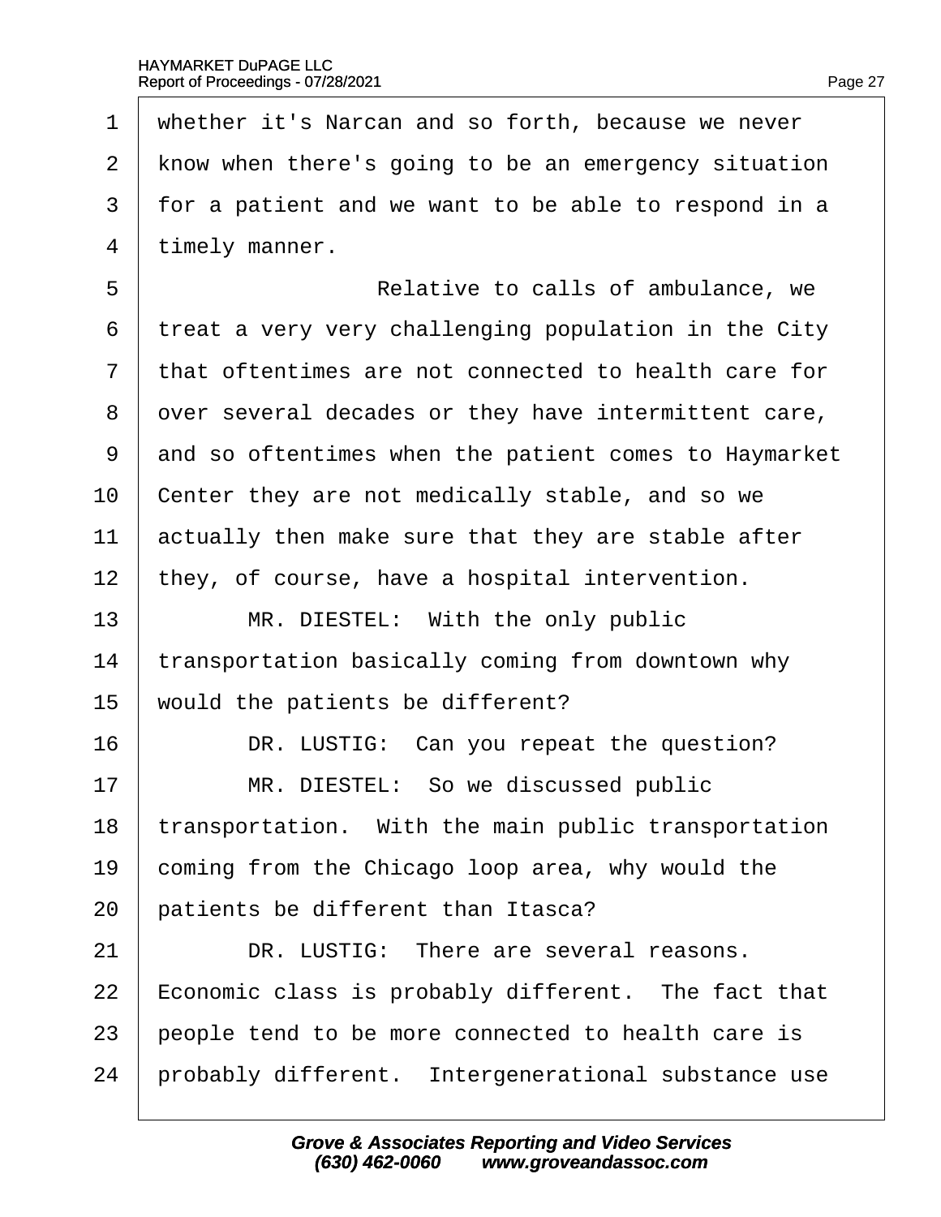whether it's Narcan and so forth, because we never know when there's going to be an emergency situation for a patient and we want to be able to respond in a timely manner.

Relative to calls of ambulance, we treat a very very challenging population in the City that oftentimes are not connected to health care for over several decades or they have intermittent care, and so oftentimes when the patient comes to Haymarket Center they are not medically stable, and so we actually then make sure that they are stable after they, of course, have a hospital intervention.

MR. DIESTEL: With the only public transportation basically coming from downtown why would the patients be different?

DR. LUSTIG: Can you repeat the question?

MR. DIESTEL: So we discussed public transportation. With the main public transportation coming from the Chicago loop area, why would the patients be different than Itasca?

DR. LUSTIG: There are several reasons. Economic class is probably different. The fact that people tend to be more connected to health care is probably different. Intergenerational substance use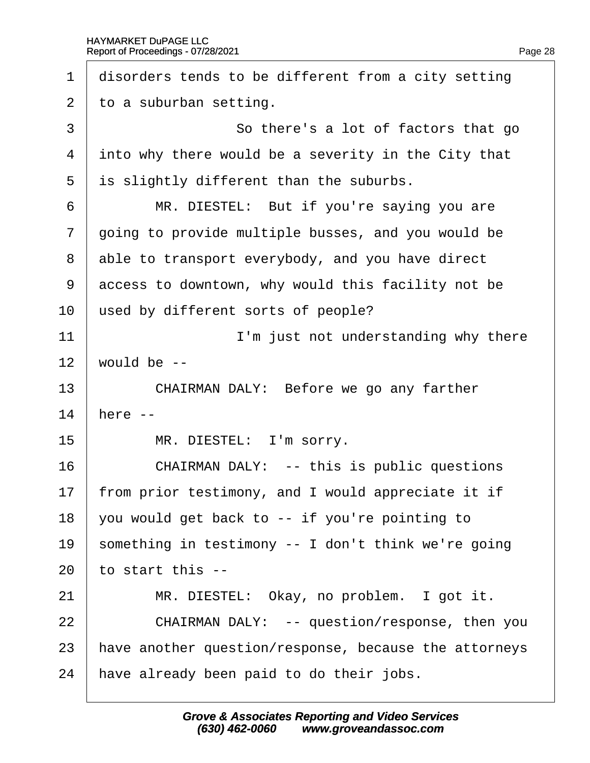1 disorders tends to be different from a city setting
2 to a suburban setting.
3 So there's a lot of factors that go
4 into why there would be a severity in the City that
5 is slightly different than the suburbs.
6 MR. DIESTEL: But if you're saying you are
7 going to provide multiple busses, and you would be
8 able to transport everybody, and you have direct
9 access to downtown, why would this facility not be
10 used by different sorts of people?
11 I'm just not understanding why there
12 would be --
13 CHAIRMAN DALY: Before we go any farther
14 here --
15 MR. DIESTEL: I'm sorry.
16 CHAIRMAN DALY: -- this is public questions
17 from prior testimony, and I would appreciate it if
18 you would get back to -- if you're pointing to
19 something in testimony -- I don't think we're going
20 to start this --
21 MR. DIESTEL: Okay, no problem. I got it.
22 CHAIRMAN DALY: -- question/response, then you
23 have another question/response, because the attorneys
24 have already been paid to do their jobs.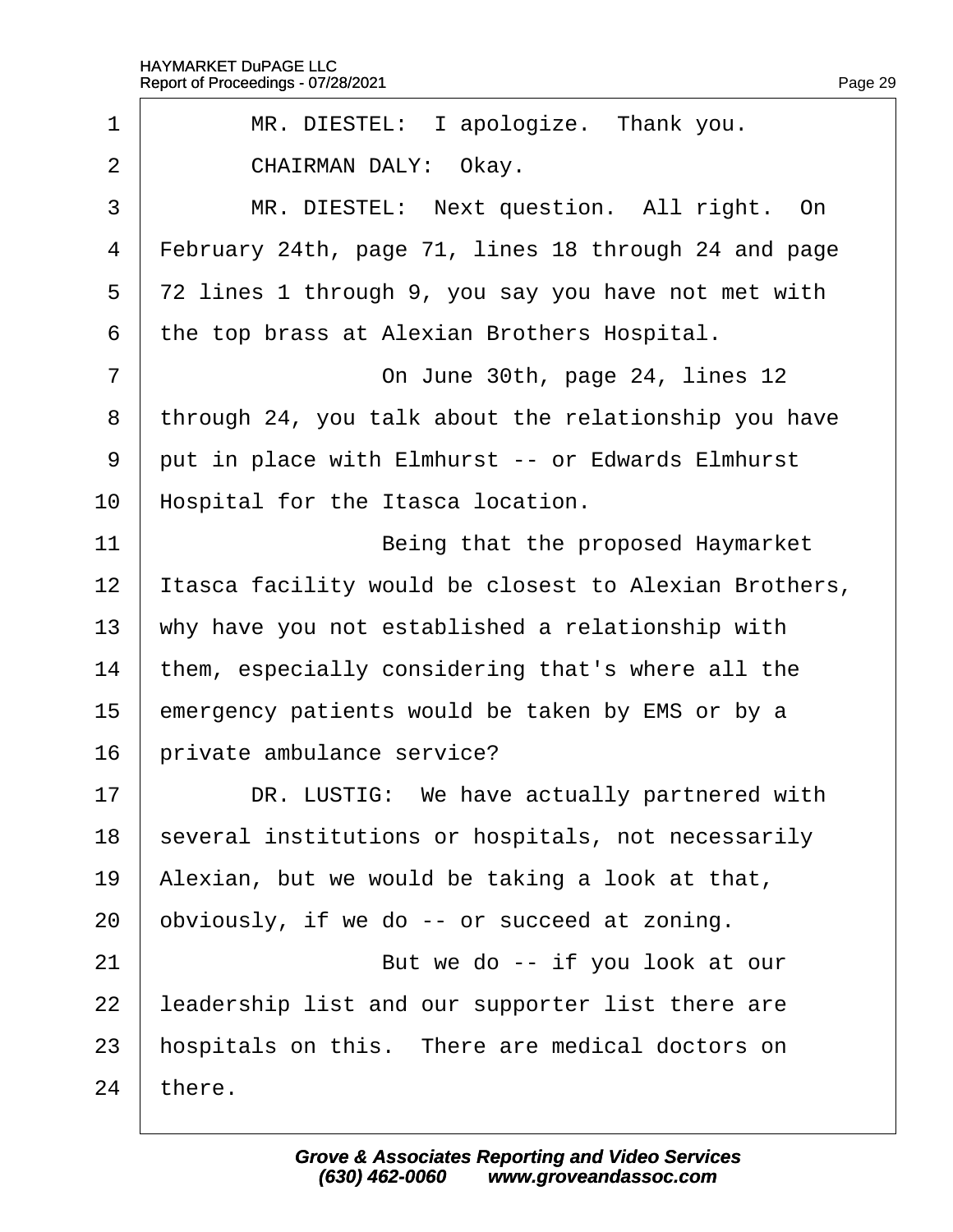MR. DIESTEL: I apologize. Thank you.

CHAIRMAN DALY: Okay.

MR. DIESTEL: Next question. All right. On February 24th, page 71, lines 18 through 24 and page 72 lines 1 through 9, you say you have not met with the top brass at Alexian Brothers Hospital.

On June 30th, page 24, lines 12 through 24, you talk about the relationship you have put in place with Elmhurst -- or Edwards Elmhurst Hospital for the Itasca location.

Being that the proposed Haymarket Itasca facility would be closest to Alexian Brothers, why have you not established a relationship with them, especially considering that's where all the emergency patients would be taken by EMS or by a private ambulance service?

DR. LUSTIG: We have actually partnered with several institutions or hospitals, not necessarily Alexian, but we would be taking a look at that, obviously, if we do -- or succeed at zoning.

But we do -- if you look at our leadership list and our supporter list there are hospitals on this. There are medical doctors on there.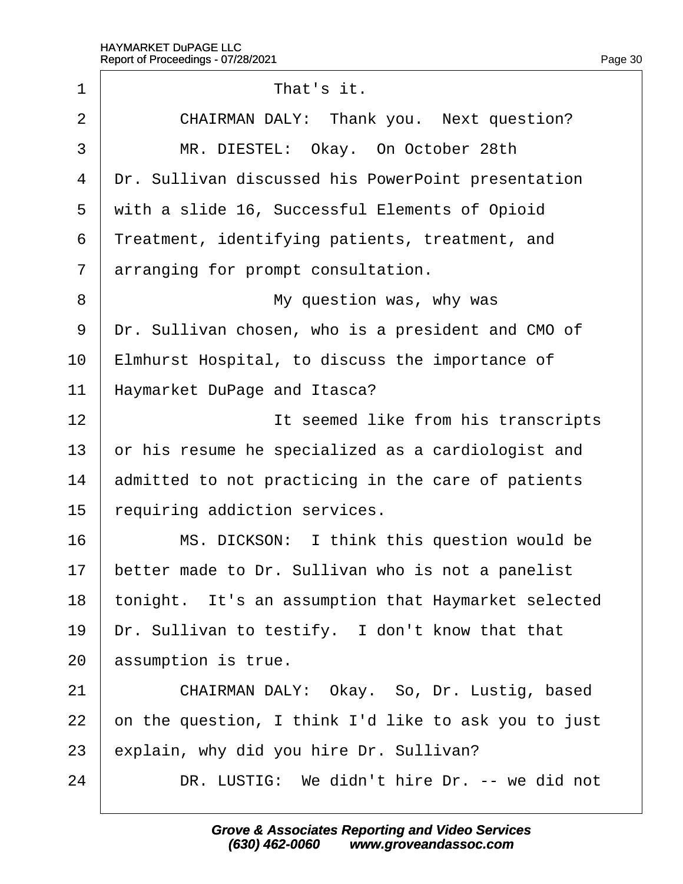That's it.

CHAIRMAN DALY: Thank you. Next question?

MR. DIESTEL: Okay. On October 28th Dr. Sullivan discussed his PowerPoint presentation with a slide 16, Successful Elements of Opioid Treatment, identifying patients, treatment, and arranging for prompt consultation.

My question was, why was Dr. Sullivan chosen, who is a president and CMO of Elmhurst Hospital, to discuss the importance of Haymarket DuPage and Itasca?

It seemed like from his transcripts or his resume he specialized as a cardiologist and admitted to not practicing in the care of patients requiring addiction services.

MS. DICKSON: I think this question would be better made to Dr. Sullivan who is not a panelist tonight. It's an assumption that Haymarket selected Dr. Sullivan to testify. I don't know that that assumption is true.

CHAIRMAN DALY: Okay. So, Dr. Lustig, based on the question, I think I'd like to ask you to just explain, why did you hire Dr. Sullivan?

DR. LUSTIG: We didn't hire Dr. -- we did not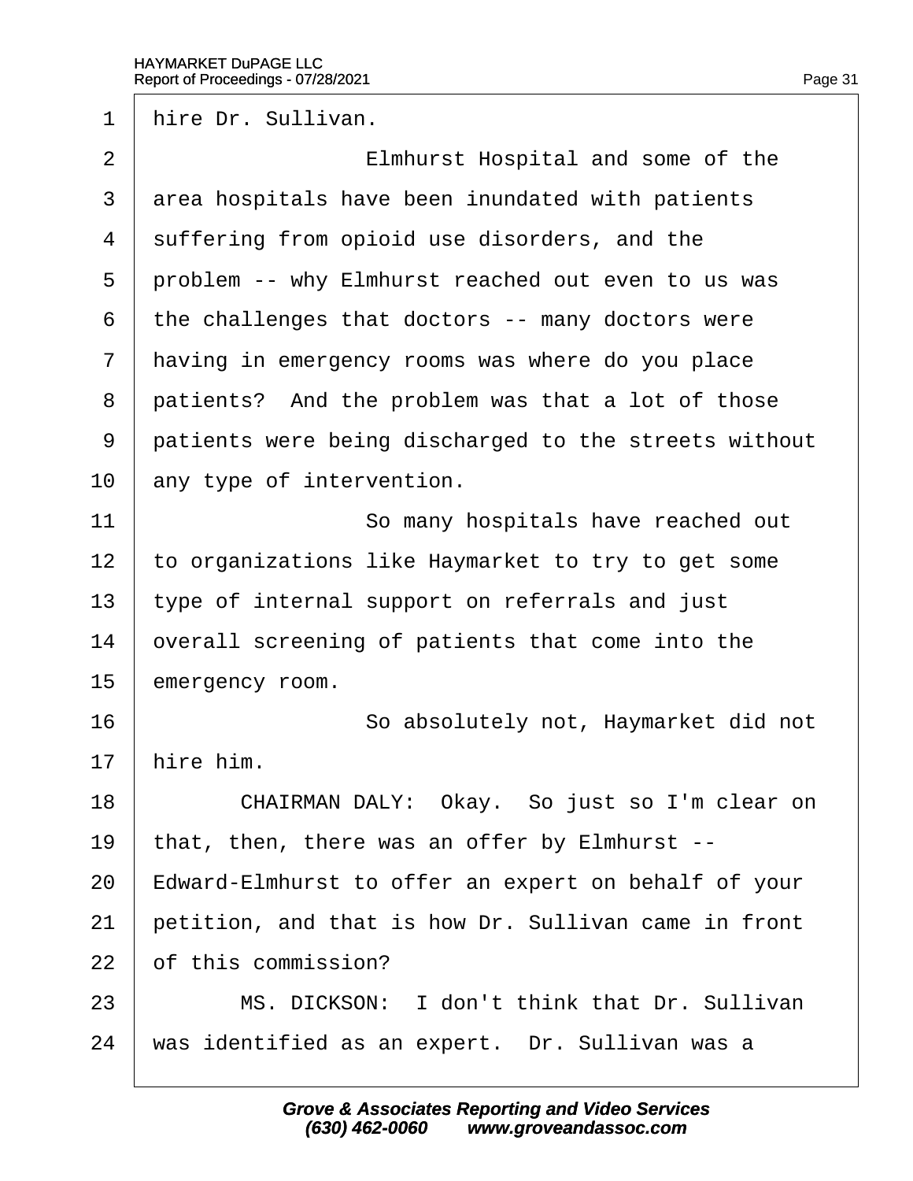1 hire Dr. Sullivan.

2 Elmhurst Hospital and some of the

3 area hospitals have been inundated with patients

4 suffering from opioid use disorders, and the

5 problem -- why Elmhurst reached out even to us was

6 the challenges that doctors -- many doctors were

7 having in emergency rooms was where do you place

8 patients? And the problem was that a lot of those

9 patients were being discharged to the streets without

10 any type of intervention.

11 So many hospitals have reached out

12 to organizations like Haymarket to try to get some

13 type of internal support on referrals and just

14 overall screening of patients that come into the

15 emergency room.

16 So absolutely not, Haymarket did not

17 hire him.

18 CHAIRMAN DALY: Okay. So just so I'm clear on

19 that, then, there was an offer by Elmhurst --

20 Edward-Elmhurst to offer an expert on behalf of your

21 petition, and that is how Dr. Sullivan came in front

22 of this commission?

23 MS. DICKSON: I don't think that Dr. Sullivan

24 was identified as an expert. Dr. Sullivan was a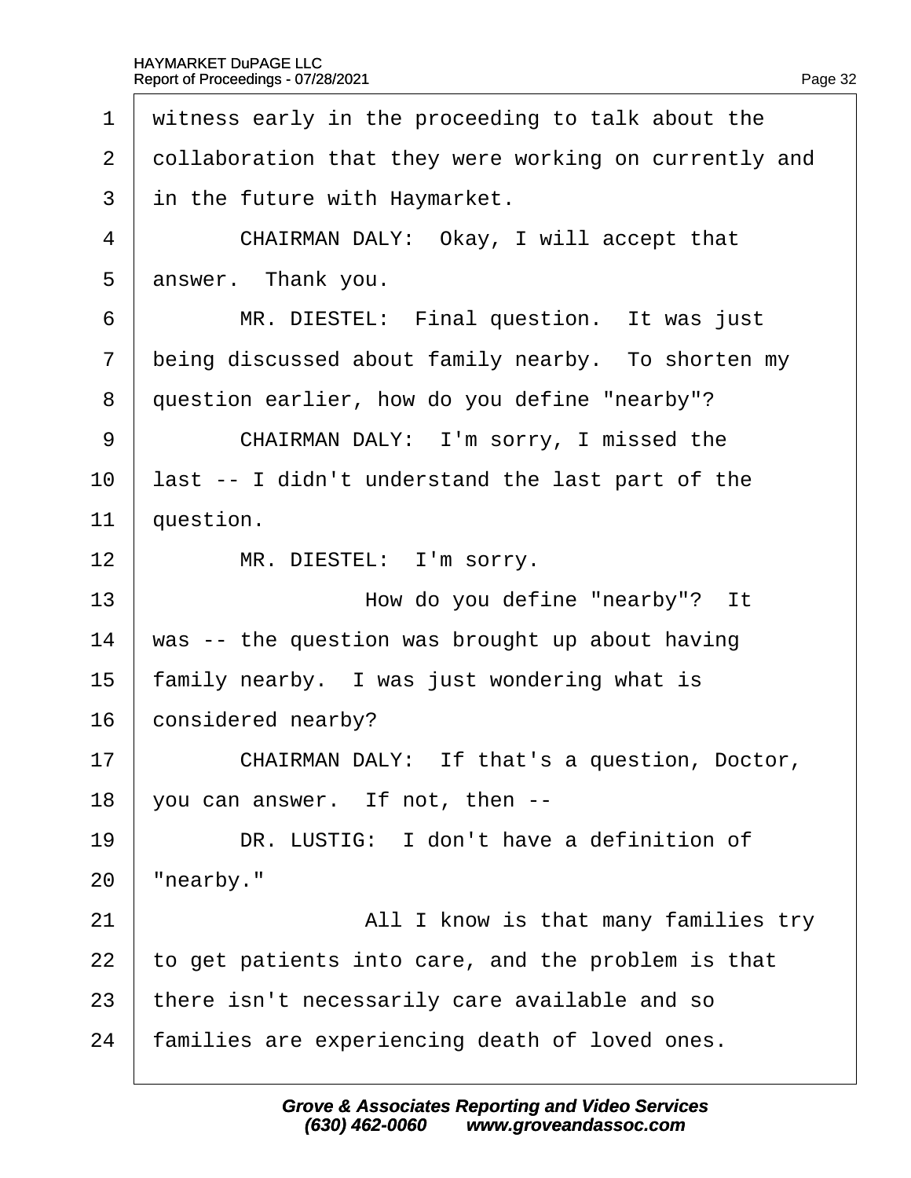1 witness early in the proceeding to talk about the
2 collaboration that they were working on currently and
3 in the future with Haymarket.

4 CHAIRMAN DALY: Okay, I will accept that
5 answer. Thank you.

6 MR. DIESTEL: Final question. It was just
7 being discussed about family nearby. To shorten my
8 question earlier, how do you define "nearby"?

9 CHAIRMAN DALY: I'm sorry, I missed the
10 last -- I didn't understand the last part of the
11 question.

12 MR. DIESTEL: I'm sorry.

13 How do you define "nearby"? It
14 was -- the question was brought up about having
15 family nearby. I was just wondering what is
16 considered nearby?

17 CHAIRMAN DALY: If that's a question, Doctor,
18 you can answer. If not, then --

19 DR. LUSTIG: I don't have a definition of
20 "nearby."

21 All I know is that many families try
22 to get patients into care, and the problem is that
23 there isn't necessarily care available and so
24 families are experiencing death of loved ones.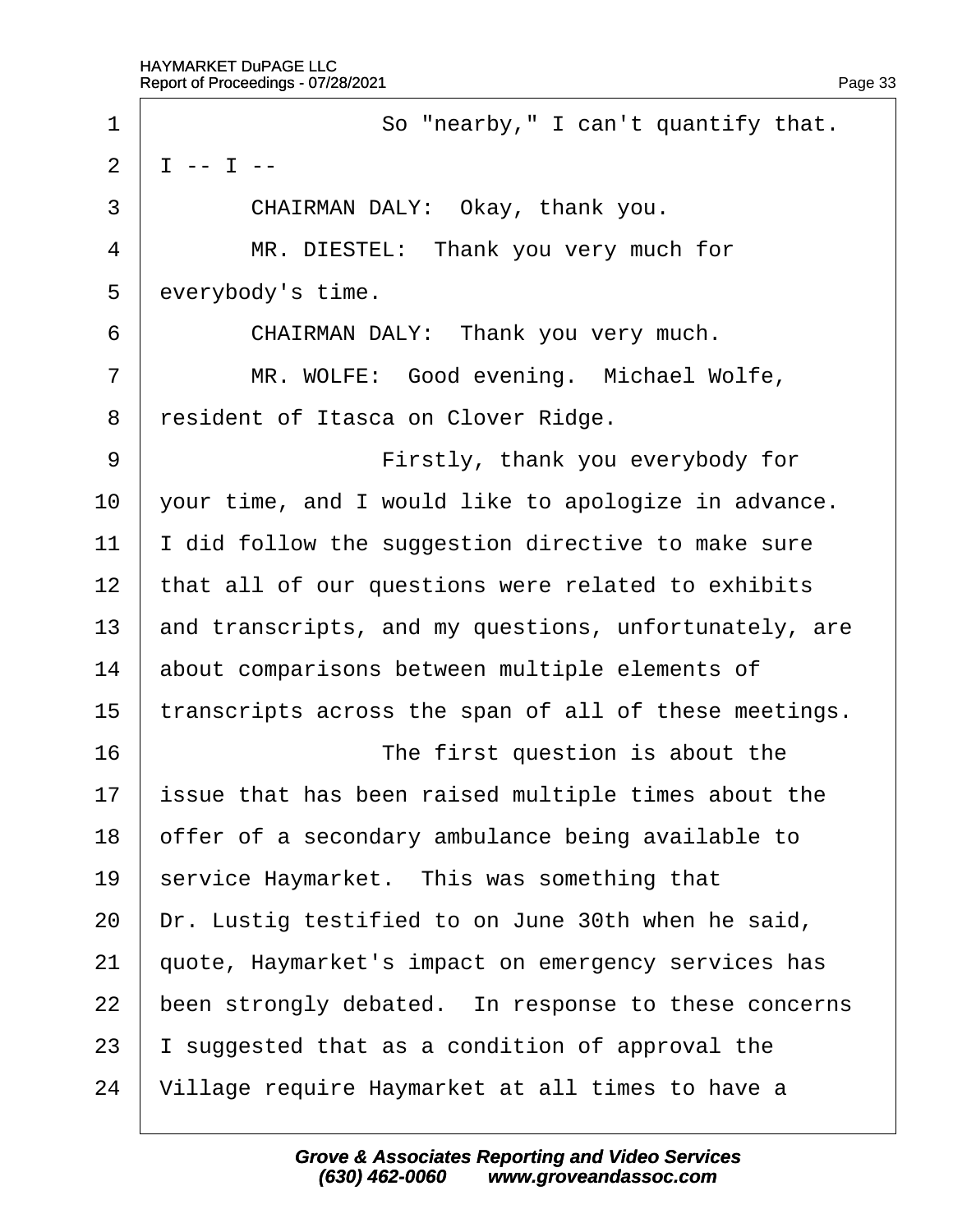So "nearby," I can't quantify that. I -- I --

CHAIRMAN DALY: Okay, thank you.

MR. DIESTEL: Thank you very much for everybody's time.

CHAIRMAN DALY: Thank you very much.

MR. WOLFE: Good evening. Michael Wolfe, resident of Itasca on Clover Ridge.

Firstly, thank you everybody for your time, and I would like to apologize in advance. I did follow the suggestion directive to make sure that all of our questions were related to exhibits and transcripts, and my questions, unfortunately, are about comparisons between multiple elements of transcripts across the span of all of these meetings.

The first question is about the issue that has been raised multiple times about the offer of a secondary ambulance being available to service Haymarket. This was something that Dr. Lustig testified to on June 30th when he said, quote, Haymarket's impact on emergency services has been strongly debated. In response to these concerns I suggested that as a condition of approval the Village require Haymarket at all times to have a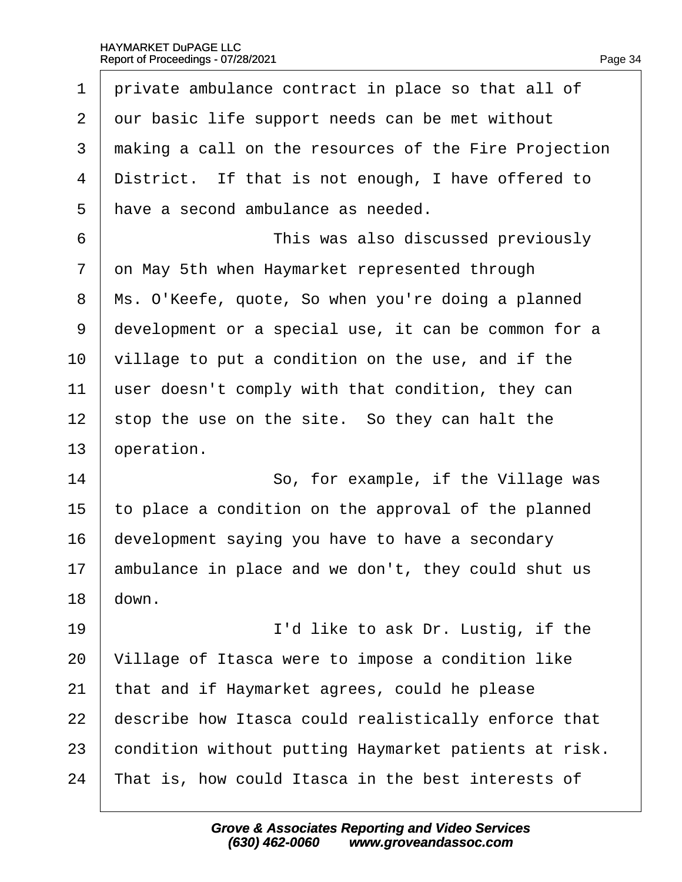private ambulance contract in place so that all of our basic life support needs can be met without making a call on the resources of the Fire Projection District. If that is not enough, I have offered to have a second ambulance as needed.

This was also discussed previously on May 5th when Haymarket represented through Ms. O'Keefe, quote, So when you're doing a planned development or a special use, it can be common for a village to put a condition on the use, and if the user doesn't comply with that condition, they can stop the use on the site. So they can halt the operation.

So, for example, if the Village was to place a condition on the approval of the planned development saying you have to have a secondary ambulance in place and we don't, they could shut us down.

I'd like to ask Dr. Lustig, if the Village of Itasca were to impose a condition like that and if Haymarket agrees, could he please describe how Itasca could realistically enforce that condition without putting Haymarket patients at risk. That is, how could Itasca in the best interests of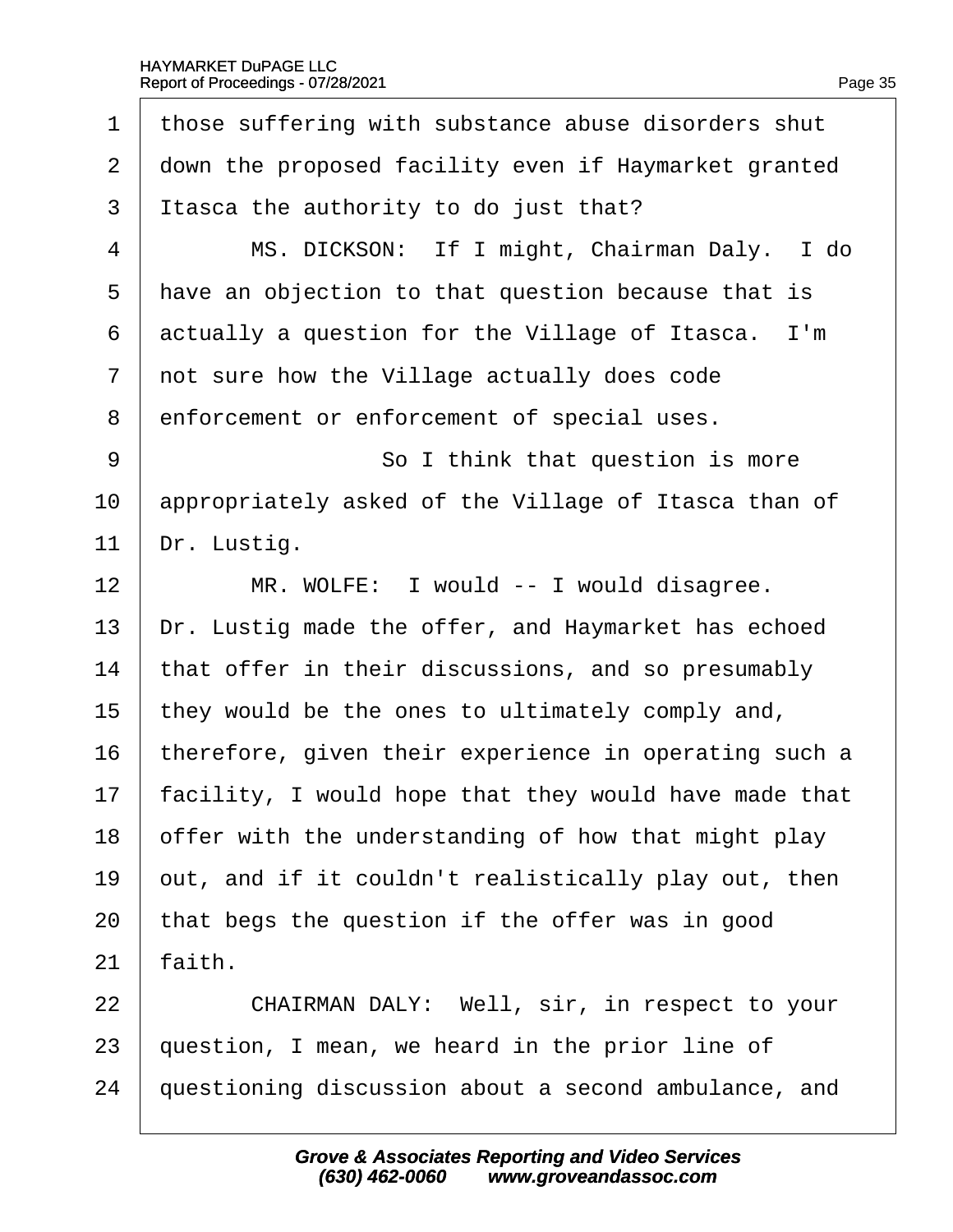1 those suffering with substance abuse disorders shut
2 down the proposed facility even if Haymarket granted
3 Itasca the authority to do just that?
4 MS. DICKSON: If I might, Chairman Daly. I do
5 have an objection to that question because that is
6 actually a question for the Village of Itasca. I'm
7 not sure how the Village actually does code
8 enforcement or enforcement of special uses.
9 So I think that question is more
10 appropriately asked of the Village of Itasca than of
11 Dr. Lustig.
12 MR. WOLFE: I would -- I would disagree.
13 Dr. Lustig made the offer, and Haymarket has echoed
14 that offer in their discussions, and so presumably
15 they would be the ones to ultimately comply and,
16 therefore, given their experience in operating such a
17 facility, I would hope that they would have made that
18 offer with the understanding of how that might play
19 out, and if it couldn't realistically play out, then
20 that begs the question if the offer was in good
21 faith.
22 CHAIRMAN DALY: Well, sir, in respect to your
23 question, I mean, we heard in the prior line of
24 questioning discussion about a second ambulance, and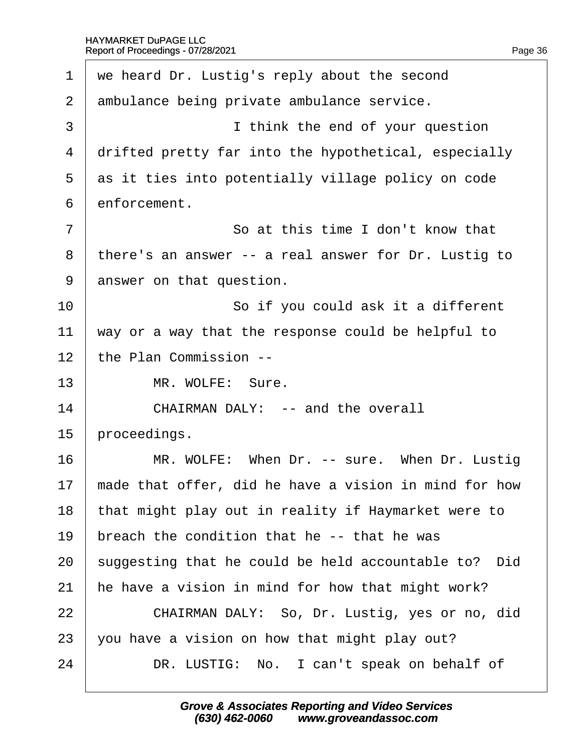1 we heard Dr. Lustig's reply about the second

2 ambulance being private ambulance service.

3 I think the end of your question

4 drifted pretty far into the hypothetical, especially

5 as it ties into potentially village policy on code

6 enforcement.

7 So at this time I don't know that

8 there's an answer -- a real answer for Dr. Lustig to

9 answer on that question.

10 So if you could ask it a different

11 way or a way that the response could be helpful to

12 the Plan Commission --

13 MR. WOLFE: Sure.

14 CHAIRMAN DALY: -- and the overall

15 proceedings.

16 MR. WOLFE: When Dr. -- sure. When Dr. Lustig

17 made that offer, did he have a vision in mind for how

18 that might play out in reality if Haymarket were to

19 breach the condition that he -- that he was

20 suggesting that he could be held accountable to? Did

21 he have a vision in mind for how that might work?

22 CHAIRMAN DALY: So, Dr. Lustig, yes or no, did

23 you have a vision on how that might play out?

24 DR. LUSTIG: No. I can't speak on behalf of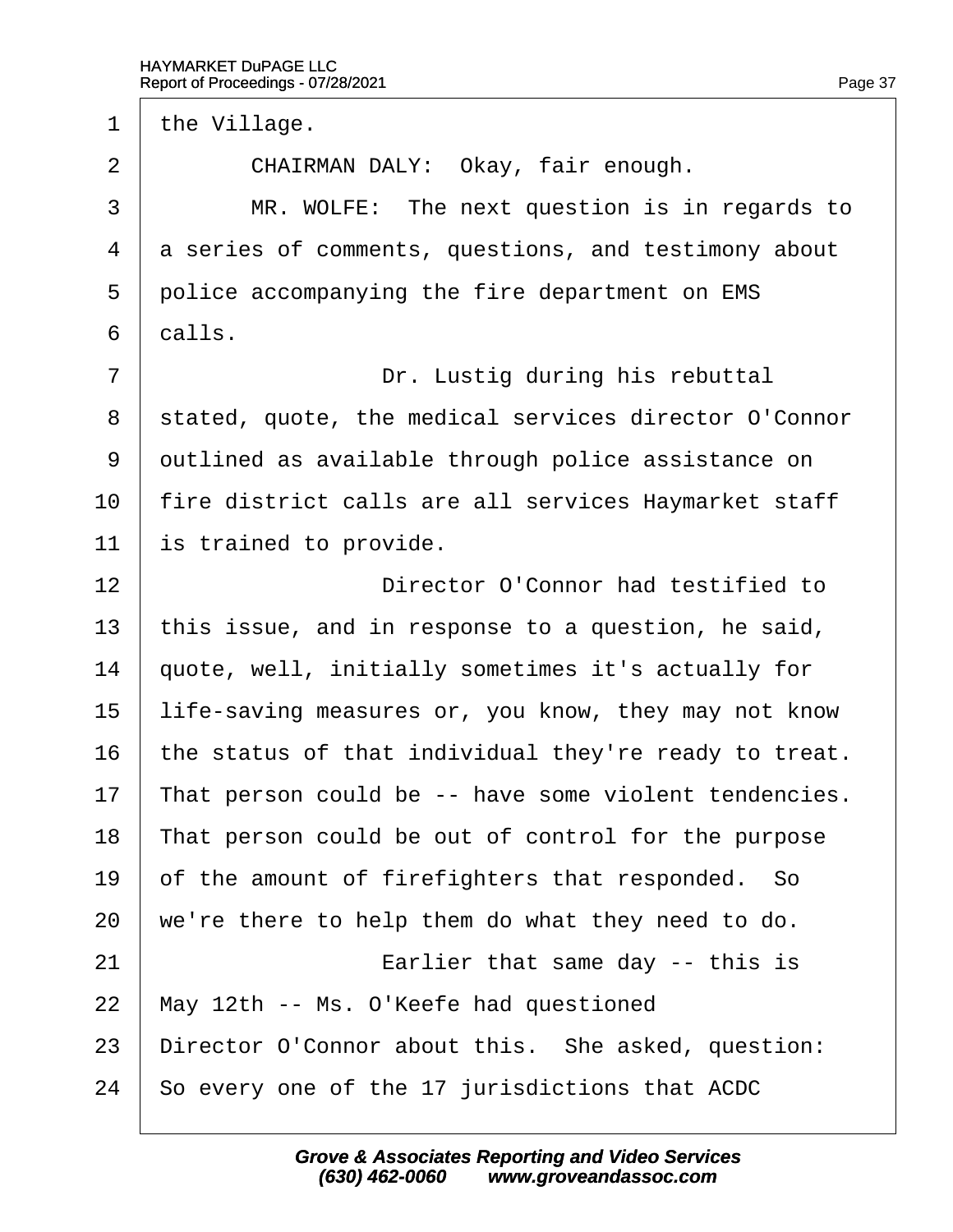1 the Village.

2 CHAIRMAN DALY: Okay, fair enough.

3 MR. WOLFE: The next question is in regards to

4 a series of comments, questions, and testimony about

5 police accompanying the fire department on EMS

6 calls.

7 Dr. Lustig during his rebuttal

8 stated, quote, the medical services director O'Connor

9 outlined as available through police assistance on

10 fire district calls are all services Haymarket staff

11 is trained to provide.

12 Director O'Connor had testified to

13 this issue, and in response to a question, he said,

14 quote, well, initially sometimes it's actually for

15 life-saving measures or, you know, they may not know

16 the status of that individual they're ready to treat.

17 That person could be -- have some violent tendencies.

18 That person could be out of control for the purpose

19 of the amount of firefighters that responded. So

20 we're there to help them do what they need to do.

21 Earlier that same day -- this is

22 May 12th -- Ms. O'Keefe had questioned

23 Director O'Connor about this. She asked, question:

24 So every one of the 17 jurisdictions that ACDC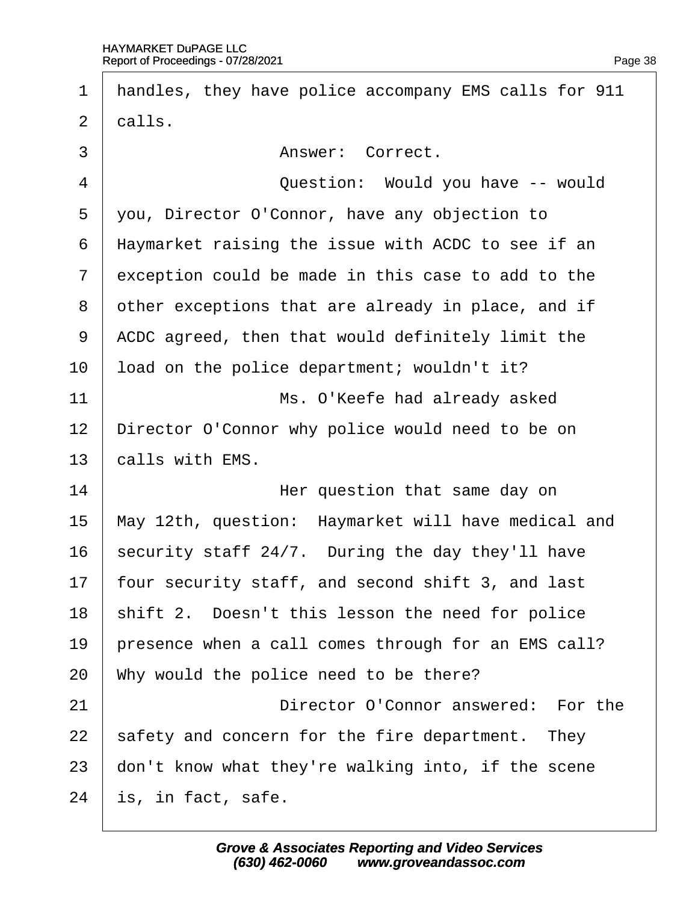1 handles, they have police accompany EMS calls for 911

2 calls.

3 Answer: Correct.

4 Question: Would you have -- would

5 you, Director O'Connor, have any objection to

6 Haymarket raising the issue with ACDC to see if an

7 exception could be made in this case to add to the

8 other exceptions that are already in place, and if

9 ACDC agreed, then that would definitely limit the

10 load on the police department; wouldn't it?

11 Ms. O'Keefe had already asked

12 Director O'Connor why police would need to be on

13 calls with EMS.

14 Her question that same day on

15 May 12th, question: Haymarket will have medical and

16 security staff 24/7. During the day they'll have

17 four security staff, and second shift 3, and last

18 shift 2. Doesn't this lesson the need for police

19 presence when a call comes through for an EMS call?

20 Why would the police need to be there?

21 Director O'Connor answered: For the

22 safety and concern for the fire department. They

23 don't know what they're walking into, if the scene

24 is, in fact, safe.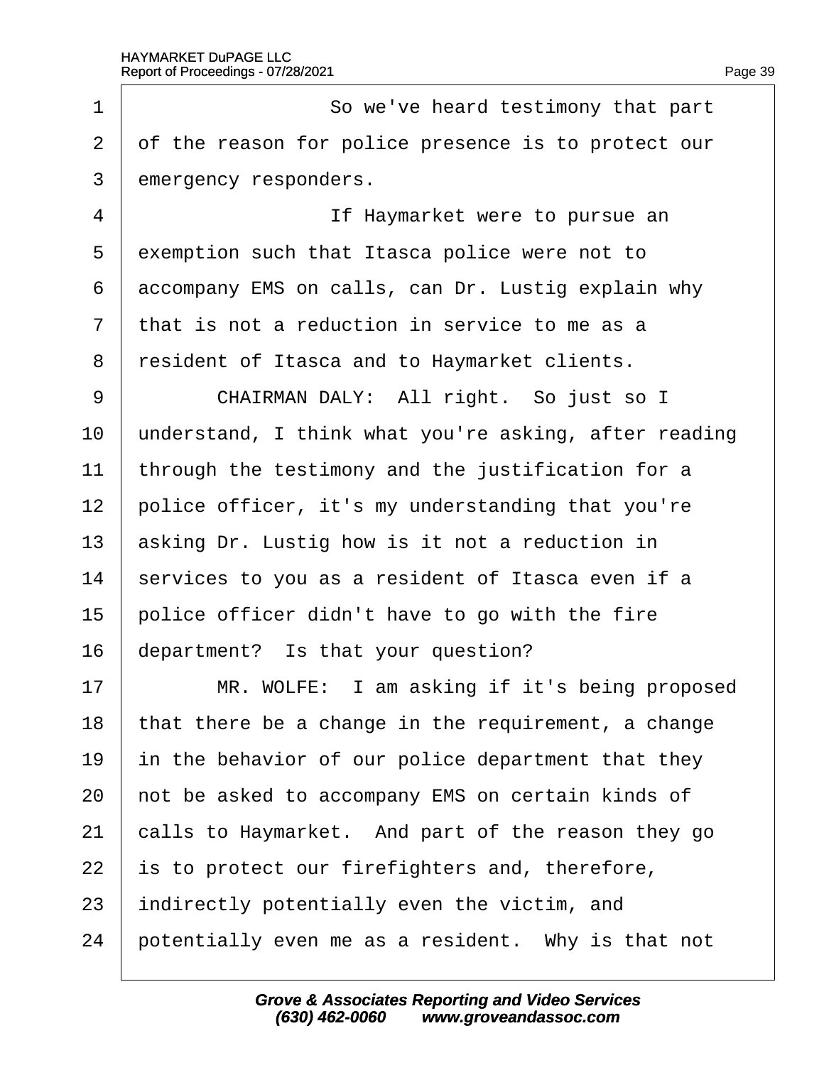So we've heard testimony that part of the reason for police presence is to protect our emergency responders.

If Haymarket were to pursue an exemption such that Itasca police were not to accompany EMS on calls, can Dr. Lustig explain why that is not a reduction in service to me as a resident of Itasca and to Haymarket clients.

CHAIRMAN DALY: All right. So just so I understand, I think what you're asking, after reading through the testimony and the justification for a police officer, it's my understanding that you're asking Dr. Lustig how is it not a reduction in services to you as a resident of Itasca even if a police officer didn't have to go with the fire department? Is that your question?

MR. WOLFE: I am asking if it's being proposed that there be a change in the requirement, a change in the behavior of our police department that they not be asked to accompany EMS on certain kinds of calls to Haymarket. And part of the reason they go is to protect our firefighters and, therefore, indirectly potentially even the victim, and potentially even me as a resident. Why is that not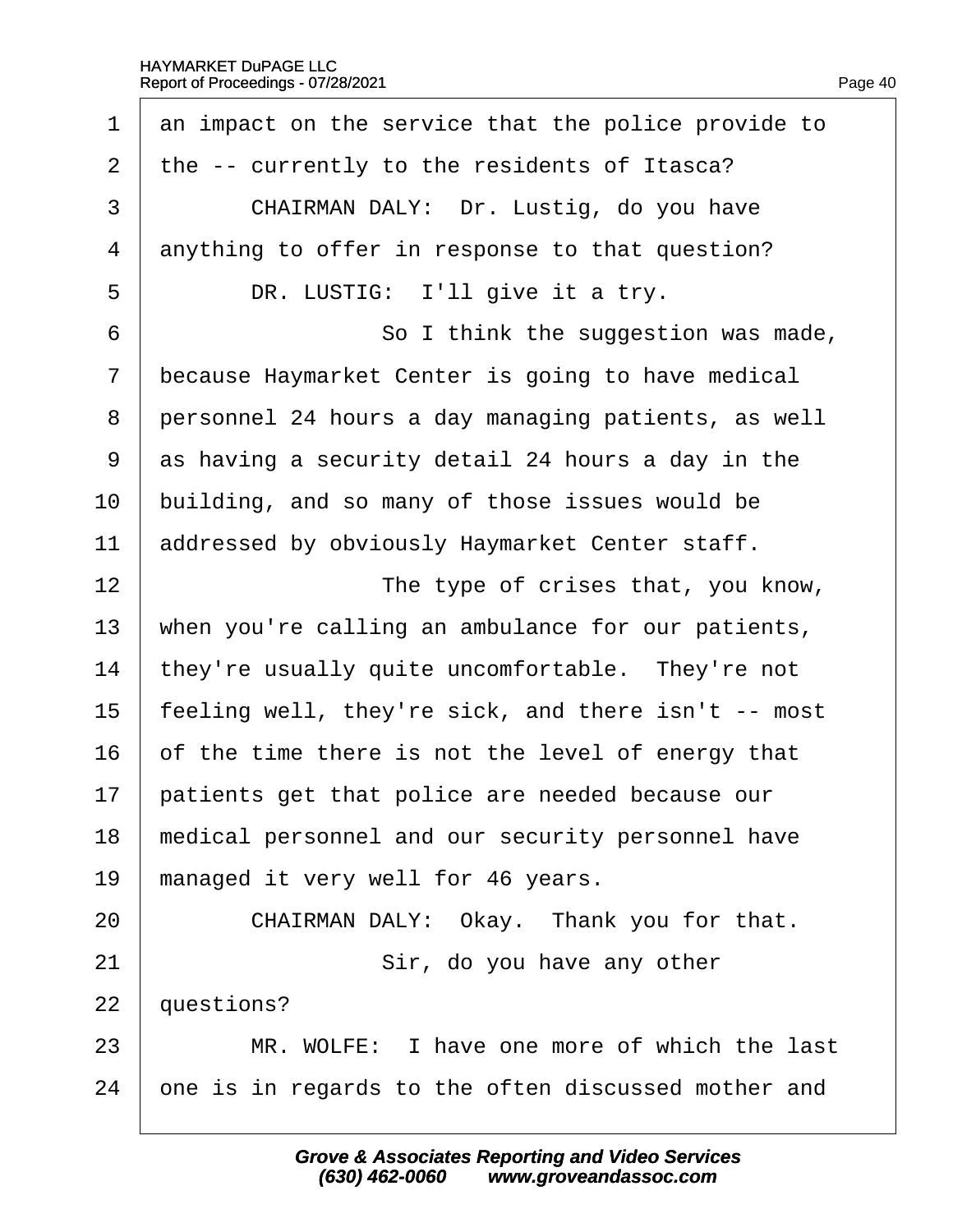1 an impact on the service that the police provide to
2 the -- currently to the residents of Itasca?
3 CHAIRMAN DALY: Dr. Lustig, do you have
4 anything to offer in response to that question?
5 DR. LUSTIG: I'll give it a try.
6 So I think the suggestion was made,
7 because Haymarket Center is going to have medical
8 personnel 24 hours a day managing patients, as well
9 as having a security detail 24 hours a day in the
10 building, and so many of those issues would be
11 addressed by obviously Haymarket Center staff.
12 The type of crises that, you know,
13 when you're calling an ambulance for our patients,
14 they're usually quite uncomfortable. They're not
15 feeling well, they're sick, and there isn't -- most
16 of the time there is not the level of energy that
17 patients get that police are needed because our
18 medical personnel and our security personnel have
19 managed it very well for 46 years.
20 CHAIRMAN DALY: Okay. Thank you for that.
21 Sir, do you have any other
22 questions?
23 MR. WOLFE: I have one more of which the last
24 one is in regards to the often discussed mother and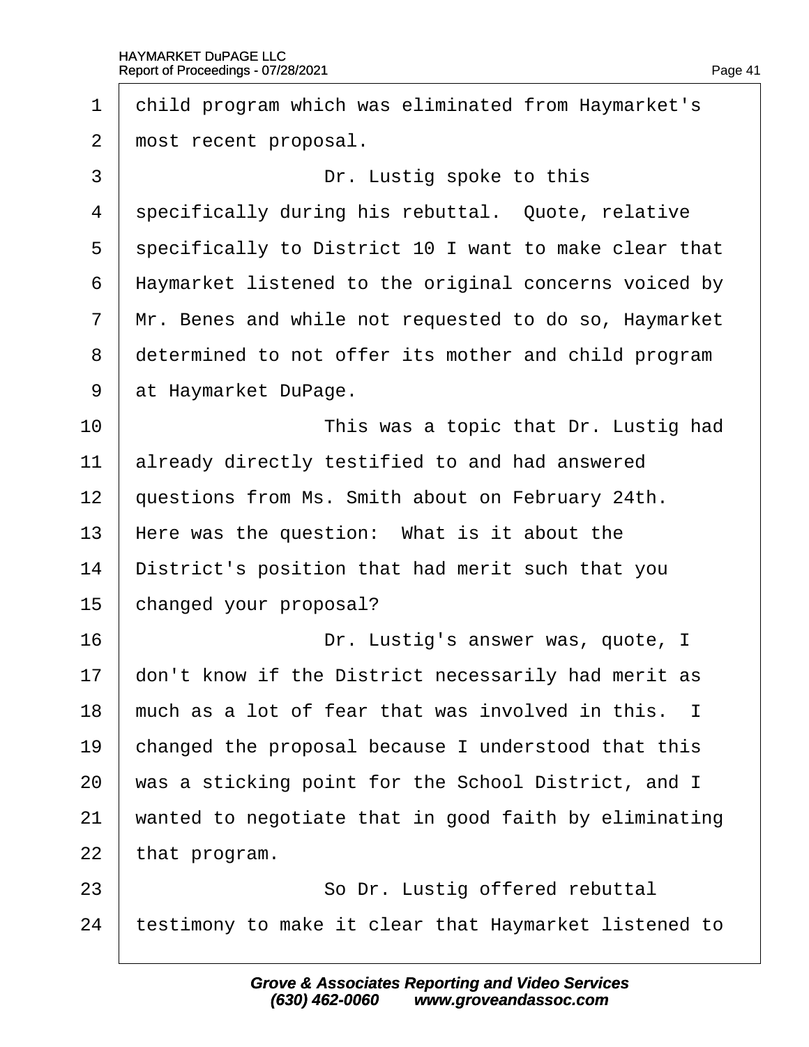child program which was eliminated from Haymarket's most recent proposal.

Dr. Lustig spoke to this specifically during his rebuttal. Quote, relative specifically to District 10 I want to make clear that Haymarket listened to the original concerns voiced by Mr. Benes and while not requested to do so, Haymarket determined to not offer its mother and child program at Haymarket DuPage.

This was a topic that Dr. Lustig had already directly testified to and had answered questions from Ms. Smith about on February 24th. Here was the question: What is it about the District's position that had merit such that you changed your proposal?

Dr. Lustig's answer was, quote, I don't know if the District necessarily had merit as much as a lot of fear that was involved in this. I changed the proposal because I understood that this was a sticking point for the School District, and I wanted to negotiate that in good faith by eliminating that program.

So Dr. Lustig offered rebuttal testimony to make it clear that Haymarket listened to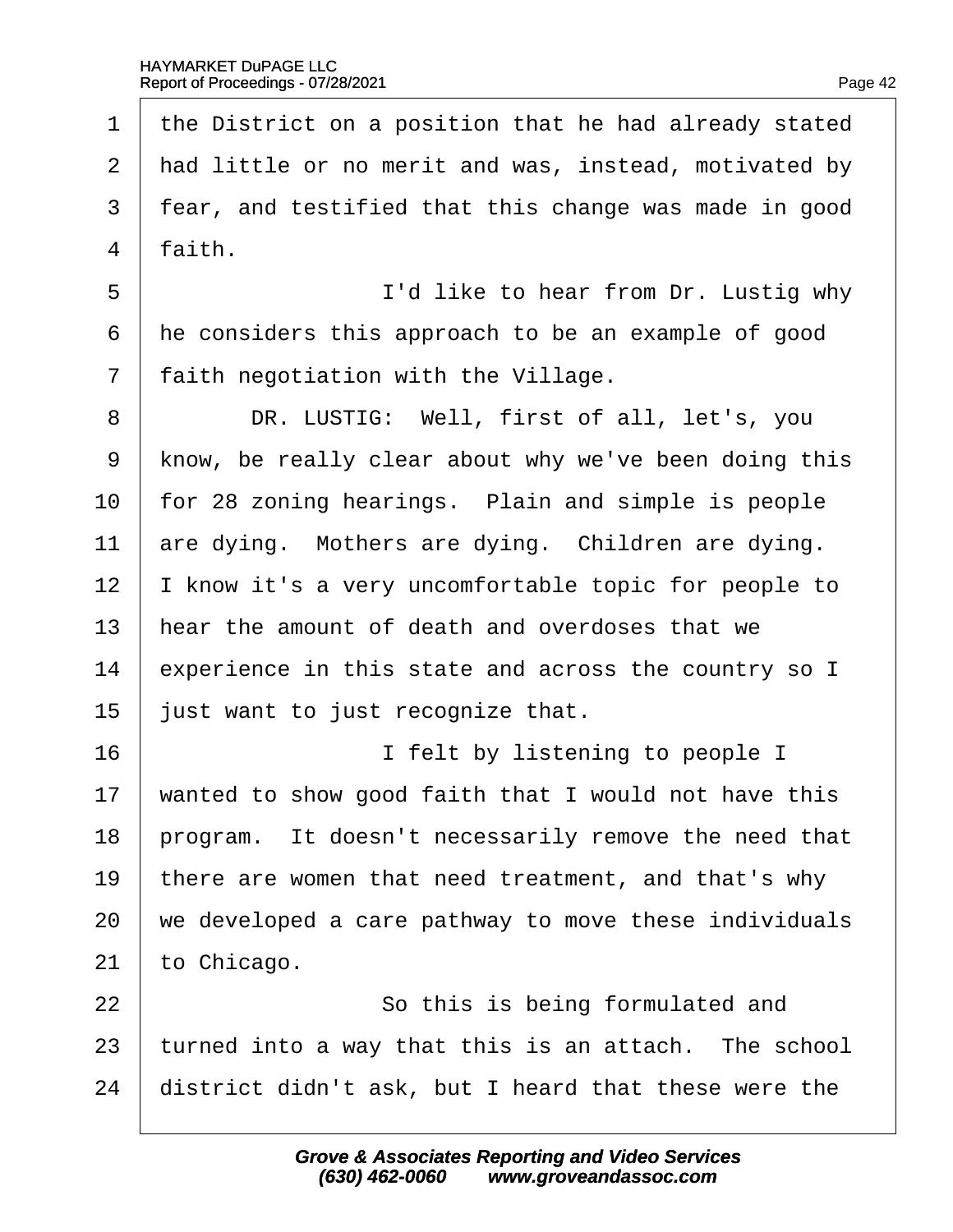1 the District on a position that he had already stated
2 had little or no merit and was, instead, motivated by
3 fear, and testified that this change was made in good
4 faith.

5 I'd like to hear from Dr. Lustig why
6 he considers this approach to be an example of good
7 faith negotiation with the Village.

8 DR. LUSTIG: Well, first of all, let's, you
9 know, be really clear about why we've been doing this
10 for 28 zoning hearings. Plain and simple is people
11 are dying. Mothers are dying. Children are dying.
12 I know it's a very uncomfortable topic for people to
13 hear the amount of death and overdoses that we
14 experience in this state and across the country so I
15 just want to just recognize that.

16 I felt by listening to people I
17 wanted to show good faith that I would not have this
18 program. It doesn't necessarily remove the need that
19 there are women that need treatment, and that's why
20 we developed a care pathway to move these individuals
21 to Chicago.

22 So this is being formulated and
23 turned into a way that this is an attach. The school
24 district didn't ask, but I heard that these were the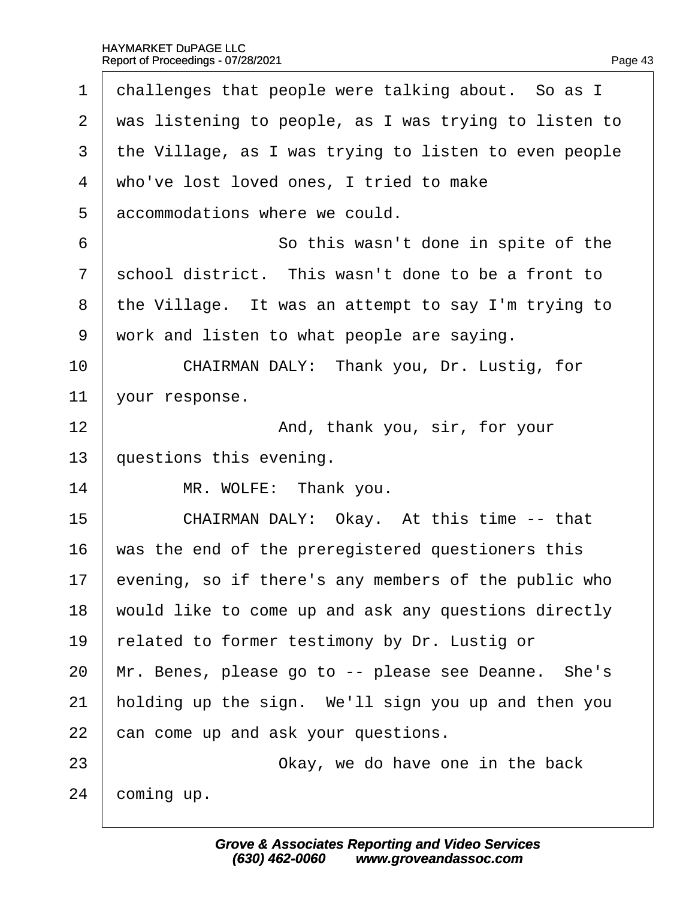1 challenges that people were talking about. So as I
2 was listening to people, as I was trying to listen to
3 the Village, as I was trying to listen to even people
4 who've lost loved ones, I tried to make
5 accommodations where we could.
6 So this wasn't done in spite of the
7 school district. This wasn't done to be a front to
8 the Village. It was an attempt to say I'm trying to
9 work and listen to what people are saying.
10 CHAIRMAN DALY: Thank you, Dr. Lustig, for
11 your response.
12 And, thank you, sir, for your
13 questions this evening.
14 MR. WOLFE: Thank you.
15 CHAIRMAN DALY: Okay. At this time -- that
16 was the end of the preregistered questioners this
17 evening, so if there's any members of the public who
18 would like to come up and ask any questions directly
19 related to former testimony by Dr. Lustig or
20 Mr. Benes, please go to -- please see Deanne. She's
21 holding up the sign. We'll sign you up and then you
22 can come up and ask your questions.
23 Okay, we do have one in the back
24 coming up.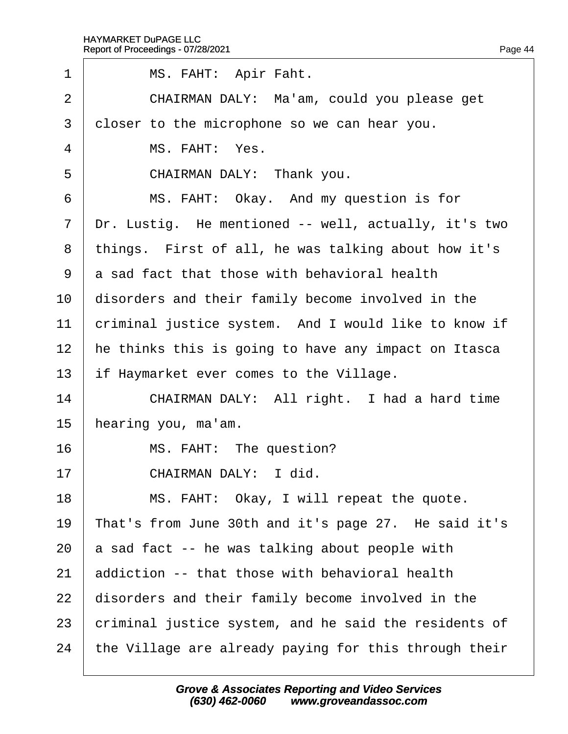MS. FAHT: Apir Faht.

CHAIRMAN DALY: Ma'am, could you please get closer to the microphone so we can hear you.

MS. FAHT: Yes.

CHAIRMAN DALY: Thank you.

MS. FAHT: Okay. And my question is for Dr. Lustig. He mentioned -- well, actually, it's two things. First of all, he was talking about how it's a sad fact that those with behavioral health disorders and their family become involved in the criminal justice system. And I would like to know if he thinks this is going to have any impact on Itasca if Haymarket ever comes to the Village.

CHAIRMAN DALY: All right. I had a hard time hearing you, ma'am.

MS. FAHT: The question?

CHAIRMAN DALY: I did.

MS. FAHT: Okay, I will repeat the quote. That's from June 30th and it's page 27. He said it's a sad fact -- he was talking about people with addiction -- that those with behavioral health disorders and their family become involved in the criminal justice system, and he said the residents of the Village are already paying for this through their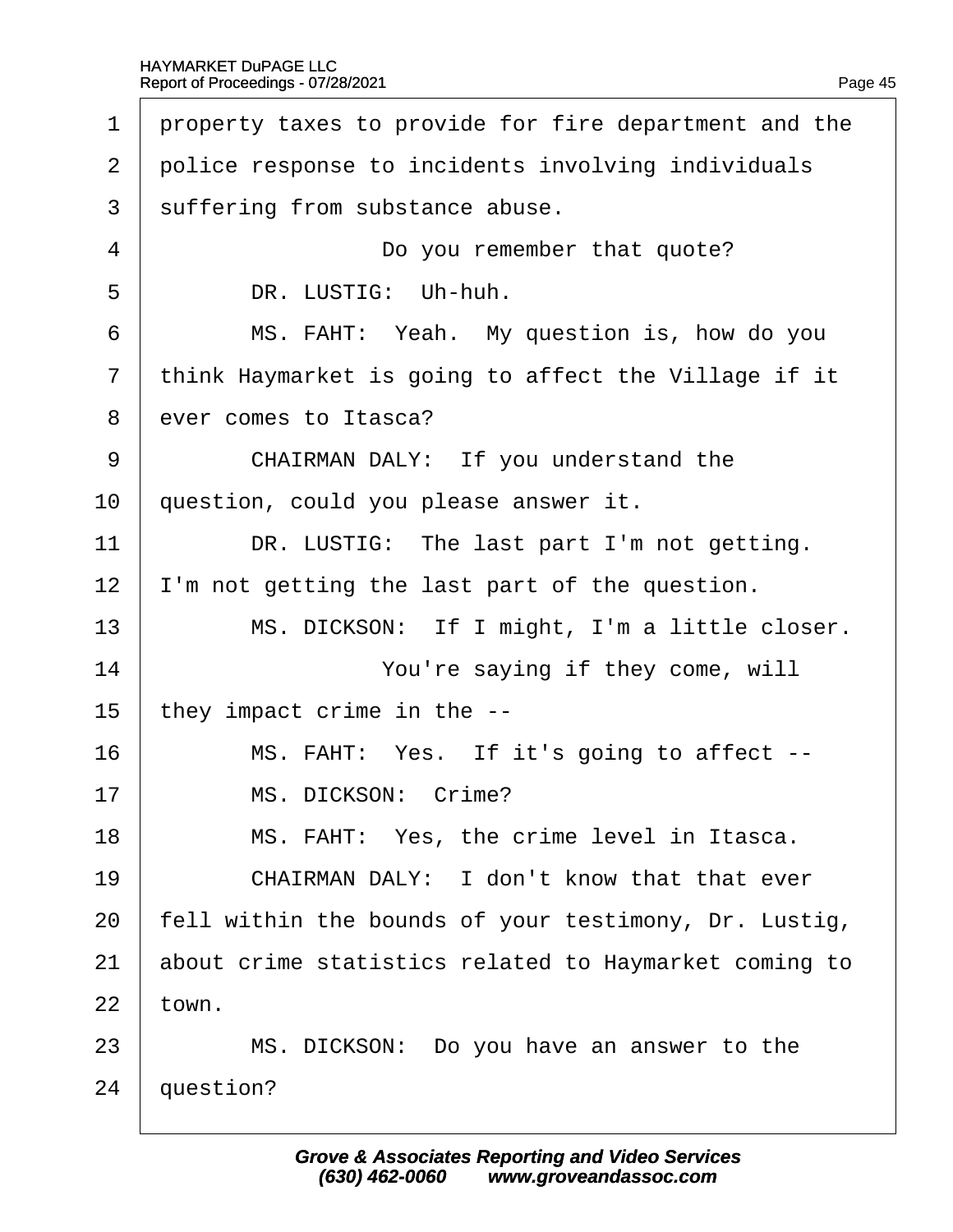property taxes to provide for fire department and the police response to incidents involving individuals suffering from substance abuse.

Do you remember that quote?

DR. LUSTIG: Uh-huh.

MS. FAHT: Yeah. My question is, how do you think Haymarket is going to affect the Village if it ever comes to Itasca?

CHAIRMAN DALY: If you understand the question, could you please answer it.

DR. LUSTIG: The last part I'm not getting. I'm not getting the last part of the question.

MS. DICKSON: If I might, I'm a little closer.

You're saying if they come, will they impact crime in the --

MS. FAHT: Yes. If it's going to affect --

MS. DICKSON: Crime?

MS. FAHT: Yes, the crime level in Itasca.

CHAIRMAN DALY: I don't know that that ever fell within the bounds of your testimony, Dr. Lustig, about crime statistics related to Haymarket coming to town.

MS. DICKSON: Do you have an answer to the question?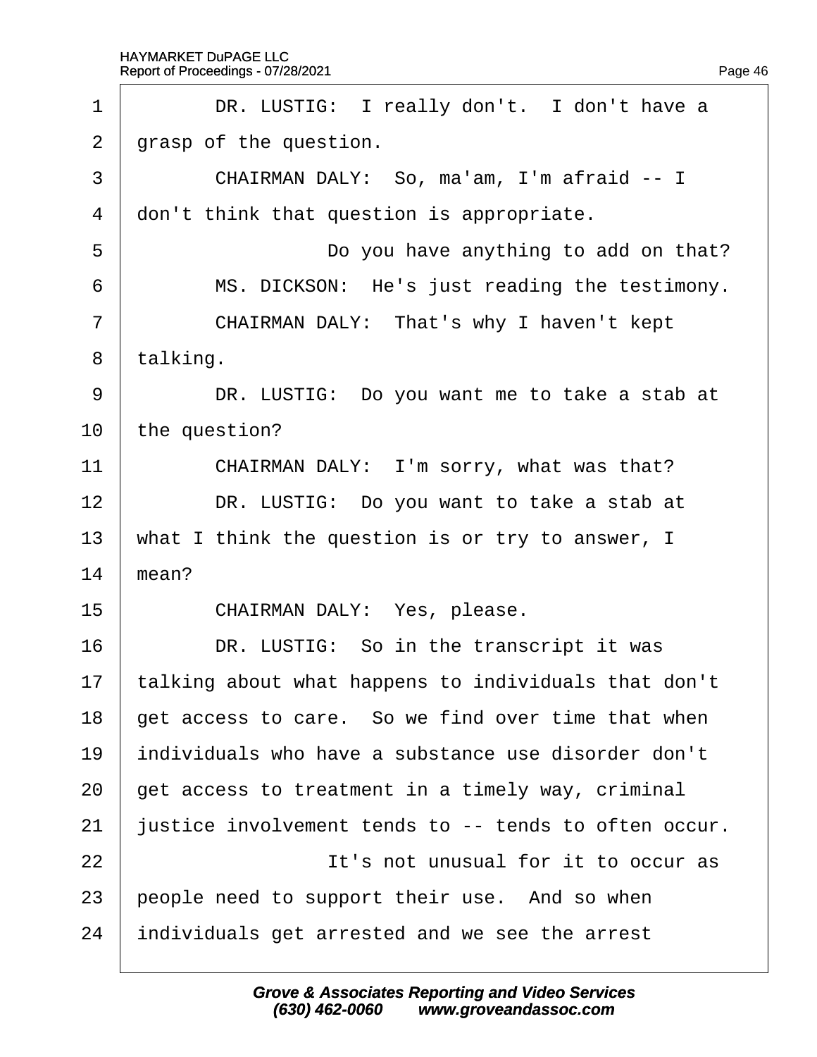1 DR. LUSTIG: I really don't. I don't have a
2 grasp of the question.
3 CHAIRMAN DALY: So, ma'am, I'm afraid -- I
4 don't think that question is appropriate.
5 Do you have anything to add on that?
6 MS. DICKSON: He's just reading the testimony.
7 CHAIRMAN DALY: That's why I haven't kept
8 talking.
9 DR. LUSTIG: Do you want me to take a stab at
10 the question?
11 CHAIRMAN DALY: I'm sorry, what was that?
12 DR. LUSTIG: Do you want to take a stab at
13 what I think the question is or try to answer, I
14 mean?
15 CHAIRMAN DALY: Yes, please.
16 DR. LUSTIG: So in the transcript it was
17 talking about what happens to individuals that don't
18 get access to care. So we find over time that when
19 individuals who have a substance use disorder don't
20 get access to treatment in a timely way, criminal
21 justice involvement tends to -- tends to often occur.
22 It's not unusual for it to occur as
23 people need to support their use. And so when
24 individuals get arrested and we see the arrest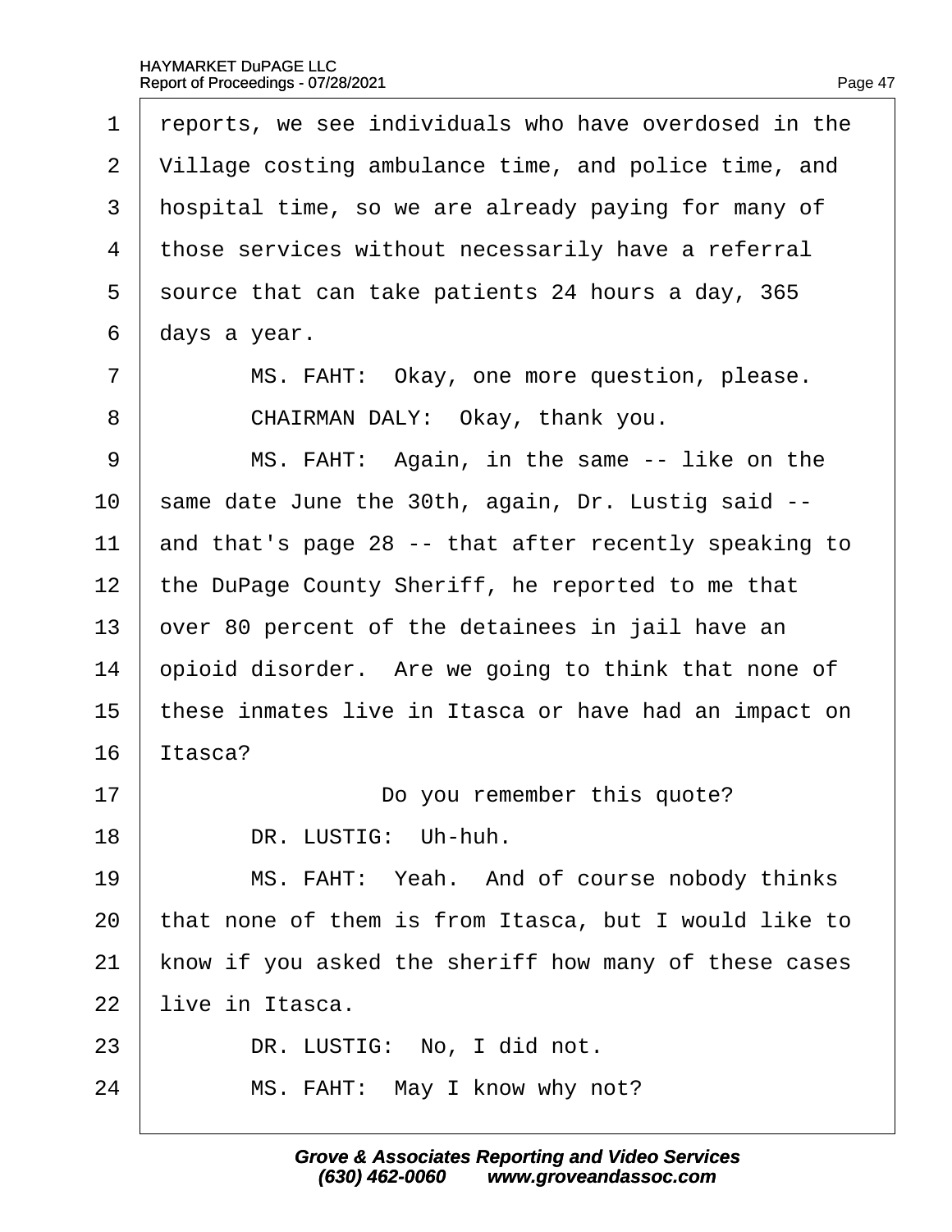1 reports, we see individuals who have overdosed in the
2 Village costing ambulance time, and police time, and
3 hospital time, so we are already paying for many of
4 those services without necessarily have a referral
5 source that can take patients 24 hours a day, 365
6 days a year.

7 MS. FAHT: Okay, one more question, please.

8 CHAIRMAN DALY: Okay, thank you.

9 MS. FAHT: Again, in the same -- like on the
10 same date June the 30th, again, Dr. Lustig said --
11 and that's page 28 -- that after recently speaking to
12 the DuPage County Sheriff, he reported to me that
13 over 80 percent of the detainees in jail have an
14 opioid disorder. Are we going to think that none of
15 these inmates live in Itasca or have had an impact on
16 Itasca?

17 Do you remember this quote?

18 DR. LUSTIG: Uh-huh.

19 MS. FAHT: Yeah. And of course nobody thinks
20 that none of them is from Itasca, but I would like to
21 know if you asked the sheriff how many of these cases
22 live in Itasca.

23 DR. LUSTIG: No, I did not.

24 MS. FAHT: May I know why not?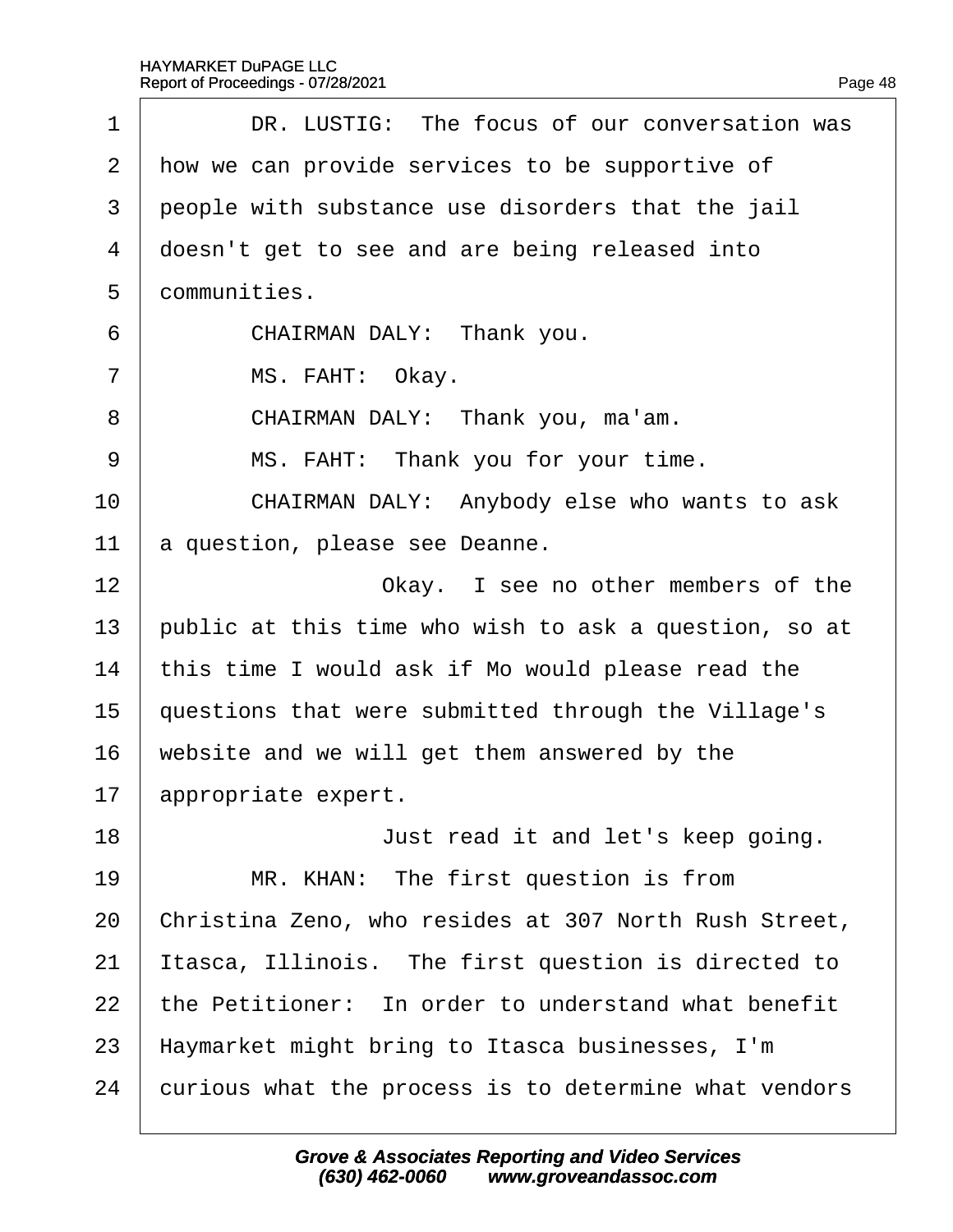1 DR. LUSTIG: The focus of our conversation was
2 how we can provide services to be supportive of
3 people with substance use disorders that the jail
4 doesn't get to see and are being released into
5 communities.
6 CHAIRMAN DALY: Thank you.
7 MS. FAHT: Okay.
8 CHAIRMAN DALY: Thank you, ma'am.
9 MS. FAHT: Thank you for your time.
10 CHAIRMAN DALY: Anybody else who wants to ask
11 a question, please see Deanne.
12 Okay. I see no other members of the
13 public at this time who wish to ask a question, so at
14 this time I would ask if Mo would please read the
15 questions that were submitted through the Village's
16 website and we will get them answered by the
17 appropriate expert.
18 Just read it and let's keep going.
19 MR. KHAN: The first question is from
20 Christina Zeno, who resides at 307 North Rush Street,
21 Itasca, Illinois. The first question is directed to
22 the Petitioner: In order to understand what benefit
23 Haymarket might bring to Itasca businesses, I'm
24 curious what the process is to determine what vendors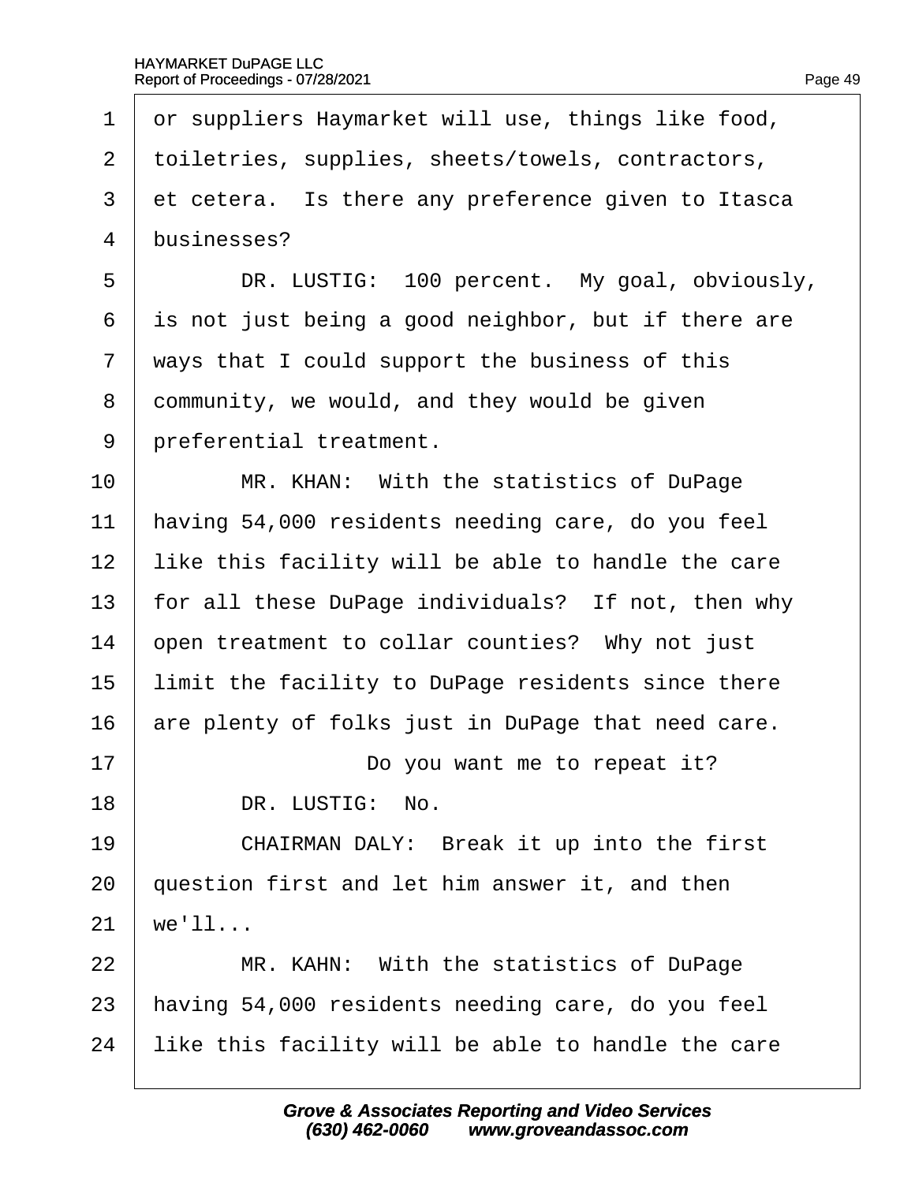1 or suppliers Haymarket will use, things like food,

2 toiletries, supplies, sheets/towels, contractors,

3 et cetera. Is there any preference given to Itasca

4 businesses?

5 DR. LUSTIG: 100 percent. My goal, obviously,

6 is not just being a good neighbor, but if there are

7 ways that I could support the business of this

8 community, we would, and they would be given

9 preferential treatment.

10 MR. KHAN: With the statistics of DuPage

11 having 54,000 residents needing care, do you feel

12 like this facility will be able to handle the care

13 for all these DuPage individuals? If not, then why

14 open treatment to collar counties? Why not just

15 limit the facility to DuPage residents since there

16 are plenty of folks just in DuPage that need care.

17 Do you want me to repeat it?

18 DR. LUSTIG: No.

19 CHAIRMAN DALY: Break it up into the first

20 question first and let him answer it, and then

21 we'll...

22 MR. KAHN: With the statistics of DuPage

23 having 54,000 residents needing care, do you feel

24 like this facility will be able to handle the care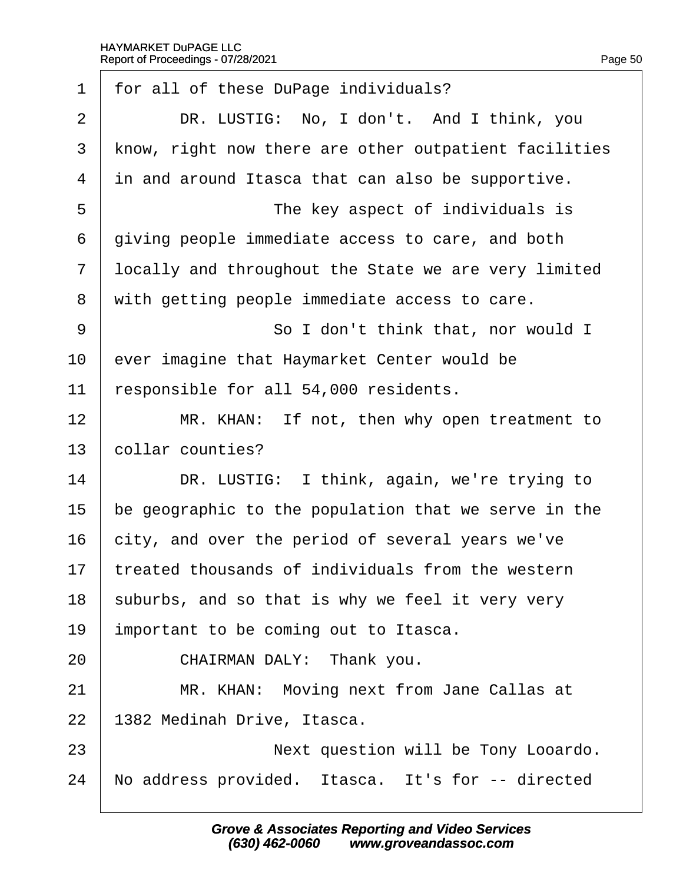1 for all of these DuPage individuals?

2 DR. LUSTIG: No, I don't. And I think, you

3 know, right now there are other outpatient facilities

4 in and around Itasca that can also be supportive.

5 The key aspect of individuals is

6 giving people immediate access to care, and both

7 locally and throughout the State we are very limited

8 with getting people immediate access to care.

9 So I don't think that, nor would I

10 ever imagine that Haymarket Center would be

11 responsible for all 54,000 residents.

12 MR. KHAN: If not, then why open treatment to

13 collar counties?

14 DR. LUSTIG: I think, again, we're trying to

15 be geographic to the population that we serve in the

16 city, and over the period of several years we've

17 treated thousands of individuals from the western

18 suburbs, and so that is why we feel it very very

19 important to be coming out to Itasca.

20 CHAIRMAN DALY: Thank you.

21 MR. KHAN: Moving next from Jane Callas at

22 1382 Medinah Drive, Itasca.

23 Next question will be Tony Looardo.

24 No address provided. Itasca. It's for -- directed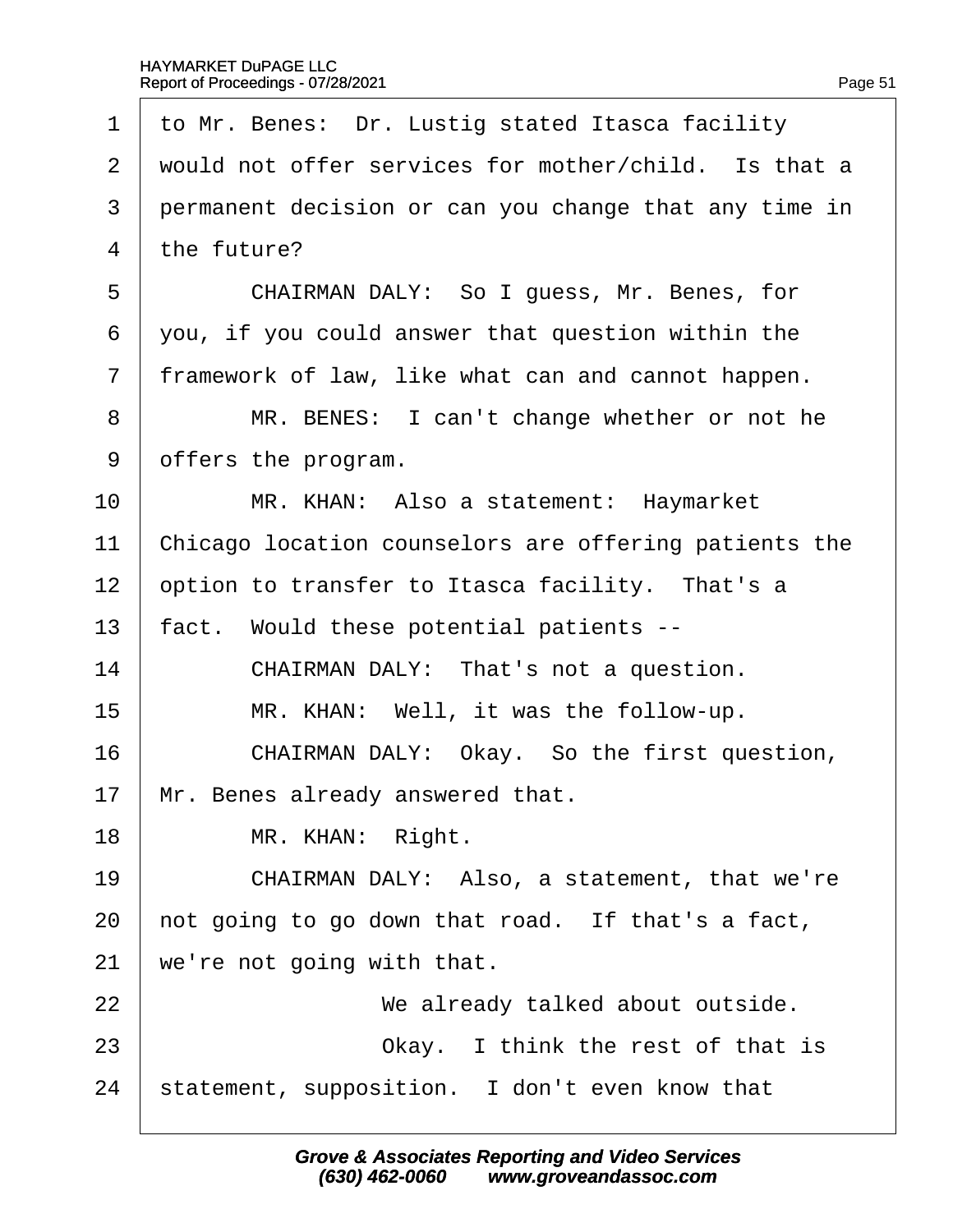1 to Mr. Benes: Dr. Lustig stated Itasca facility
2 would not offer services for mother/child. Is that a
3 permanent decision or can you change that any time in
4 the future?
5 CHAIRMAN DALY: So I guess, Mr. Benes, for
6 you, if you could answer that question within the
7 framework of law, like what can and cannot happen.
8 MR. BENES: I can't change whether or not he
9 offers the program.
10 MR. KHAN: Also a statement: Haymarket
11 Chicago location counselors are offering patients the
12 option to transfer to Itasca facility. That's a
13 fact. Would these potential patients --
14 CHAIRMAN DALY: That's not a question.
15 MR. KHAN: Well, it was the follow-up.
16 CHAIRMAN DALY: Okay. So the first question,
17 Mr. Benes already answered that.
18 MR. KHAN: Right.
19 CHAIRMAN DALY: Also, a statement, that we're
20 not going to go down that road. If that's a fact,
21 we're not going with that.
22 We already talked about outside.
23 Okay. I think the rest of that is
24 statement, supposition. I don't even know that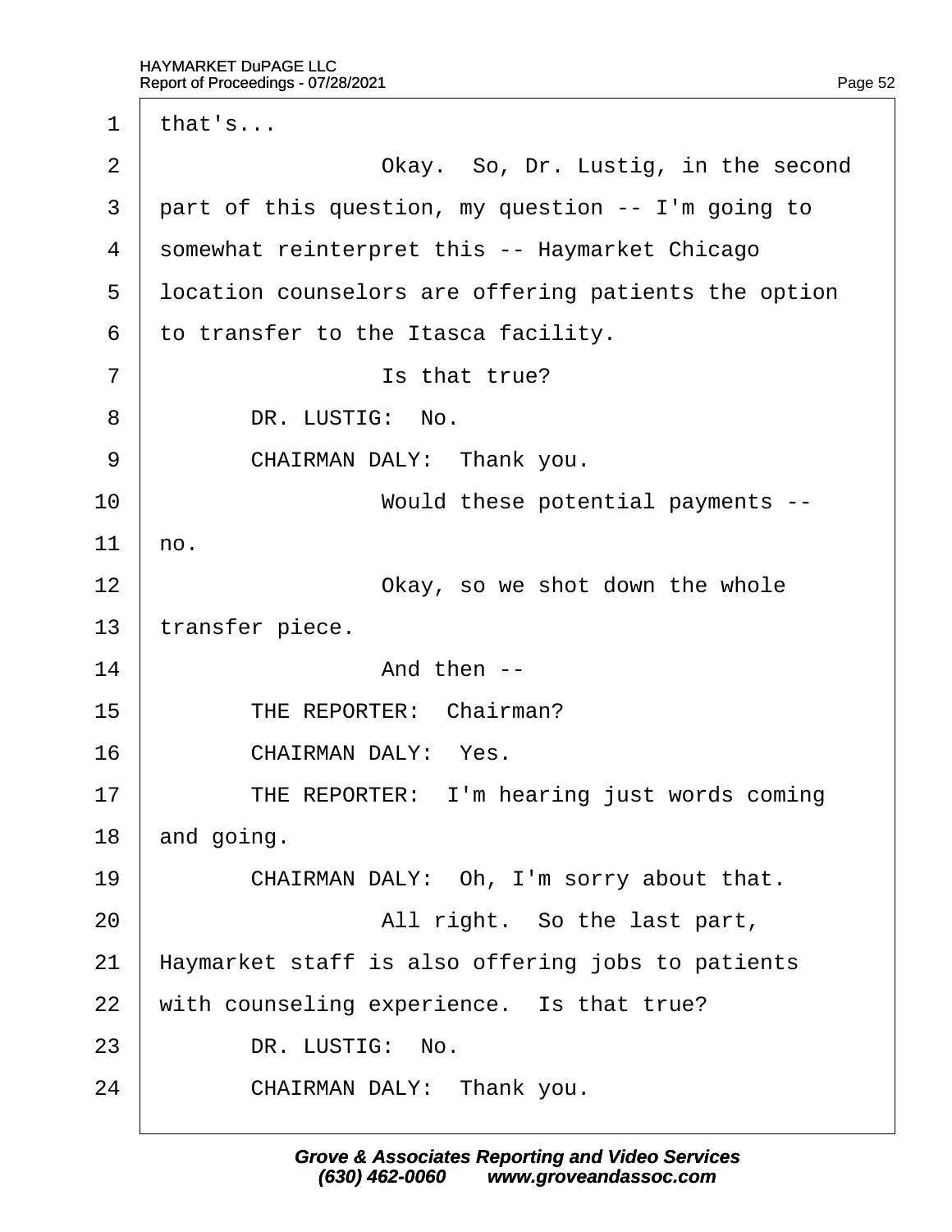that's...

Okay. So, Dr. Lustig, in the second part of this question, my question -- I'm going to somewhat reinterpret this -- Haymarket Chicago location counselors are offering patients the option to transfer to the Itasca facility.

Is that true?

DR. LUSTIG: No.

CHAIRMAN DALY: Thank you.

Would these potential payments -- no.

Okay, so we shot down the whole transfer piece.

And then --

THE REPORTER: Chairman?

CHAIRMAN DALY: Yes.

THE REPORTER: I'm hearing just words coming and going.

CHAIRMAN DALY: Oh, I'm sorry about that.

All right. So the last part, Haymarket staff is also offering jobs to patients with counseling experience. Is that true?

DR. LUSTIG: No.

CHAIRMAN DALY: Thank you.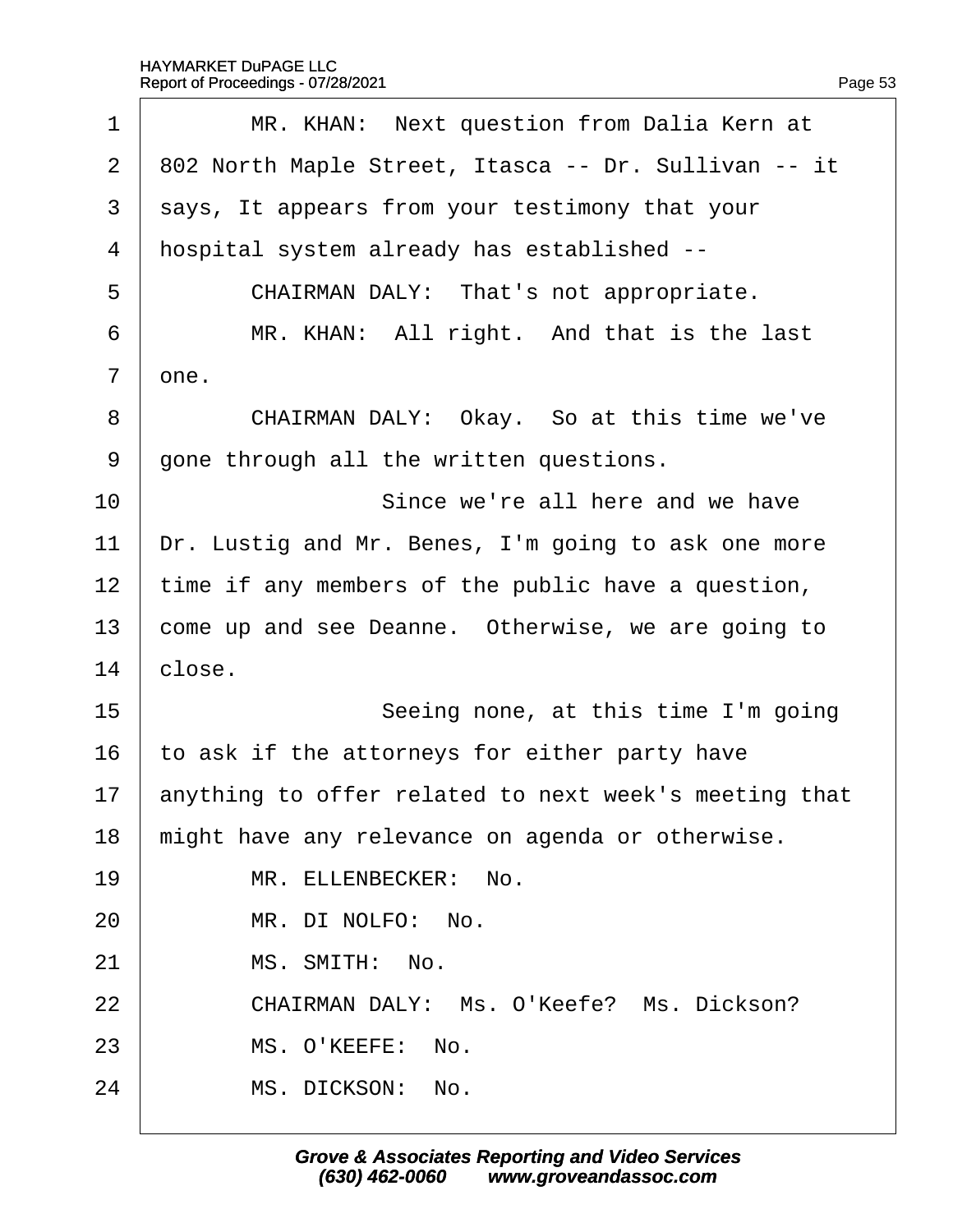1 MR. KHAN: Next question from Dalia Kern at
2 802 North Maple Street, Itasca -- Dr. Sullivan -- it
3 says, It appears from your testimony that your
4 hospital system already has established --
5 CHAIRMAN DALY: That's not appropriate.
6 MR. KHAN: All right. And that is the last
7 one.
8 CHAIRMAN DALY: Okay. So at this time we've
9 gone through all the written questions.
10 Since we're all here and we have
11 Dr. Lustig and Mr. Benes, I'm going to ask one more
12 time if any members of the public have a question,
13 come up and see Deanne. Otherwise, we are going to
14 close.
15 Seeing none, at this time I'm going
16 to ask if the attorneys for either party have
17 anything to offer related to next week's meeting that
18 might have any relevance on agenda or otherwise.
19 MR. ELLENBECKER: No.
20 MR. DI NOLFO: No.
21 MS. SMITH: No.
22 CHAIRMAN DALY: Ms. O'Keefe? Ms. Dickson?
23 MS. O'KEEFE: No.
24 MS. DICKSON: No.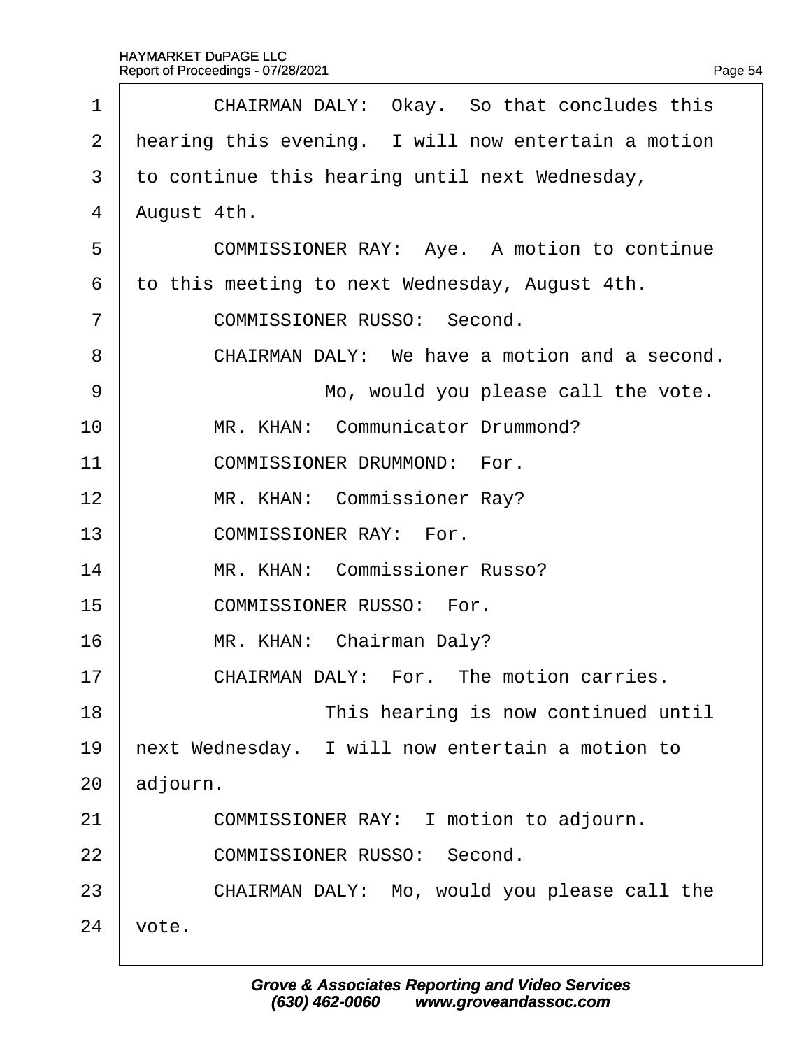1 CHAIRMAN DALY: Okay. So that concludes this
2 hearing this evening. I will now entertain a motion
3 to continue this hearing until next Wednesday,
4 August 4th.
5 COMMISSIONER RAY: Aye. A motion to continue
6 to this meeting to next Wednesday, August 4th.
7 COMMISSIONER RUSSO: Second.
8 CHAIRMAN DALY: We have a motion and a second.
9 Mo, would you please call the vote.
10 MR. KHAN: Communicator Drummond?
11 COMMISSIONER DRUMMOND: For.
12 MR. KHAN: Commissioner Ray?
13 COMMISSIONER RAY: For.
14 MR. KHAN: Commissioner Russo?
15 COMMISSIONER RUSSO: For.
16 MR. KHAN: Chairman Daly?
17 CHAIRMAN DALY: For. The motion carries.
18 This hearing is now continued until
19 next Wednesday. I will now entertain a motion to
20 adjourn.
21 COMMISSIONER RAY: I motion to adjourn.
22 COMMISSIONER RUSSO: Second.
23 CHAIRMAN DALY: Mo, would you please call the
24 vote.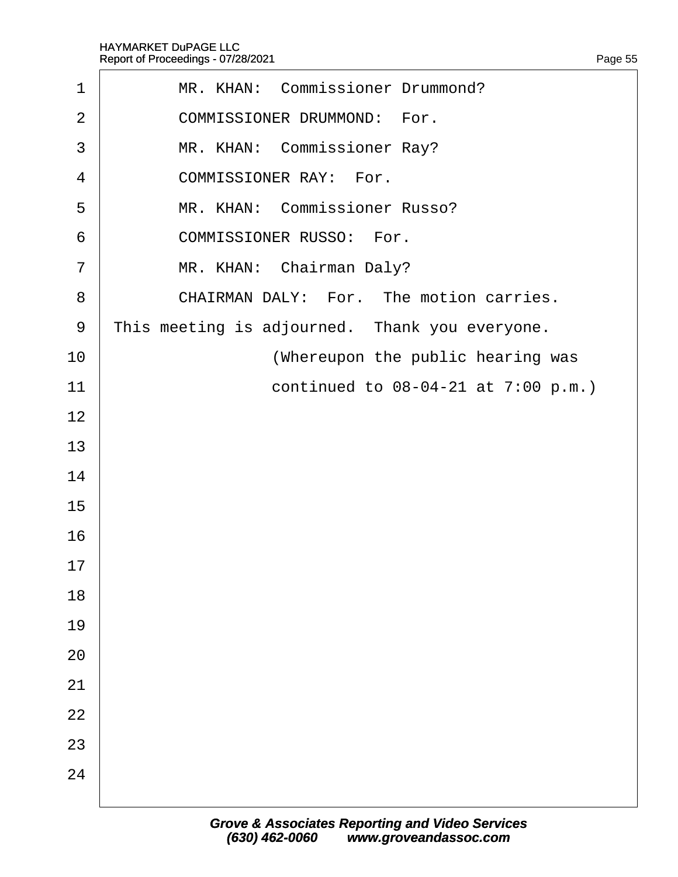1 MR. KHAN: Commissioner Drummond?

2 COMMISSIONER DRUMMOND: For.

3 MR. KHAN: Commissioner Ray?

4 COMMISSIONER RAY: For.

5 MR. KHAN: Commissioner Russo?

6 COMMISSIONER RUSSO: For.

7 MR. KHAN: Chairman Daly?

8 CHAIRMAN DALY: For. The motion carries.

9 This meeting is adjourned. Thank you everyone.

10 (Whereupon the public hearing was

11 continued to 08-04-21 at 7:00 p.m.)

12

13

14

15

16

17

18

19

20

21

22

23

24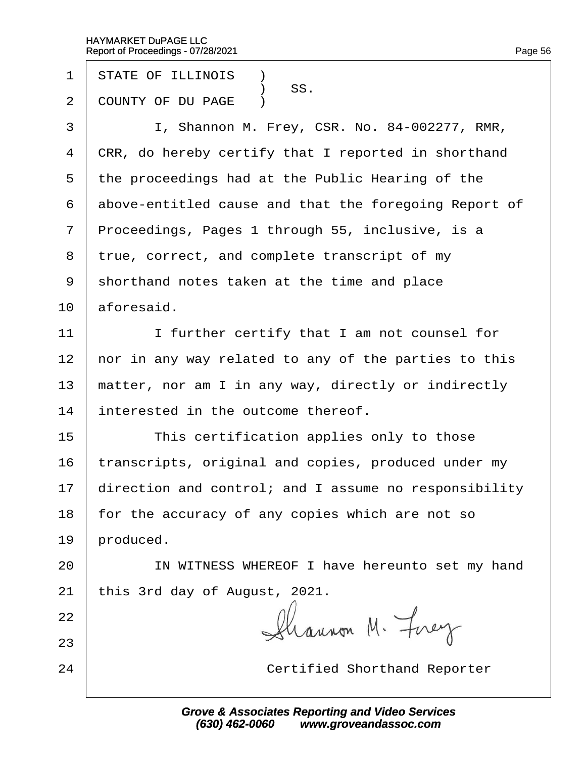STATE OF ILLINOIS )
) SS.
COUNTY OF DU PAGE )

I, Shannon M. Frey, CSR. No. 84-002277, RMR, CRR, do hereby certify that I reported in shorthand the proceedings had at the Public Hearing of the above-entitled cause and that the foregoing Report of Proceedings, Pages 1 through 55, inclusive, is a true, correct, and complete transcript of my shorthand notes taken at the time and place aforesaid.

I further certify that I am not counsel for nor in any way related to any of the parties to this matter, nor am I in any way, directly or indirectly interested in the outcome thereof.

This certification applies only to those transcripts, original and copies, produced under my direction and control; and I assume no responsibility for the accuracy of any copies which are not so produced.

IN WITNESS WHEREOF I have hereunto set my hand this 3rd day of August, 2021.

Shannon M. Frey

Certified Shorthand Reporter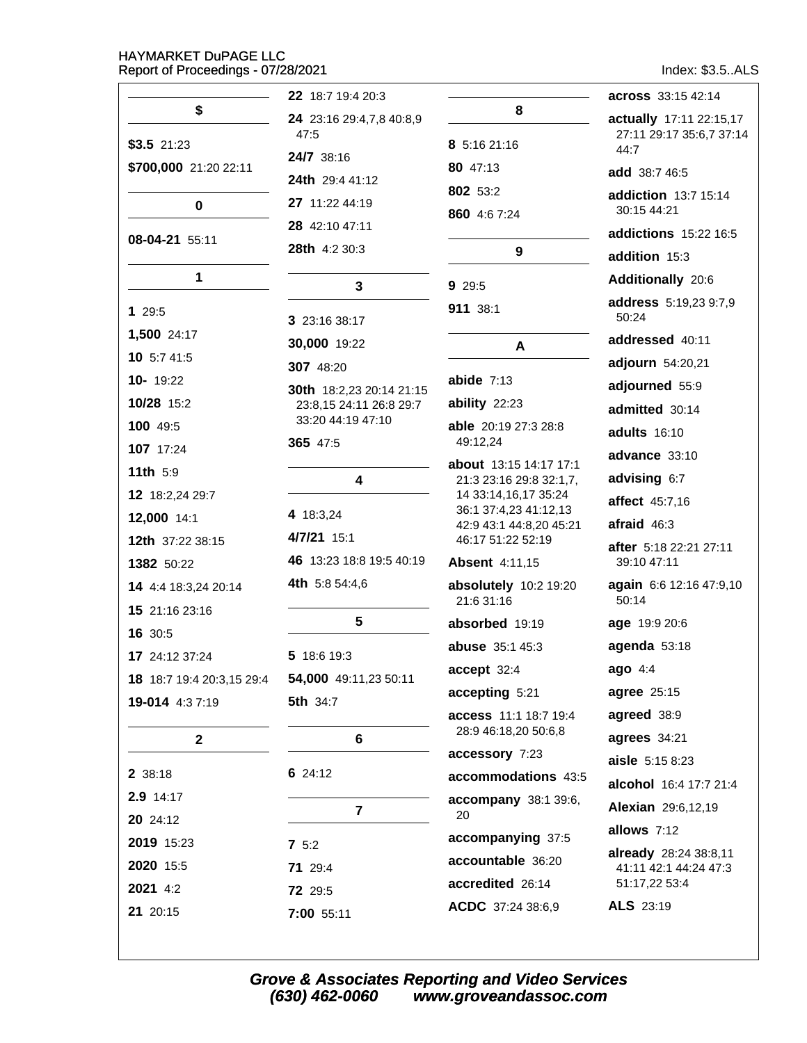## $

**$3.5** 21:23

**$700,000** 21:20 22:11

## 0

**08-04-21** 55:11

## 1

**1** 29:5

**1,500** 24:17

**10** 5:7 41:5

**10-** 19:22

**10/28** 15:2

**100** 49:5

**107** 17:24

**11th** 5:9

**12** 18:2,24 29:7

**12,000** 14:1

**12th** 37:22 38:15

**1382** 50:22

**14** 4:4 18:3,24 20:14

**15** 21:16 23:16

**16** 30:5

**17** 24:12 37:24

**18** 18:7 19:4 20:3,15 29:4

**19-014** 4:3 7:19

## 2

**2** 38:18

**2.9** 14:17

**20** 24:12

**2019** 15:23

**2020** 15:5

**2021** 4:2

**21** 20:15

**22** 18:7 19:4 20:3

**24** 23:16 29:4,7,8 40:8,9 47:5

**24/7** 38:16

**24th** 29:4 41:12

**27** 11:22 44:19

**28** 42:10 47:11

**28th** 4:2 30:3

## 3

**3** 23:16 38:17

**30,000** 19:22

**307** 48:20

**30th** 18:2,23 20:14 21:15 23:8,15 24:11 26:8 29:7 33:20 44:19 47:10

**365** 47:5

## 4

**4** 18:3,24

**4/7/21** 15:1

**46** 13:23 18:8 19:5 40:19

**4th** 5:8 54:4,6

## 5

**5** 18:6 19:3

**54,000** 49:11,23 50:11

**5th** 34:7

## 6

**6** 24:12

## 7

**7** 5:2

**71** 29:4

**72** 29:5

**7:00** 55:11

## 8

**8** 5:16 21:16

**80** 47:13

**802** 53:2

**860** 4:6 7:24

## 9

**9** 29:5

**911** 38:1

## A

**abide** 7:13

**ability** 22:23

**able** 20:19 27:3 28:8 49:12,24

**about** 13:15 14:17 17:1 21:3 23:16 29:8 32:1,7, 14 33:14,16,17 35:24 36:1 37:4,23 41:12,13 42:9 43:1 44:8,20 45:21 46:17 51:22 52:19

**Absent** 4:11,15

**absolutely** 10:2 19:20 21:6 31:16

**absorbed** 19:19

**abuse** 35:1 45:3

**accept** 32:4

**accepting** 5:21

**access** 11:1 18:7 19:4 28:9 46:18,20 50:6,8

**accessory** 7:23

**accommodations** 43:5

**accompany** 38:1 39:6, 20

**accompanying** 37:5

**accountable** 36:20

**accredited** 26:14

**ACDC** 37:24 38:6,9

**across** 33:15 42:14

**actually** 17:11 22:15,17 27:11 29:17 35:6,7 37:14 44:7

**add** 38:7 46:5

**addiction** 13:7 15:14 30:15 44:21

**addictions** 15:22 16:5

**addition** 15:3

**Additionally** 20:6

**address** 5:19,23 9:7,9 50:24

**addressed** 40:11

**adjourn** 54:20,21

**adjourned** 55:9

**admitted** 30:14

**adults** 16:10

**advance** 33:10

**advising** 6:7

**affect** 45:7,16

**afraid** 46:3

**after** 5:18 22:21 27:11 39:10 47:11

**again** 6:6 12:16 47:9,10 50:14

**age** 19:9 20:6

**agenda** 53:18

**ago** 4:4

**agree** 25:15

**agreed** 38:9

**agrees** 34:21

**aisle** 5:15 8:23

**alcohol** 16:4 17:7 21:4

**Alexian** 29:6,12,19

**allows** 7:12

**already** 28:24 38:8,11 41:11 42:1 44:24 47:3 51:17,22 53:4

**ALS** 23:19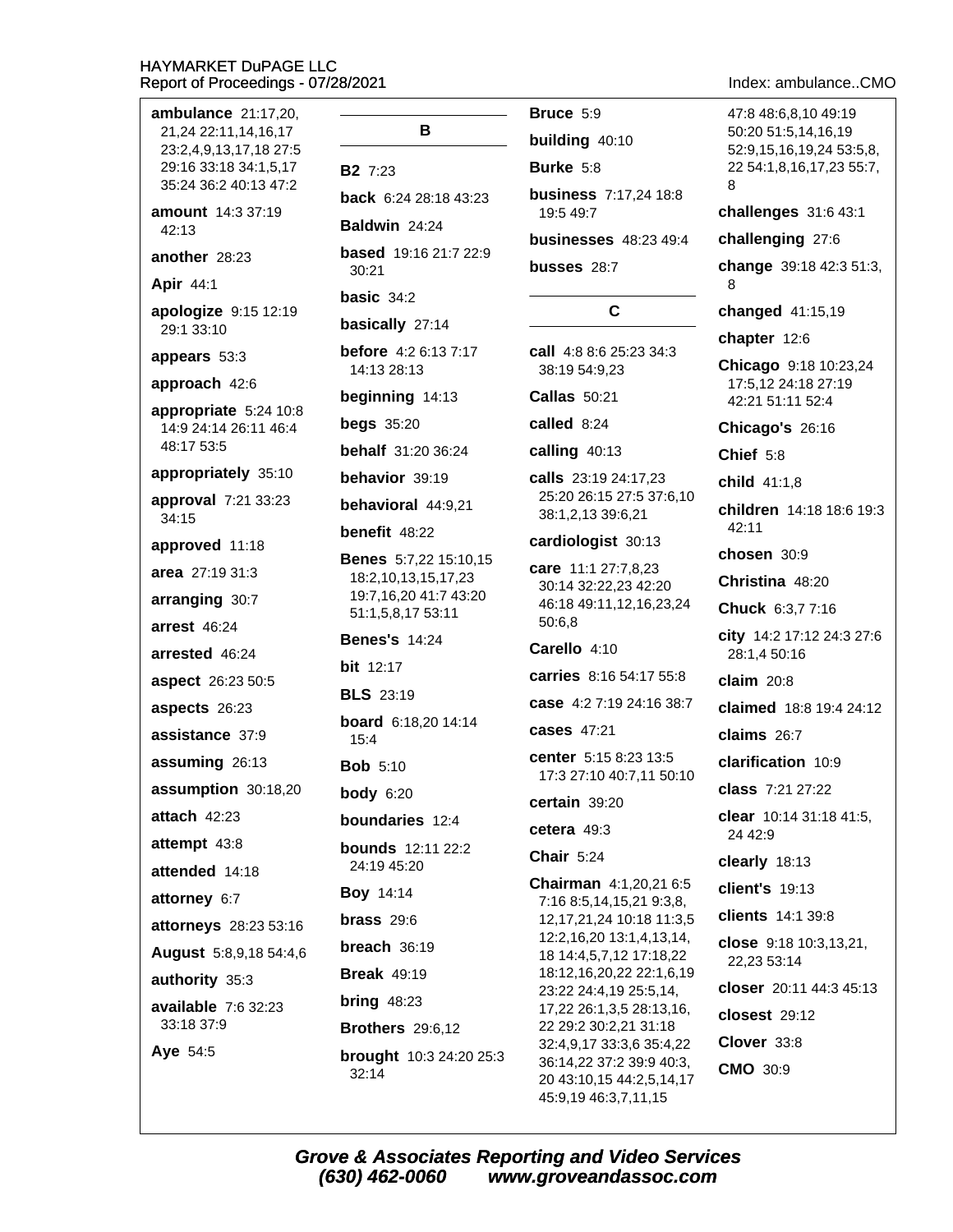**ambulance** 21:17,20, 21,24 22:11,14,16,17 23:2,4,9,13,17,18 27:5 29:16 33:18 34:1,5,17 35:24 36:2 40:13 47:2

**amount** 14:3 37:19 42:13

**another** 28:23

**Apir** 44:1

**apologize** 9:15 12:19 29:1 33:10

**appears** 53:3

**approach** 42:6

**appropriate** 5:24 10:8 14:9 24:14 26:11 46:4 48:17 53:5

**appropriately** 35:10

**approval** 7:21 33:23 34:15

**approved** 11:18

**area** 27:19 31:3

**arranging** 30:7

**arrest** 46:24

**arrested** 46:24

**aspect** 26:23 50:5

**aspects** 26:23

**assistance** 37:9

**assuming** 26:13

**assumption** 30:18,20

**attach** 42:23

**attempt** 43:8

**attended** 14:18

**attorney** 6:7

**attorneys** 28:23 53:16

**August** 5:8,9,18 54:4,6

**authority** 35:3

**available** 7:6 32:23 33:18 37:9

**Aye** 54:5

## B

**B2** 7:23

**back** 6:24 28:18 43:23

**Baldwin** 24:24

**based** 19:16 21:7 22:9 30:21

**basic** 34:2

**basically** 27:14

**before** 4:2 6:13 7:17 14:13 28:13

**beginning** 14:13

**begs** 35:20

**behalf** 31:20 36:24

**behavior** 39:19

**behavioral** 44:9,21

**benefit** 48:22

**Benes** 5:7,22 15:10,15 18:2,10,13,15,17,23 19:7,16,20 41:7 43:20 51:1,5,8,17 53:11

**Benes's** 14:24

**bit** 12:17

**BLS** 23:19

**board** 6:18,20 14:14 15:4

**Bob** 5:10

**body** 6:20

**boundaries** 12:4

**bounds** 12:11 22:2 24:19 45:20

**Boy** 14:14

**brass** 29:6

**breach** 36:19

**Break** 49:19

**bring** 48:23

**Brothers** 29:6,12

**brought** 10:3 24:20 25:3 32:14

**Bruce** 5:9

**building** 40:10

**Burke** 5:8

**business** 7:17,24 18:8 19:5 49:7

**businesses** 48:23 49:4

**busses** 28:7

## C

**call** 4:8 8:6 25:23 34:3 38:19 54:9,23

**Callas** 50:21

**called** 8:24

**calling** 40:13

**calls** 23:19 24:17,23 25:20 26:15 27:5 37:6,10 38:1,2,13 39:6,21

**cardiologist** 30:13

**care** 11:1 27:7,8,23 30:14 32:22,23 42:20 46:18 49:11,12,16,23,24 50:6,8

**Carello** 4:10

**carries** 8:16 54:17 55:8

**case** 4:2 7:19 24:16 38:7

**cases** 47:21

**center** 5:15 8:23 13:5 17:3 27:10 40:7,11 50:10

**certain** 39:20

**cetera** 49:3

**Chair** 5:24

**Chairman** 4:1,20,21 6:5 7:16 8:5,14,15,21 9:3,8, 12,17,21,24 10:18 11:3,5 12:2,16,20 13:1,4,13,14, 18 14:4,5,7,12 17:18,22 18:12,16,20,22 22:1,6,19 23:22 24:4,19 25:5,14, 17,22 26:1,3,5 28:13,16, 22 29:2 30:2,21 31:18 32:4,9,17 33:3,6 35:4,22 36:14,22 37:2 39:9 40:3, 20 43:10,15 44:2,5,14,17 45:9,19 46:3,7,11,15 47:8 48:6,8,10 49:19 50:20 51:5,14,16,19 52:9,15,16,19,24 53:5,8, 22 54:1,8,16,17,23 55:7, 8

**challenges** 31:6 43:1

**challenging** 27:6

**change** 39:18 42:3 51:3, 8

**changed** 41:15,19

**chapter** 12:6

**Chicago** 9:18 10:23,24 17:5,12 24:18 27:19 42:21 51:11 52:4

**Chicago's** 26:16

**Chief** 5:8

**child** 41:1,8

**children** 14:18 18:6 19:3 42:11

**chosen** 30:9

**Christina** 48:20

**Chuck** 6:3,7 7:16

**city** 14:2 17:12 24:3 27:6 28:1,4 50:16

**claim** 20:8

**claimed** 18:8 19:4 24:12

**claims** 26:7

**clarification** 10:9

**class** 7:21 27:22

**clear** 10:14 31:18 41:5, 24 42:9

**clearly** 18:13

**client's** 19:13

**clients** 14:1 39:8

**close** 9:18 10:3,13,21, 22,23 53:14

**closer** 20:11 44:3 45:13

**closest** 29:12

**Clover** 33:8

**CMO** 30:9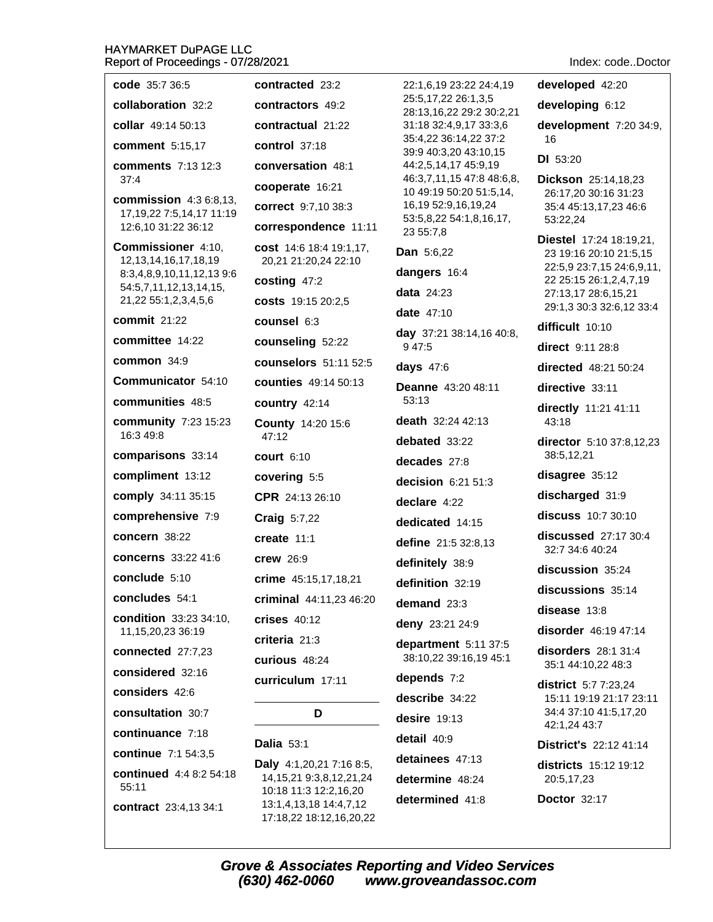**code** 35:7 36:5

**collaboration** 32:2

**collar** 49:14 50:13

**comment** 5:15,17

**comments** 7:13 12:3 37:4

**commission** 4:3 6:8,13, 17,19,22 7:5,14,17 11:19 12:6,10 31:22 36:12

**Commissioner** 4:10, 12,13,14,16,17,18,19 8:3,4,8,9,10,11,12,13 9:6 54:5,7,11,12,13,14,15, 21,22 55:1,2,3,4,5,6

**commit** 21:22

**committee** 14:22

**common** 34:9

**Communicator** 54:10

**communities** 48:5

**community** 7:23 15:23 16:3 49:8

**comparisons** 33:14

**compliment** 13:12

**comply** 34:11 35:15

**comprehensive** 7:9

**concern** 38:22

**concerns** 33:22 41:6

**conclude** 5:10

**concludes** 54:1

**condition** 33:23 34:10, 11,15,20,23 36:19

**connected** 27:7,23

**considered** 32:16

**considers** 42:6

**consultation** 30:7

**continuance** 7:18

**continue** 7:1 54:3,5

**continued** 4:4 8:2 54:18 55:11

**contract** 23:4,13 34:1

**contracted** 23:2

**contractors** 49:2

**contractual** 21:22

**control** 37:18

**conversation** 48:1

**cooperate** 16:21

**correct** 9:7,10 38:3

**correspondence** 11:11

**cost** 14:6 18:4 19:1,17, 20,21 21:20,24 22:10

**costing** 47:2

**costs** 19:15 20:2,5

**counsel** 6:3

**counseling** 52:22

**counselors** 51:11 52:5

**counties** 49:14 50:13

**country** 42:14

**County** 14:20 15:6 47:12

**court** 6:10

**covering** 5:5

**CPR** 24:13 26:10

**Craig** 5:7,22

**create** 11:1

**crew** 26:9

**crime** 45:15,17,18,21

**criminal** 44:11,23 46:20

**crises** 40:12

**criteria** 21:3

**curious** 48:24

**curriculum** 17:11

## D

**Dalia** 53:1

**Daly** 4:1,20,21 7:16 8:5, 14,15,21 9:3,8,12,21,24 10:18 11:3 12:2,16,20 13:1,4,13,18 14:4,7,12 17:18,22 18:12,16,20,22 22:1,6,19 23:22 24:4,19 25:5,17,22 26:1,3,5 28:13,16,22 29:2 30:2,21 31:18 32:4,9,17 33:3,6 35:4,22 36:14,22 37:2 39:9 40:3,20 43:10,15 44:2,5,14,17 45:9,19 46:3,7,11,15 47:8 48:6,8, 10 49:19 50:20 51:5,14, 16,19 52:9,16,19,24 53:5,8,22 54:1,8,16,17, 23 55:7,8

**Dan** 5:6,22

**dangers** 16:4

**data** 24:23

**date** 47:10

**day** 37:21 38:14,16 40:8, 9 47:5

**days** 47:6

**Deanne** 43:20 48:11 53:13

**death** 32:24 42:13

**debated** 33:22

**decades** 27:8

**decision** 6:21 51:3

**declare** 4:22

**dedicated** 14:15

**define** 21:5 32:8,13

**definitely** 38:9

**definition** 32:19

**demand** 23:3

**deny** 23:21 24:9

**department** 5:11 37:5 38:10,22 39:16,19 45:1

**depends** 7:2

**describe** 34:22

**desire** 19:13

**detail** 40:9

**detainees** 47:13

**determine** 48:24

**determined** 41:8

**developed** 42:20

**developing** 6:12

**development** 7:20 34:9, 16

**DI** 53:20

**Dickson** 25:14,18,23 26:17,20 30:16 31:23 35:4 45:13,17,23 46:6 53:22,24

**Diestel** 17:24 18:19,21, 23 19:16 20:10 21:5,15 22:5,9 23:7,15 24:6,9,11, 22 25:15 26:1,2,4,7,19 27:13,17 28:6,15,21 29:1,3 30:3 32:6,12 33:4

**difficult** 10:10

**direct** 9:11 28:8

**directed** 48:21 50:24

**directive** 33:11

**directly** 11:21 41:11 43:18

**director** 5:10 37:8,12,23 38:5,12,21

**disagree** 35:12

**discharged** 31:9

**discuss** 10:7 30:10

**discussed** 27:17 30:4 32:7 34:6 40:24

**discussion** 35:24

**discussions** 35:14

**disease** 13:8

**disorder** 46:19 47:14

**disorders** 28:1 31:4 35:1 44:10,22 48:3

**district** 5:7 7:23,24 15:11 19:19 21:17 23:11 34:4 37:10 41:5,17,20 42:1,24 43:7

**District's** 22:12 41:14

**districts** 15:12 19:12 20:5,17,23

**Doctor** 32:17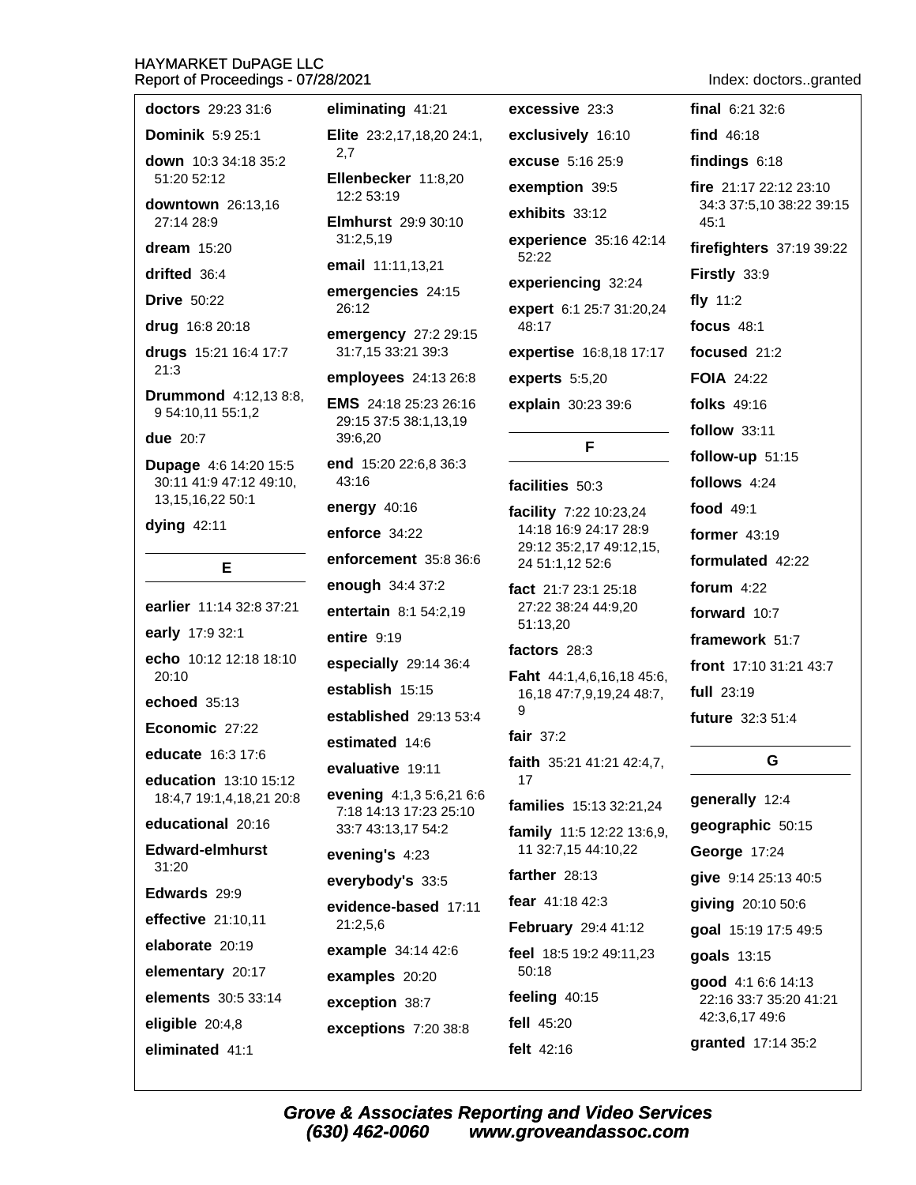**doctors** 29:23 31:6

**Dominik** 5:9 25:1

**down** 10:3 34:18 35:2 51:20 52:12

**downtown** 26:13,16 27:14 28:9

**dream** 15:20

**drifted** 36:4

**Drive** 50:22

**drug** 16:8 20:18

**drugs** 15:21 16:4 17:7 21:3

**Drummond** 4:12,13 8:8, 9 54:10,11 55:1,2

**due** 20:7

**Dupage** 4:6 14:20 15:5 30:11 41:9 47:12 49:10, 13,15,16,22 50:1

**dying** 42:11

## E

**earlier** 11:14 32:8 37:21

**early** 17:9 32:1

**echo** 10:12 12:18 18:10 20:10

**echoed** 35:13

**Economic** 27:22

**educate** 16:3 17:6

**education** 13:10 15:12 18:4,7 19:1,4,18,21 20:8

**educational** 20:16

**Edward-elmhurst** 31:20

**Edwards** 29:9

**effective** 21:10,11

**elaborate** 20:19

**elementary** 20:17

**elements** 30:5 33:14

**eligible** 20:4,8

**eliminated** 41:1

**eliminating** 41:21

**Elite** 23:2,17,18,20 24:1, 2,7

**Ellenbecker** 11:8,20 12:2 53:19

**Elmhurst** 29:9 30:10 31:2,5,19

**email** 11:11,13,21

**emergencies** 24:15 26:12

**emergency** 27:2 29:15 31:7,15 33:21 39:3

**employees** 24:13 26:8

**EMS** 24:18 25:23 26:16 29:15 37:5 38:1,13,19 39:6,20

**end** 15:20 22:6,8 36:3 43:16

**energy** 40:16

**enforce** 34:22

**enforcement** 35:8 36:6

**enough** 34:4 37:2

**entertain** 8:1 54:2,19

**entire** 9:19

**especially** 29:14 36:4

**establish** 15:15

**established** 29:13 53:4

**estimated** 14:6

**evaluative** 19:11

**evening** 4:1,3 5:6,21 6:6 7:18 14:13 17:23 25:10 33:7 43:13,17 54:2

**evening's** 4:23

**everybody's** 33:5

**evidence-based** 17:11 21:2,5,6

**example** 34:14 42:6

**examples** 20:20

**exception** 38:7

**exceptions** 7:20 38:8

**excessive** 23:3

**exclusively** 16:10

**excuse** 5:16 25:9

**exemption** 39:5

**exhibits** 33:12

**experience** 35:16 42:14 52:22

**experiencing** 32:24

**expert** 6:1 25:7 31:20,24 48:17

**expertise** 16:8,18 17:17

**experts** 5:5,20

**explain** 30:23 39:6

## F

**facilities** 50:3

**facility** 7:22 10:23,24 14:18 16:9 24:17 28:9 29:12 35:2,17 49:12,15, 24 51:1,12 52:6

**fact** 21:7 23:1 25:18 27:22 38:24 44:9,20 51:13,20

**factors** 28:3

**Faht** 44:1,4,6,16,18 45:6, 16,18 47:7,9,19,24 48:7, 9

**fair** 37:2

**faith** 35:21 41:21 42:4,7, 17

**families** 15:13 32:21,24

**family** 11:5 12:22 13:6,9, 11 32:7,15 44:10,22

**farther** 28:13

**fear** 41:18 42:3

**February** 29:4 41:12

**feel** 18:5 19:2 49:11,23 50:18

**feeling** 40:15

**fell** 45:20

**felt** 42:16

**final** 6:21 32:6

**find** 46:18

**findings** 6:18

**fire** 21:17 22:12 23:10 34:3 37:5,10 38:22 39:15 45:1

**firefighters** 37:19 39:22

**Firstly** 33:9

**fly** 11:2

**focus** 48:1

**focused** 21:2

**FOIA** 24:22

**folks** 49:16

**follow** 33:11

**follow-up** 51:15

**follows** 4:24

**food** 49:1

**former** 43:19

**formulated** 42:22

**forum** 4:22

**forward** 10:7

**framework** 51:7

**front** 17:10 31:21 43:7

**full** 23:19

**future** 32:3 51:4

## G

**generally** 12:4

**geographic** 50:15

**George** 17:24

**give** 9:14 25:13 40:5

**giving** 20:10 50:6

**goal** 15:19 17:5 49:5

**goals** 13:15

**good** 4:1 6:6 14:13 22:16 33:7 35:20 41:21 42:3,6,17 49:6

**granted** 17:14 35:2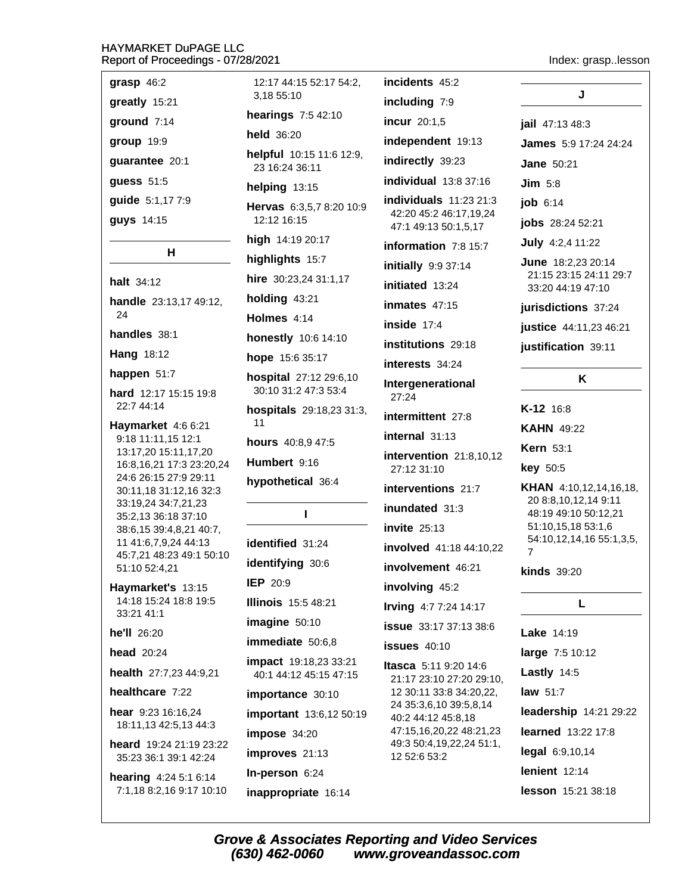**grasp** 46:2

**greatly** 15:21

**ground** 7:14

**group** 19:9

**guarantee** 20:1

**guess** 51:5

**guide** 5:1,17 7:9

**guys** 14:15

## H

**halt** 34:12

**handle** 23:13,17 49:12, 24

**handles** 38:1

**Hang** 18:12

**happen** 51:7

**hard** 12:17 15:15 19:8 22:7 44:14

**Haymarket** 4:6 6:21 9:18 11:11,15 12:1 13:17,20 15:11,17,20 16:8,16,21 17:3 23:20,24 24:6 26:15 27:9 29:11 30:11,18 31:12,16 32:3 33:19,24 34:7,21,23 35:2,13 36:18 37:10 38:6,15 39:4,8,21 40:7, 11 41:6,7,9,24 44:13 45:7,21 48:23 49:1 50:10 51:10 52:4,21

**Haymarket's** 13:15 14:18 15:24 18:8 19:5 33:21 41:1

**he'll** 26:20

**head** 20:24

**health** 27:7,23 44:9,21

**healthcare** 7:22

**hear** 9:23 16:16,24 18:11,13 42:5,13 44:3

**heard** 19:24 21:19 23:22 35:23 36:1 39:1 42:24

**hearing** 4:24 5:1 6:14 7:1,18 8:2,16 9:17 10:10 12:17 44:15 52:17 54:2, 3,18 55:10

**hearings** 7:5 42:10

**held** 36:20

**helpful** 10:15 11:6 12:9, 23 16:24 36:11

**helping** 13:15

**Hervas** 6:3,5,7 8:20 10:9 12:12 16:15

**high** 14:19 20:17

**highlights** 15:7

**hire** 30:23,24 31:1,17

**holding** 43:21

**Holmes** 4:14

**honestly** 10:6 14:10

**hope** 15:6 35:17

**hospital** 27:12 29:6,10 30:10 31:2 47:3 53:4

**hospitals** 29:18,23 31:3, 11

**hours** 40:8,9 47:5

**Humbert** 9:16

**hypothetical** 36:4

## I

**identified** 31:24

**identifying** 30:6

**IEP** 20:9

**Illinois** 15:5 48:21

**imagine** 50:10

**immediate** 50:6,8

**impact** 19:18,23 33:21 40:1 44:12 45:15 47:15

**importance** 30:10

**important** 13:6,12 50:19

**impose** 34:20

**improves** 21:13

**In-person** 6:24

**inappropriate** 16:14

**incidents** 45:2

**including** 7:9

**incur** 20:1,5

**independent** 19:13

**indirectly** 39:23

**individual** 13:8 37:16

**individuals** 11:23 21:3 42:20 45:2 46:17,19,24 47:1 49:13 50:1,5,17

**information** 7:8 15:7

**initially** 9:9 37:14

**initiated** 13:24

**inmates** 47:15

**inside** 17:4

**institutions** 29:18

**interests** 34:24

**Intergenerational** 27:24

**intermittent** 27:8

**internal** 31:13

**intervention** 21:8,10,12 27:12 31:10

**interventions** 21:7

**inundated** 31:3

**invite** 25:13

**involved** 41:18 44:10,22

**involvement** 46:21

**involving** 45:2

**Irving** 4:7 7:24 14:17

**issue** 33:17 37:13 38:6

**issues** 40:10

**Itasca** 5:11 9:20 14:6 21:17 23:10 27:20 29:10, 12 30:11 33:8 34:20,22, 24 35:3,6,10 39:5,8,14 40:2 44:12 45:8,18 47:15,16,20,22 48:21,23 49:3 50:4,19,22,24 51:1, 12 52:6 53:2

## J

**jail** 47:13 48:3

**James** 5:9 17:24 24:24

**Jane** 50:21

**Jim** 5:8

**job** 6:14

**jobs** 28:24 52:21

**July** 4:2,4 11:22

**June** 18:2,23 20:14 21:15 23:15 24:11 29:7 33:20 44:19 47:10

**jurisdictions** 37:24

**justice** 44:11,23 46:21

**justification** 39:11

## K

**K-12** 16:8

**KAHN** 49:22

**Kern** 53:1

**key** 50:5

**KHAN** 4:10,12,14,16,18, 20 8:8,10,12,14 9:11 48:19 49:10 50:12,21 51:10,15,18 53:1,6 54:10,12,14,16 55:1,3,5, 7

**kinds** 39:20

## L

**Lake** 14:19

**large** 7:5 10:12

**Lastly** 14:5

**law** 51:7

**leadership** 14:21 29:22

**learned** 13:22 17:8

**legal** 6:9,10,14

**lenient** 12:14

**lesson** 15:21 38:18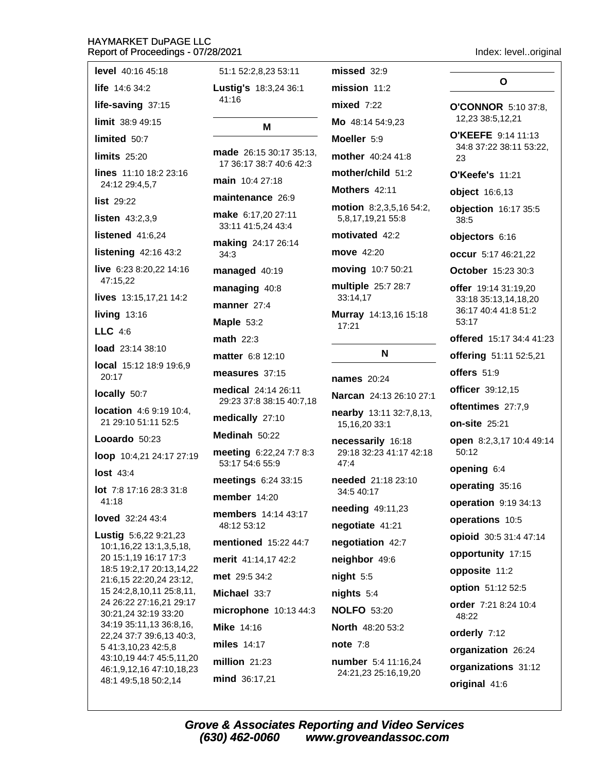**level** 40:16 45:18

**life** 14:6 34:2

**life-saving** 37:15

**limit** 38:9 49:15

**limited** 50:7

**limits** 25:20

**lines** 11:10 18:2 23:16 24:12 29:4,5,7

**list** 29:22

**listen** 43:2,3,9

**listened** 41:6,24

**listening** 42:16 43:2

**live** 6:23 8:20,22 14:16 47:15,22

**lives** 13:15,17,21 14:2

**living** 13:16

**LLC** 4:6

**load** 23:14 38:10

**local** 15:12 18:9 19:6,9 20:17

**locally** 50:7

**location** 4:6 9:19 10:4, 21 29:10 51:11 52:5

**Looardo** 50:23

**loop** 10:4,21 24:17 27:19

**lost** 43:4

**lot** 7:8 17:16 28:3 31:8 41:18

**loved** 32:24 43:4

**Lustig** 5:6,22 9:21,23 10:1,16,22 13:1,3,5,18, 20 15:1,19 16:17 17:3 18:5 19:2,17 20:13,14,22 21:6,15 22:20,24 23:12, 15 24:2,8,10,11 25:8,11, 24 26:22 27:16,21 29:17 30:21,24 32:19 33:20 34:19 35:11,13 36:8,16, 22,24 37:7 39:6,13 40:3, 5 41:3,10,23 42:5,8 43:10,19 44:7 45:5,11,20 46:1,9,12,16 47:10,18,23 48:1 49:5,18 50:2,14 51:1 52:2,8,23 53:11

**Lustig's** 18:3,24 36:1 41:16

## M

**made** 26:15 30:17 35:13, 17 36:17 38:7 40:6 42:3

**main** 10:4 27:18

**maintenance** 26:9

**make** 6:17,20 27:11 33:11 41:5,24 43:4

**making** 24:17 26:14 34:3

**managed** 40:19

**managing** 40:8

**manner** 27:4

**Maple** 53:2

**math** 22:3

**matter** 6:8 12:10

**measures** 37:15

**medical** 24:14 26:11 29:23 37:8 38:15 40:7,18

**medically** 27:10

**Medinah** 50:22

**meeting** 6:22,24 7:7 8:3 53:17 54:6 55:9

**meetings** 6:24 33:15

**member** 14:20

**members** 14:14 43:17 48:12 53:12

**mentioned** 15:22 44:7

**merit** 41:14,17 42:2

**met** 29:5 34:2

**Michael** 33:7

**microphone** 10:13 44:3

**Mike** 14:16

**miles** 14:17

**million** 21:23

**mind** 36:17,21

**missed** 32:9

**mission** 11:2

**mixed** 7:22

**Mo** 48:14 54:9,23

**Moeller** 5:9

**mother** 40:24 41:8

**mother/child** 51:2

**Mothers** 42:11

**motion** 8:2,3,5,16 54:2, 5,8,17,19,21 55:8

**motivated** 42:2

**move** 42:20

**moving** 10:7 50:21

**multiple** 25:7 28:7 33:14,17

**Murray** 14:13,16 15:18 17:21

## N

**names** 20:24

**Narcan** 24:13 26:10 27:1

**nearby** 13:11 32:7,8,13, 15,16,20 33:1

**necessarily** 16:18 29:18 32:23 41:17 42:18 47:4

**needed** 21:18 23:10 34:5 40:17

**needing** 49:11,23

**negotiate** 41:21

**negotiation** 42:7

**neighbor** 49:6

**night** 5:5

**nights** 5:4

**NOLFO** 53:20

**North** 48:20 53:2

**note** 7:8

**number** 5:4 11:16,24 24:21,23 25:16,19,20

## O

**O'CONNOR** 5:10 37:8, 12,23 38:5,12,21

**O'KEEFE** 9:14 11:13 34:8 37:22 38:11 53:22, 23

**O'Keefe's** 11:21

**object** 16:6,13

**objection** 16:17 35:5 38:5

**objectors** 6:16

**occur** 5:17 46:21,22

**October** 15:23 30:3

**offer** 19:14 31:19,20 33:18 35:13,14,18,20 36:17 40:4 41:8 51:2 53:17

**offered** 15:17 34:4 41:23

**offering** 51:11 52:5,21

**offers** 51:9

**officer** 39:12,15

**oftentimes** 27:7,9

**on-site** 25:21

**open** 8:2,3,17 10:4 49:14 50:12

**opening** 6:4

**operating** 35:16

**operation** 9:19 34:13

**operations** 10:5

**opioid** 30:5 31:4 47:14

**opportunity** 17:15

**opposite** 11:2

**option** 51:12 52:5

**order** 7:21 8:24 10:4 48:22

**orderly** 7:12

**organization** 26:24

**organizations** 31:12

**original** 41:6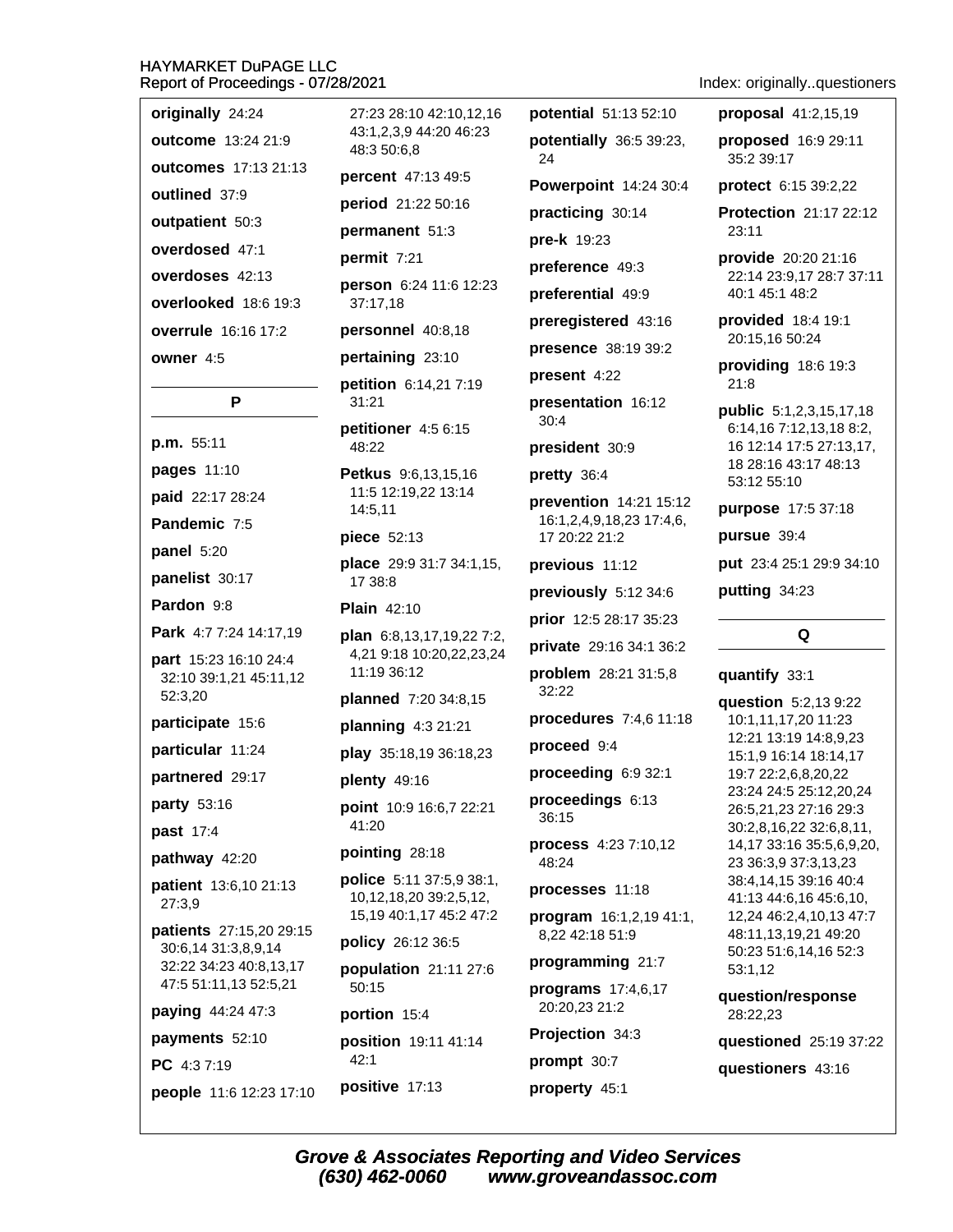**originally** 24:24

**outcome** 13:24 21:9

**outcomes** 17:13 21:13

**outlined** 37:9

**outpatient** 50:3

**overdosed** 47:1

**overdoses** 42:13

**overlooked** 18:6 19:3

**overrule** 16:16 17:2

**owner** 4:5

## P

**p.m.** 55:11

**pages** 11:10

**paid** 22:17 28:24

**Pandemic** 7:5

**panel** 5:20

**panelist** 30:17

**Pardon** 9:8

**Park** 4:7 7:24 14:17,19

**part** 15:23 16:10 24:4 32:10 39:1,21 45:11,12 52:3,20

**participate** 15:6

**particular** 11:24

**partnered** 29:17

**party** 53:16

**past** 17:4

**pathway** 42:20

**patient** 13:6,10 21:13 27:3,9

**patients** 27:15,20 29:15 30:6,14 31:3,8,9,14 32:22 34:23 40:8,13,17 47:5 51:11,13 52:5,21

**paying** 44:24 47:3

**payments** 52:10

**PC** 4:3 7:19

**people** 11:6 12:23 17:10 27:23 28:10 42:10,12,16 43:1,2,3,9 44:20 46:23 48:3 50:6,8

**percent** 47:13 49:5

**period** 21:22 50:16

**permanent** 51:3

**permit** 7:21

**person** 6:24 11:6 12:23 37:17,18

**personnel** 40:8,18

**pertaining** 23:10

**petition** 6:14,21 7:19 31:21

**petitioner** 4:5 6:15 48:22

**Petkus** 9:6,13,15,16 11:5 12:19,22 13:14 14:5,11

**piece** 52:13

**place** 29:9 31:7 34:1,15, 17 38:8

**Plain** 42:10

**plan** 6:8,13,17,19,22 7:2, 4,21 9:18 10:20,22,23,24 11:19 36:12

**planned** 7:20 34:8,15

**planning** 4:3 21:21

**play** 35:18,19 36:18,23

**plenty** 49:16

**point** 10:9 16:6,7 22:21 41:20

**pointing** 28:18

**police** 5:11 37:5,9 38:1, 10,12,18,20 39:2,5,12, 15,19 40:1,17 45:2 47:2

**policy** 26:12 36:5

**population** 21:11 27:6 50:15

**portion** 15:4

**position** 19:11 41:14 42:1

**positive** 17:13

**potential** 51:13 52:10

**potentially** 36:5 39:23, 24

**Powerpoint** 14:24 30:4

**practicing** 30:14

**pre-k** 19:23

**preference** 49:3

**preferential** 49:9

**preregistered** 43:16

**presence** 38:19 39:2

**present** 4:22

**presentation** 16:12 30:4

**president** 30:9

**pretty** 36:4

**prevention** 14:21 15:12 16:1,2,4,9,18,23 17:4,6, 17 20:22 21:2

**previous** 11:12

**previously** 5:12 34:6

**prior** 12:5 28:17 35:23

**private** 29:16 34:1 36:2

**problem** 28:21 31:5,8 32:22

**procedures** 7:4,6 11:18

**proceed** 9:4

**proceeding** 6:9 32:1

**proceedings** 6:13 36:15

**process** 4:23 7:10,12 48:24

**processes** 11:18

**program** 16:1,2,19 41:1, 8,22 42:18 51:9

**programming** 21:7

**programs** 17:4,6,17 20:20,23 21:2

**Projection** 34:3

**prompt** 30:7

**property** 45:1

**proposal** 41:2,15,19

**proposed** 16:9 29:11 35:2 39:17

**protect** 6:15 39:2,22

**Protection** 21:17 22:12 23:11

**provide** 20:20 21:16 22:14 23:9,17 28:7 37:11 40:1 45:1 48:2

**provided** 18:4 19:1 20:15,16 50:24

**providing** 18:6 19:3 21:8

**public** 5:1,2,3,15,17,18 6:14,16 7:12,13,18 8:2, 16 12:14 17:5 27:13,17, 18 28:16 43:17 48:13 53:12 55:10

**purpose** 17:5 37:18

**pursue** 39:4

**put** 23:4 25:1 29:9 34:10

**putting** 34:23

## Q

**quantify** 33:1

**question** 5:2,13 9:22 10:1,11,17,20 11:23 12:21 13:19 14:8,9,23 15:1,9 16:14 18:14,17 19:7 22:2,6,8,20,22 23:24 24:5 25:12,20,24 26:5,21,23 27:16 29:3 30:2,8,16,22 32:6,8,11, 14,17 33:16 35:5,6,9,20, 23 36:3,9 37:3,13,23 38:4,14,15 39:16 40:4 41:13 44:6,16 45:6,10, 12,24 46:2,4,10,13 47:7 48:11,13,19,21 49:20 50:23 51:6,14,16 52:3 53:1,12

**question/response** 28:22,23

**questioned** 25:19 37:22

**questioners** 43:16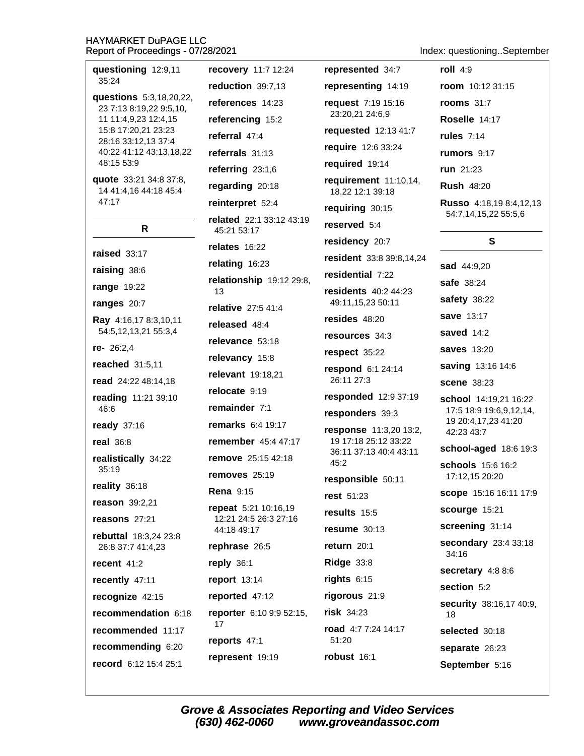**questioning** 12:9,11 35:24

**questions** 5:3,18,20,22, 23 7:13 8:19,22 9:5,10, 11 11:4,9,23 12:4,15 15:8 17:20,21 23:23 28:16 33:12,13 37:4 40:22 41:12 43:13,18,22 48:15 53:9

**quote** 33:21 34:8 37:8, 14 41:4,16 44:18 45:4 47:17

## R

**raised** 33:17

**raising** 38:6

**range** 19:22

**ranges** 20:7

**Ray** 4:16,17 8:3,10,11 54:5,12,13,21 55:3,4

**re-** 26:2,4

**reached** 31:5,11

**read** 24:22 48:14,18

**reading** 11:21 39:10 46:6

**ready** 37:16

**real** 36:8

**realistically** 34:22 35:19

**reality** 36:18

**reason** 39:2,21

**reasons** 27:21

**rebuttal** 18:3,24 23:8 26:8 37:7 41:4,23

**recent** 41:2

**recently** 47:11

**recognize** 42:15

**recommendation** 6:18

**recommended** 11:17

**recommending** 6:20

**record** 6:12 15:4 25:1

**recovery** 11:7 12:24

**reduction** 39:7,13

**references** 14:23

**referencing** 15:2

**referral** 47:4

**referrals** 31:13

**referring** 23:1,6

**regarding** 20:18

**reinterpret** 52:4

**related** 22:1 33:12 43:19 45:21 53:17

**relates** 16:22

**relating** 16:23

**relationship** 19:12 29:8, 13

**relative** 27:5 41:4

**released** 48:4

**relevance** 53:18

**relevancy** 15:8

**relevant** 19:18,21

**relocate** 9:19

**remainder** 7:1

**remarks** 6:4 19:17

**remember** 45:4 47:17

**remove** 25:15 42:18

**removes** 25:19

**Rena** 9:15

**repeat** 5:21 10:16,19 12:21 24:5 26:3 27:16 44:18 49:17

**rephrase** 26:5

**reply** 36:1

**report** 13:14

**reported** 47:12

**reporter** 6:10 9:9 52:15, 17

**reports** 47:1

**represent** 19:19

**represented** 34:7

**representing** 14:19

**request** 7:19 15:16 23:20,21 24:6,9

**requested** 12:13 41:7

**require** 12:6 33:24

**required** 19:14

**requirement** 11:10,14, 18,22 12:1 39:18

**requiring** 30:15

**reserved** 5:4

**residency** 20:7

**resident** 33:8 39:8,14,24

**residential** 7:22

**residents** 40:2 44:23 49:11,15,23 50:11

**resides** 48:20

**resources** 34:3

**respect** 35:22

**respond** 6:1 24:14 26:11 27:3

**responded** 12:9 37:19

**responders** 39:3

**response** 11:3,20 13:2, 19 17:18 25:12 33:22 36:11 37:13 40:4 43:11 45:2

**responsible** 50:11

**rest** 51:23

**results** 15:5

**resume** 30:13

**return** 20:1

**Ridge** 33:8

**rights** 6:15

**rigorous** 21:9

**risk** 34:23

**road** 4:7 7:24 14:17 51:20

**robust** 16:1

**roll** 4:9

**room** 10:12 31:15

**rooms** 31:7

**Roselle** 14:17

**rules** 7:14

**rumors** 9:17

**run** 21:23

**Rush** 48:20

**Russo** 4:18,19 8:4,12,13 54:7,14,15,22 55:5,6

## S

**sad** 44:9,20

**safe** 38:24

**safety** 38:22

**save** 13:17

**saved** 14:2

**saves** 13:20

**saving** 13:16 14:6

**scene** 38:23

**school** 14:19,21 16:22 17:5 18:9 19:6,9,12,14, 19 20:4,17,23 41:20 42:23 43:7

**school-aged** 18:6 19:3

**schools** 15:6 16:2 17:12,15 20:20

**scope** 15:16 16:11 17:9

**scourge** 15:21

**screening** 31:14

**secondary** 23:4 33:18 34:16

**secretary** 4:8 8:6

**section** 5:2

**security** 38:16,17 40:9, 18

**selected** 30:18

**separate** 26:23

**September** 5:16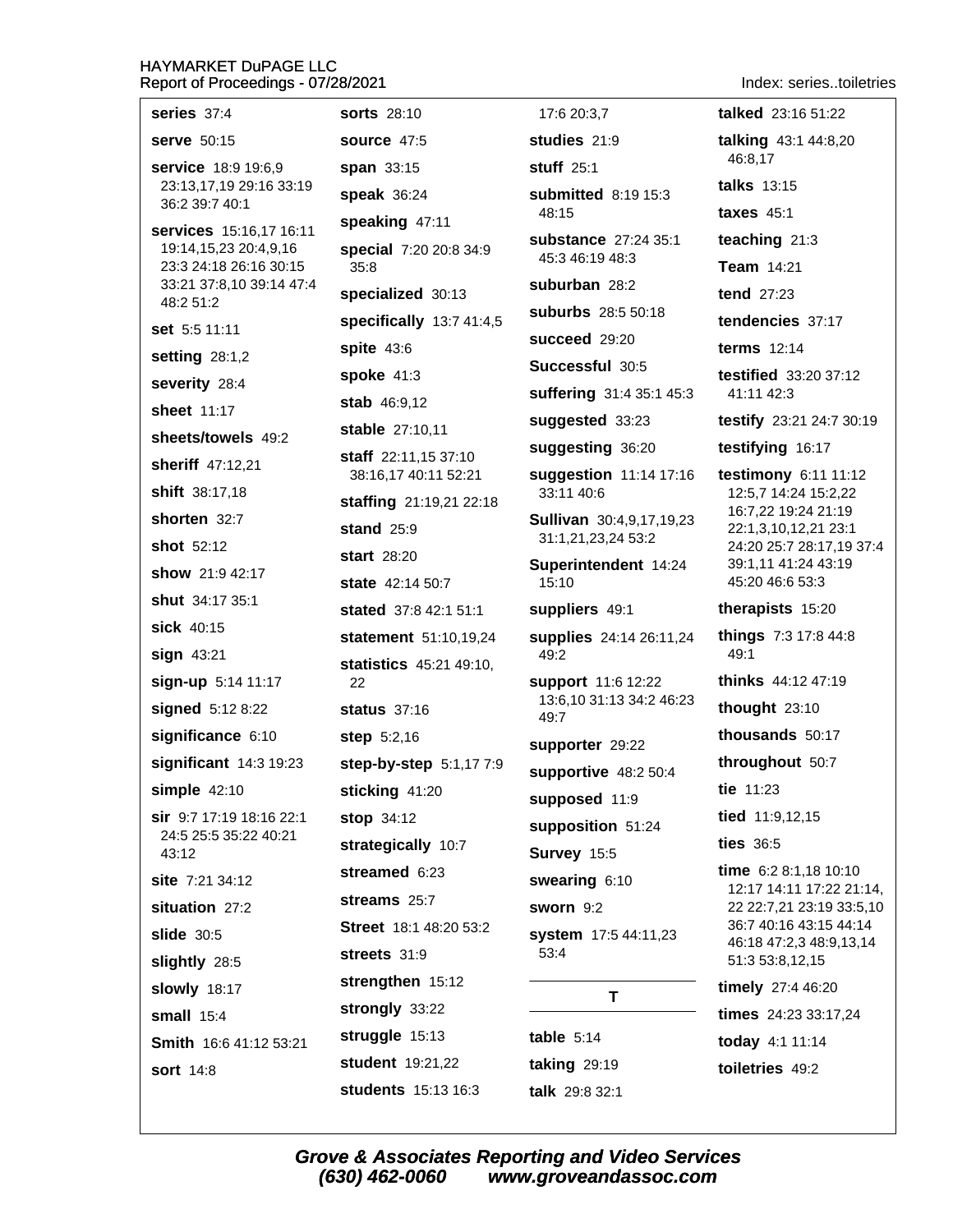**series** 37:4

**serve** 50:15

**service** 18:9 19:6,9 23:13,17,19 29:16 33:19 36:2 39:7 40:1

**services** 15:16,17 16:11 19:14,15,23 20:4,9,16 23:3 24:18 26:16 30:15 33:21 37:8,10 39:14 47:4 48:2 51:2

**set** 5:5 11:11

**setting** 28:1,2

**severity** 28:4

**sheet** 11:17

**sheets/towels** 49:2

**sheriff** 47:12,21

**shift** 38:17,18

**shorten** 32:7

**shot** 52:12

**show** 21:9 42:17

**shut** 34:17 35:1

**sick** 40:15

**sign** 43:21

**sign-up** 5:14 11:17

**signed** 5:12 8:22

**significance** 6:10

**significant** 14:3 19:23

**simple** 42:10

**sir** 9:7 17:19 18:16 22:1 24:5 25:5 35:22 40:21 43:12

**site** 7:21 34:12

**situation** 27:2

**slide** 30:5

**slightly** 28:5

**slowly** 18:17

**small** 15:4

**Smith** 16:6 41:12 53:21

**sort** 14:8

**sorts** 28:10

**source** 47:5

**span** 33:15

**speak** 36:24

**speaking** 47:11

**special** 7:20 20:8 34:9 35:8

**specialized** 30:13

**specifically** 13:7 41:4,5

**spite** 43:6

**spoke** 41:3

**stab** 46:9,12

**stable** 27:10,11

**staff** 22:11,15 37:10 38:16,17 40:11 52:21

**staffing** 21:19,21 22:18

**stand** 25:9

**start** 28:20

**state** 42:14 50:7

**stated** 37:8 42:1 51:1

**statement** 51:10,19,24

**statistics** 45:21 49:10, 22

**status** 37:16

**step** 5:2,16

**step-by-step** 5:1,17 7:9

**sticking** 41:20

**stop** 34:12

**strategically** 10:7

**streamed** 6:23

**streams** 25:7

**Street** 18:1 48:20 53:2

**streets** 31:9

**strengthen** 15:12

**strongly** 33:22

**struggle** 15:13

**student** 19:21,22

**students** 15:13 16:3 17:6 20:3,7

**studies** 21:9

**stuff** 25:1

**submitted** 8:19 15:3 48:15

**substance** 27:24 35:1 45:3 46:19 48:3

**suburban** 28:2

**suburbs** 28:5 50:18

**succeed** 29:20

**Successful** 30:5

**suffering** 31:4 35:1 45:3

**suggested** 33:23

**suggesting** 36:20

**suggestion** 11:14 17:16 33:11 40:6

**Sullivan** 30:4,9,17,19,23 31:1,21,23,24 53:2

**Superintendent** 14:24 15:10

**suppliers** 49:1

**supplies** 24:14 26:11,24 49:2

**support** 11:6 12:22 13:6,10 31:13 34:2 46:23 49:7

**supporter** 29:22

**supportive** 48:2 50:4

**supposed** 11:9

**supposition** 51:24

**Survey** 15:5

**swearing** 6:10

**sworn** 9:2

**system** 17:5 44:11,23 53:4

## T

**table** 5:14

**taking** 29:19

**talk** 29:8 32:1

**talked** 23:16 51:22

**talking** 43:1 44:8,20 46:8,17

**talks** 13:15

**taxes** 45:1

**teaching** 21:3

**Team** 14:21

**tend** 27:23

**tendencies** 37:17

**terms** 12:14

**testified** 33:20 37:12 41:11 42:3

**testify** 23:21 24:7 30:19

**testifying** 16:17

**testimony** 6:11 11:12 12:5,7 14:24 15:2,22 16:7,22 19:24 21:19 22:1,3,10,12,21 23:1 24:20 25:7 28:17,19 37:4 39:1,11 41:24 43:19 45:20 46:6 53:3

**therapists** 15:20

**things** 7:3 17:8 44:8 49:1

**thinks** 44:12 47:19

**thought** 23:10

**thousands** 50:17

**throughout** 50:7

**tie** 11:23

**tied** 11:9,12,15

**ties** 36:5

**time** 6:2 8:1,18 10:10 12:17 14:11 17:22 21:14, 22 22:7,21 23:19 33:5,10 36:7 40:16 43:15 44:14 46:18 47:2,3 48:9,13,14 51:3 53:8,12,15

**timely** 27:4 46:20

**times** 24:23 33:17,24

**today** 4:1 11:14

**toiletries** 49:2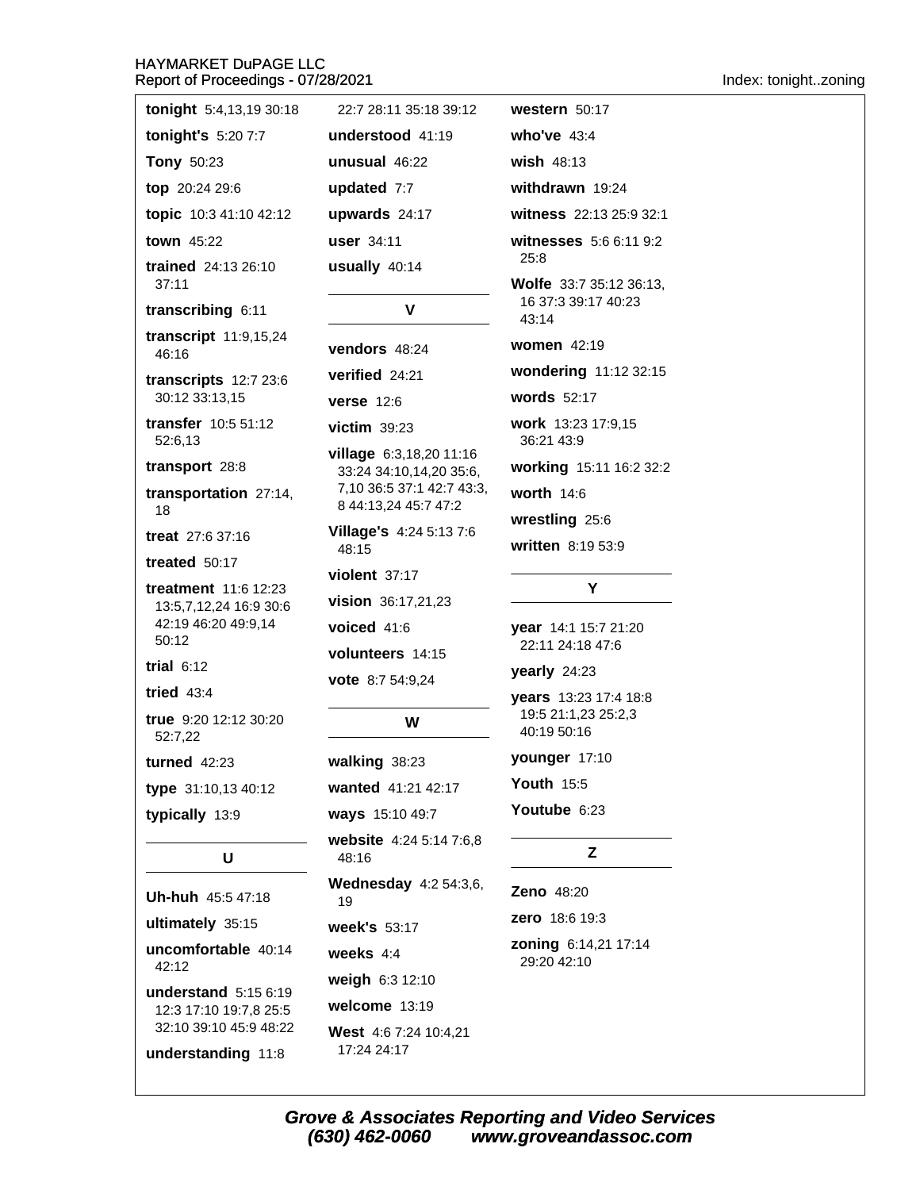**tonight** 5:4,13,19 30:18

**tonight's** 5:20 7:7

**Tony** 50:23

**top** 20:24 29:6

**topic** 10:3 41:10 42:12

**town** 45:22

**trained** 24:13 26:10 37:11

**transcribing** 6:11

**transcript** 11:9,15,24 46:16

**transcripts** 12:7 23:6 30:12 33:13,15

**transfer** 10:5 51:12 52:6,13

**transport** 28:8

**transportation** 27:14, 18

**treat** 27:6 37:16

**treated** 50:17

**treatment** 11:6 12:23 13:5,7,12,24 16:9 30:6 42:19 46:20 49:9,14 50:12

**trial** 6:12

**tried** 43:4

**true** 9:20 12:12 30:20 52:7,22

**turned** 42:23

**type** 31:10,13 40:12

**typically** 13:9

## U

**Uh-huh** 45:5 47:18

**ultimately** 35:15

**uncomfortable** 40:14 42:12

**understand** 5:15 6:19 12:3 17:10 19:7,8 25:5 32:10 39:10 45:9 48:22

**understanding** 11:8 22:7 28:11 35:18 39:12

**understood** 41:19

**unusual** 46:22

**updated** 7:7

**upwards** 24:17

**user** 34:11

**usually** 40:14

## V

**vendors** 48:24

**verified** 24:21

**verse** 12:6

**victim** 39:23

**village** 6:3,18,20 11:16 33:24 34:10,14,20 35:6, 7,10 36:5 37:1 42:7 43:3, 8 44:13,24 45:7 47:2

**Village's** 4:24 5:13 7:6 48:15

**violent** 37:17

**vision** 36:17,21,23

**voiced** 41:6

**volunteers** 14:15

**vote** 8:7 54:9,24

## W

**walking** 38:23

**wanted** 41:21 42:17

**ways** 15:10 49:7

**website** 4:24 5:14 7:6,8 48:16

**Wednesday** 4:2 54:3,6, 19

**week's** 53:17

**weeks** 4:4

**weigh** 6:3 12:10

**welcome** 13:19

**West** 4:6 7:24 10:4,21 17:24 24:17

**western** 50:17

**who've** 43:4

**wish** 48:13

**withdrawn** 19:24

**witness** 22:13 25:9 32:1

**witnesses** 5:6 6:11 9:2 25:8

**Wolfe** 33:7 35:12 36:13, 16 37:3 39:17 40:23 43:14

**women** 42:19

**wondering** 11:12 32:15

**words** 52:17

**work** 13:23 17:9,15 36:21 43:9

**working** 15:11 16:2 32:2

**worth** 14:6

**wrestling** 25:6

**written** 8:19 53:9

## Y

**year** 14:1 15:7 21:20 22:11 24:18 47:6

**yearly** 24:23

**years** 13:23 17:4 18:8 19:5 21:1,23 25:2,3 40:19 50:16

**younger** 17:10

**Youth** 15:5

**Youtube** 6:23

## Z

**Zeno** 48:20

**zero** 18:6 19:3

**zoning** 6:14,21 17:14 29:20 42:10